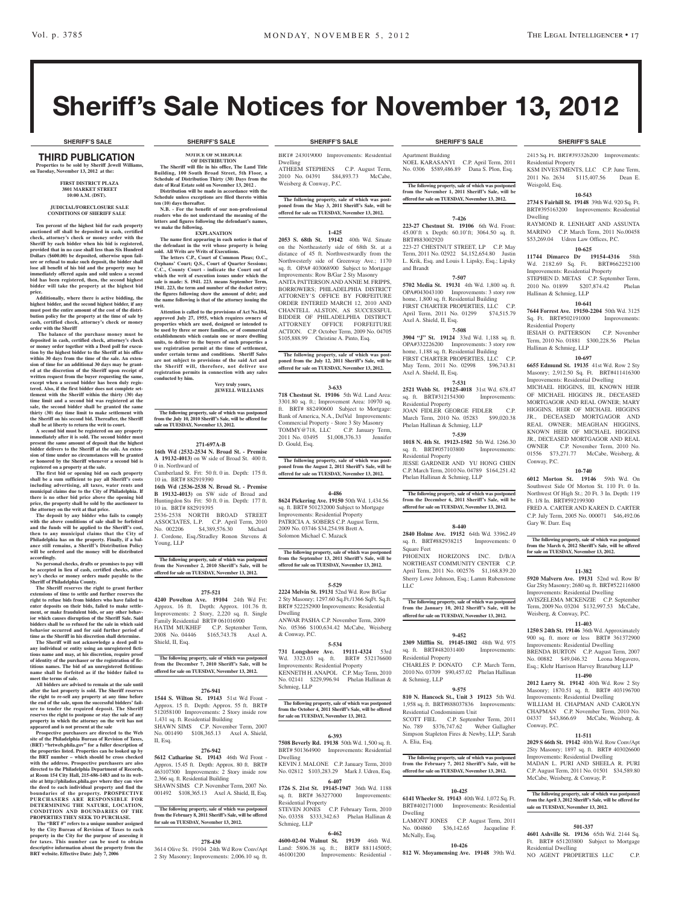# Sheriff's Sale Notices for November 13, 2012

## SHERIFF'S SALE

### THIRD PUBLICATION

**Properties to be sold by Sheriff Jewell Williams, on Tuesday, November 13, 2012 at the:**

**FIRST DISTRICT PLAZA**
**3801 MARKET STREET**
**10:00 A.M. (DST).**

**JUDICIAL/FORECLOSURE SALE CONDITIONS OF SHERIFF SALE**

**Ten percent of the highest bid for each property auctioned off shall be deposited in cash, certified check, attorney's check or money order with the Sheriff by each bidder when his bid is registered, provided that in no case shall less than Six Hundred Dollars ($600.00) be deposited, otherwise upon failure or refusal to make such deposit, the bidder shall lose all benefit of his bid and the property may be immediately offered again and sold unless a second bid has been registered, then, the second highest bidder will take the property at the highest bid price.**

**Additionally, where there is active bidding, the highest bidder, and the second highest bidder, if any must post the entire amount of the cost of the distribution policy for the property at the time of sale by cash, certified check, attorney's check or money order with the Sheriff**

**The balance of the purchase money must be deposited in cash, certified check, attorney's check or money order together with a Deed poll for execution by the highest bidder to the Sheriff at his office within 30 days from the time of the sale. An extension of time for an additional 30 days may be granted at the discretion of the Sheriff upon receipt of written request from the buyer requesting the same, except when a second bidder has been duly registered. Also, if the first bidder does not complete settlement with the Sheriff within the thirty (30) day time limit and a second bid was registered at the sale, the second bidder shall be granted the same thirty (30) day time limit to make settlement with the Sheriff on his second bid. Thereafter, the Sheriff shall be at liberty to return the writ to court.**

**A second bid must be registered on any property immediately after it is sold. The second bidder must present the same amount of deposit that the highest bidder delivers to the Sheriff at the sale. An extension of time under no circumstances will be granted or honored by the Sheriff whenever a second bid is registered on a property at the sale.**

**The first bid or opening bid on each property shall be a sum sufficient to pay all Sheriff's costs including advertising, all taxes, water rents and municipal claims due to the City of Philadelphia. If there is no other bid price above the opening bid price, the property shall be sold by the auctioneer to the attorney on the writ at that price.**

**The deposit by any bidder who fails to comply with the above conditions of sale shall be forfeited and the funds will be applied to the Sheriff's cost, then to any municipal claims that the City of Philadelphia has on the property. Finally, if a balance still remains, a Sheriff's Distribution Policy will be ordered and the money will be distributed accordingly.**

**No personal checks, drafts or promises to pay will be accepted in lieu of cash, certified checks, attorney's checks or money orders made payable to the Sheriff of Philadelphia County.**

**The Sheriff reserves the right to grant further extensions of time to settle and further reserves the right to refuse bids from bidders who have failed to enter deposits on their bids, failed to make settlement, or make fraudulent bids, or any other behavior which causes disruption of the Sheriff Sale. Said bidders shall be so refused for the sale in which said behavior occurred and for said further period of time as the Sheriff in his discretion shall determine.**

**The Sheriff will not acknowledge a deed poll to any individual or entity using an unregistered fictitious name and may, at his discretion, require proof of identity of the purchaser or the registration of fictitious names. The bid of an unregistered fictitious name shall be forfeited as if the bidder failed to meet the terms of sale.**

**All bidders are advised to remain at the sale until after the last property is sold. The Sheriff reserves the right to re-sell any property at any time before the end of the sale, upon the successful bidders' failure to tender the required deposit. The Sheriff reserves the right to postpone or stay the sale of any property in which the attorney on the writ has not appeared and is not present at the sale**

**Prospective purchasers are directed to the Web site of the Philadelphia Bureau of Revision of Taxes, (BRT) "brtweb.phila.gov" for a fuller description of the properties listed. Properties can be looked up by the BRT number – which should be cross checked with the address. Prospective purchasers are also directed to the Philadelphia Department of Records, at Room 154 City Hall, 215-686-1483 and to its website at http://philadox.phila.gov where they can view the deed to each individual property and find the boundaries of the property. PROSPECTIVE PURCHASERS ARE RESPONSIBLE FOR DETERMINING THE NATURE, LOCATION, CONDITION AND BOUNDARIES OF THE PROPERTIES THEY SEEK TO PURCHASE.**

**The "BRT #" refers to a unique number assigned by the City Bureau of Revision of Taxes to each property in the City for the purpose of assessing it for taxes. This number can be used to obtain descriptive information about the property from the BRT website. Effective Date: July 7, 2006**

**NOTICE OF SCHEDULE OF DISTRIBUTION**

**The Sheriff will file in his office, The Land Title Building, 100 South Broad Street, 5th Floor, a Schedule of Distribution Thirty (30) Days from the date of Real Estate sold on November 13, 2012 .**

**Distribution will be made in accordance with the Schedule unless exceptions are filed thereto within ten (10) days thereafter.**

**N.B. - For the benefit of our non-professional readers who do not understand the meaning of the letters and figures following the defendant's names, we make the following.**

**EXPLANATION**

**The name first appearing in each notice is that of the defendant in the writ whose property is being sold. All Writs are Writs of Executions.**

**The letters C.P., Court of Common Pleas; O.C., Orphans' Court; Q.S., Court of Quarter Sessions; C.C., County Court - indicate the Court out of which the writ of execution issues under which the sale is made: S. 1941. 223. means September Term, 1941. 223, the term and number of the docket entry; the figures following show the amount of debt; and the name following is that of the attorney issuing the writ.**

**Attention is called to the provisions of Act No.104, approved July 27, 1955, which requires owners of properties which are used, designed or intended to be used by three or more families, or of commercial establishments which contain one or more dwelling units, to deliver to the buyers of such properties a use registration permit at the time of settlement, under certain terms and conditions. Sheriff Sales are not subject to provisions of the said Act and the Sheriff will, therefore, not deliver use registration permits in connection with any sales conducted by him.**

**Very truly yours,**
**JEWELL WILLIAMS**

**The following property, sale of which was postponed from the July 10, 2010 Sheriff's Sale, will be offered for sale on TUESDAY, November 13, 2012.**

**271-697A-B**

**16th Wd (2532-2534 N. Broad St. - Premise A 19132-4013)** on W side of Broad St. 400 ft. 0 in. Northward of Cumberland St. Frt: 50 ft. 0 in. Depth: 175 ft. 10 in. BRT# 882919390
**16th Wd (2536-2538 N. Broad St. - Premise B 19132-4013)** on SW side of Broad and Huntingdon Sts Frt: 50 ft. 0 in. Depth: 177 ft. 10 in. BRT# 882919395
2536-2538 NORTH BROAD STREET ASSOCIATES, L.P. C.P. April Term, 2010 No. 002206 $4,389,576.30 Michael J. Cordone, Esq./Stradley Ronon Stevens & Young, LLP

**The following property, sale of which was postponed from the November 2, 2010 Sheriff's Sale, will be offered for sale on TUESDAY, November 13, 2012.**

**275-521**

**4240 Powelton Ave. 19104** 24th Wd Frt: Approx. 16 ft. Depth: Approx. 101.76 ft. Improvements: 2 Story, 2,220 sq. ft. Single Family Residential BRT# 061016900
HATIM MUKHEF C.P. September Term, 2008 No. 04446 $165,743.78 Axel A. Shield, II, Esq.

**The following property, sale of which was postponed from the December 7, 2010 Sheriff's Sale, will be offered for sale on TUESDAY, November 13, 2012.**

**276-941**

**1544 S. Wilton St. 19143** 51st Wd Front - Approx. 15 ft. Depth: Approx. 55 ft. BRT# 512058100 Improvements: 2 Story inside row 1,431 sq. ft. Residential Building
SHAWN SIMS C.P. November Term, 2007 No. 001490 $108,365.13 Axel A. Shield, II, Esq.

**276-942**

**5612 Catharine St. 19143** 46th Wd Front - Approx. 15.45 ft. Depth: Approx. 80 ft. BRT# 463107300 Improvements: 2 Story inside row 2,366 sq. ft. Residential Building
SHAWN SIMS C.P. November Term, 2007 No. 001492 $108,365.13 Axel A. Shield, II, Esq.

**The following property, sale of which was postponed from the February 8, 2011 Sheriff's Sale, will be offered for sale on TUESDAY, November 13, 2012.**

**278-430**

3614 Olive St. 19104 24th Wd Row Conv/Apt 2 Sty Masonry; Improvements: 2,006.10 sq. ft. BRT# 243019000 Improvements: Residential Dwelling
ATHEEM STEPHENS C.P. August Term, 2010 No. 04391 $84,893.73 McCabe, Weisberg & Conway, P.C.

**The following property, sale of which was postponed from the May 3, 2011 Sheriff's Sale, will be offered for sale on TUESDAY, November 13, 2012.**

**1-425**

**2053 S. 68th St. 19142** 40th Wd. Situate on the Northeasterly side of 68th St. at a distance of 45 ft. Northwestwardly from the Northwesterly side of Greenway Ave.; 1170 sq. ft. OPA# 403068900 Subject to Mortgage Improvements: Row B/Gar 2 Sty Masonry
ANITA PATTERSON AND ANNIE M. FRIPPS, BORROWERS; PHILADELPHIA DISTRICT ATTORNEY'S OFFICE BY FORFEITURE ORDER ENTERED MARCH 12, 2010 AND CHANTELL ALSTON, AS SUCCESSFUL BIDDER OF PHILADELPHIA DISTRICT ATTORNEY OFFICE FORFEITURE ACTION. C.P. October Term, 2009 No. 04705 $105,888.99 Christine A. Pinto, Esq.

**The following property, sale of which was postponed from the July 12, 2011 Sheriff's Sale, will be offered for sale on TUESDAY, November 13, 2012.**

**3-633**

**718 Chestnut St. 19106** 5th Wd. Land Area: 3301.80 sq. ft.; Improvement Area: 10970 sq. ft. BRT# 882490600 Subject to Mortgage: Bank of America, N.A., DelVal Improvements: Commercial Property - Store 3 Sty Masonry
TOMMY@718, LLC C.P. January Term, 2011 No. 03495 $1,008,376.33 Jennifer D. Gould, Esq.

**The following property, sale of which was postponed from the August 2, 2011 Sheriff's Sale, will be offered for sale on TUESDAY, November 13, 2012.**

**4-486**

**8624 Pickering Ave. 19150** 50th Wd. 1,434.56 sq. ft. BRT# 501232000 Subject to Mortgage Improvements: Residential Property
PATRICIA A. SOBERS C.P. August Term, 2009 No. 03746 $34,254.98 Brett A. Solomon Michael C. Mazack

**The following property, sale of which was postponed from the September 13, 2011 Sheriff's Sale, will be offered for sale on TUESDAY, November 13, 2012.**

**5-529**

**2224 Melvin St. 19131** 52nd Wd. Row B/Gar 2 Sty Masonry; 1297.60 Sq.Ft./1366 SqFt. Sq.ft. BRT# 522252900 Improvements: Residential Dwelling
ANWAR PASHA C.P. November Term, 2009 No. 05366 $100,634.42 McCabe, Weisberg & Conway, P.C.

**5-534**

**731 Longshore Ave. 19111-4324** 53rd Wd. 3323.03 sq. ft. BRT# 532176600 Improvements: Residential Property
KENNETH H. ANAPOL C.P. May Term, 2010 No. 02141 $229,996.94 Phelan Hallinan & Schmieg, LLP

**The following property, sale of which was postponed from the October 4, 2011 Sheriff's Sale, will be offered for sale on TUESDAY, November 13, 2012.**

**6-393**

**7508 Beverly Rd. 19138** 50th Wd. 1,500 sq. ft. BRT# 501364900 Improvements: Residential Dwelling
KEVIN J. MALONE C.P. January Term, 2010 No. 02812 $103,283.29 Mark J. Udren, Esq.

**6-407**

**1726 S. 21st St. 19145-1947** 36th Wd. 1188 sq. ft. BRT# 363277000 Improvements: Residential Property
STEVEN JONES C.P. February Term, 2010 No. 03358 $333,342.63 Phelan Hallinan & Schmieg, LLP

**6-462**

**4600-02-04 Walnut St. 19139** 46th Wd. Land: 5806.38 sq. ft.; BRT# 881145005; 461001200 Improvements: Residential - Apartment Building
NOEL KARASANYI C.P. April Term, 2011 No. 0306 $589,486.89 Dana S. Plon, Esq.

**The following property, sale of which was postponed from the November 1, 2011 Sheriff's Sale, will be offered for sale on TUESDAY, November 13, 2012.**

**7-426**

**223-27 Chestnut St. 19106** 6th Wd. Front: 45.00'ft x Depth: 60.10'ft; 3064.50 sq. ft. BRT#883002920
223-27 CHESTNUT STREET, LP C.P. May Term, 2011 No. 02922 $4,152,654.80 Justin L. Krik, Esq. and Louis I. Lipsky, Esq.; Lipsky and Brandt

**7-507**

**5702 Media St. 19131** 4th Wd. 1,800 sq. ft. OPA#043043100 Improvements: 3 story row home, 1,800 sq. ft. Residential Building
FIRST CHARTER PROPERTIES, LLC C.P. April Term, 2011 No. 01299 $74,515.79 Axel A. Shield, II, Esq.

**7-508**

**3904 "J" St. 19124** 33rd Wd. 1,188 sq. ft. OPA#332226200 Improvements: 3 story row home, 1,188 sq. ft. Residential Building
FIRST CHARTER PROPERTIES, LLC C.P. May Term, 2011 No. 02998 $96,743.81 Axel A. Shield, II, Esq.

**7-531**

**2521 Webb St. 19125-4018** 31st Wd. 678.47 sq. ft. BRT#312154300 Improvements: Residential Property
JOAN FIDLER GEORGE FIDLER C.P. March Term, 2010 No. 05283 $99,020.38 Phelan Hallinan & Schmieg, LLP

**7-539**

**1018 N. 4th St. 19123-1502** 5th Wd. 1266.30 sq. ft. BRT#057103800 Improvements: Residential Property
JESSE GARDNER AND YU HONG CHEN C.P. March Term, 2010 No. 04789 $164,251.42 Phelan Hallinan & Schmieg, LLP

**The following property, sale of which was postponed from the December 6, 2011 Sheriff's Sale, will be offered for sale on TUESDAY, November 13, 2012.**

**8-440**

**2840 Holme Ave. 19152** 64th Wd. 33962.49 sq. ft. BRT#882938215 Improvements: 0 Square Feet
PHOENIX HORIZONS INC. D/B/A NORTHEAST COMMUNITY CENTER C.P. April Term, 2011 No. 002576 $1,168,839.20 Sherry Lowe Johnson, Esq.; Lamm Rubenstone LLC

**The following property, sale of which was postponed from the January 10, 2012 Sheriff's Sale, will be offered for sale on TUESDAY, November 13, 2012.**

**9-452**

**2309 Mifflin St. 19145-1802** 48th Wd. 975 sq. ft. BRT#482031400 Improvements: Residential Property
CHARLES P. DONATO C.P. March Term, 2010 No. 03709 $90,457.02 Phelan Hallinan & Schmieg, LLP

**9-575**

**810 N. Hancock St., Unit 3 19123** 5th Wd. 1,958 sq. ft. BRT#888037836 Improvements: Residential Condominium Unit
SCOTT FIEL C.P. September Term, 2011 No. 789 $376,747.62 Weber Gallagher Simpson Stapleton Fires & Newby, LLP; Sarah A. Elia, Esq.

**The following property, sale of which was postponed from the February 7, 2012 Sheriff's Sale, will be offered for sale on TUESDAY, November 13, 2012.**

**10-425**

**6141 Wheeler St. 19143** 40th Wd. 1,072 Sq. Ft. BRT#402171000 Improvements: Residential Dwelling
LAMONT JONES C.P. August Term, 2011 No. 004860 $36,142.65 Jacqueline F. McNally, Esq.

**10-426**

**812 W. Moyamensing Ave. 19148** 39th Wd. 2415 Sq. Ft. BRT#393326200 Improvements: Residential Property
KSM INVESTMENTS, LLC C.P. June Term, 2011 No. 2634 $115,407.56 Dean E. Weisgold, Esq.

**10-543**

**2734 S Fairhill St. 19148** 39th Wd. 920 Sq. Ft. BRT#395163200 Improvements: Residential Dwelling
RAYMOND R. LENHART AND ASSUNTA MARINO C.P. March Term, 2011 No.00458 $53,269.04 Udren Law Offices, P.C.

**10-625**

**11744 Dimarco Dr 19154-4316** 58th Wd. 2182.69 Sq. Ft. BRT#662252100 Improvements: Residential Property
STEPHEN D. METAS C.P. September Term, 2010 No. 01899 $207,874.42 Phelan Hallinan & Schmieg, LLP

**10-641**

**7644 Forrest Ave. 19150-2204** 50th Wd. 3125 Sq. Ft. BRT#502191000 Improvements: Residential Property
IESIAH O. PATTERSON C.P. November Term, 2010 No. 01881 $300,228.56 Phelan Hallinan & Schmieg, LLP

**10-697**

**6655 Edmund St. 19135** 41st Wd. Row 2 Sty Masonry; 2,912.50 Sq. Ft. BRT#411416300 Improvements: Residential Dwelling
MICHAEL HIGGINS, III, KNOWN HEIR OF MICHAEL HIGGINS JR., DECEASED MORTGAGOR AND REAL OWNER; MARY HIGGINS, HEIR OF MICHAEL HIGGINS JR., DECEASED MORTGAGOR AND REAL OWNER; MEAGHAN HIGGINS, KNOWN HEIR OF MICHAEL HIGGINS JR., DECEASED MORTGAGOR AND REAL OWNER C.P. November Term, 2010 No. 01556 $73,271.77 McCabe, Weisberg, & Conway, P.C.

**10-740**

**6012 Morton St. 19146** 59th Wd. On Southwest Side Of Morton St. 110 Ft. 0 In. Northwest Of High St.; 20 Ft. 3 In. Depth: 119 Ft. 1/8 In. BRT#592199300
FRED A. CARTER AND KAREN D. CARTER C.P. July Term, 2005 No. 000071 $46,492.06 Gary W. Darr. Esq

**The following property, sale of which was postponed from the March 6, 2012 Sheriff's Sale, will be offered for sale on TUESDAY, November 13, 2012.**

**11-382**

**5920 Malvern Ave. 19131** 52nd wd. Row B/Gar 2Sty Masonry; 2680 sq. ft. BRT#522116800 Improvements: Residential Dwelling
AVISZELEMA MCKENZIE C.P. September Term, 2009 No. 03204 $132,997.53 McCabe, Weisberg, & Conway, P.C.

**11-403**

**1250 S 24th St. 19146** 36th Wd. Approximately 900 sq. ft. more or less BRT# 361372900 Improvements: Residential Dwelling
BRENDA BURTON C.P. August Term, 2007 No. 00882 $49,046.32 Leona Mogavero, Esq.; Klehr Harrison Harvey Branzburg LLP

**11-490**

**2012 Larry St. 19142** 40th Wd. Row 2 Sty Masonry; 1870.51 sq. ft. BRT# 403196700 Improvements: Residential Dwelling
WILLIAM H. CHAPMAN AND CAROLYN CHAPMAN C.P. November Term, 2010 No. 04337 $43,866.69 McCabe, Weisberg, & Conway, P.C.

**11-511**

**2029 S 66th St. 19142** 40th Wd. Row Conv/Apt 2Sty Masonry; 1897 sq. ft. BRT# 403026600 Improvements: Residential Dwelling
MADAN L. PURI AND SHEELA R. PURI C.P. August Term, 2011 No. 01501 $34,589.80 McCabe, Weisberg, & Conway, P.

**The following property, sale of which was postponed from the April 3, 2012 Sheriff's Sale, will be offered for sale on TUESDAY, November 13, 2012.**

**501-337**

**4601 Ashville St. 19136** 65th Wd. 2144 Sq. Ft. BRT# 651203800 Subject to Mortgage Residential Dwelling
NO AGENT PROPERTIES LLC C.P.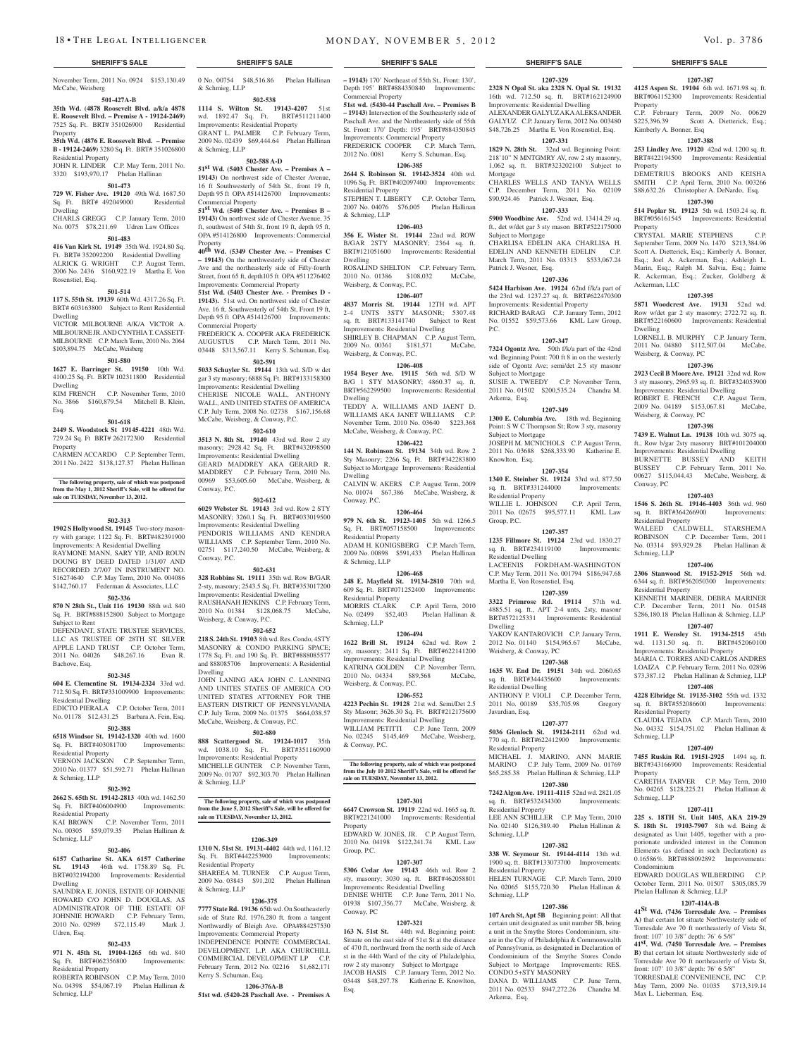November Term, 2011 No. 0924 $153,130.49 McCabe, Weisberg

**501-427A-B**

**35th Wd. (4878 Roosevelt Blvd. a/k/a 4878 E. Roosevelt Blvd. – Premise A - 19124-2469)** 7525 Sq. Ft. BRT# 351026900 Residential Property
**35th Wd. (4876 E. Roosevelt Blvd. – Premise B - 19124-2469)** 3280 Sq. Ft. BRT# 351026800 Residential Property
JOHN R. LINDER C.P. May Term, 2011 No. 3320 $193,970.17 Phelan Hallinan

**501-473**

**729 W. Fisher Ave. 19120** 49th Wd. 1687.50 Sq. Ft. BRT# 492049000 Residential Dwelling
CHARLS GREGG C.P. January Term, 2010 No. 0075 $78,211.69 Udren Law Offices

**501-483**

**416 Van Kirk St. 19149** 35th Wd. 1924.80 Sq. Ft. BRT# 352092200 Residential Dwelling
ALRICK G. WRIGHT C.P. August Term, 2006 No. 2436 $160,922.19 Martha E. Von Rosenstiel, Esq.

**501-514**

**117 S. 55th St. 19139** 60th Wd. 4317.26 Sq. Ft. BRT# 603163800 Subject to Rent Residential Dwelling
VICTOR MILBOURNE A/K/A VICTOR A. MILBOURNE JR. AND CYNTHIA T. CASSETT-MILBOURNE C.P. March Term, 2010 No. 2064 $103,894.75 McCabe, Weisberg

**501-580**

**1627 E. Barringer St. 19150** 10th Wd. 4100.25 Sq. Ft. BRT# 102311800 Residential Dwelling
KIM FRENCH C.P. November Term, 2010 No. 3866 $160,879.54 Mitchell B. Klein, Esq.

**501-618**

**2449 S. Woodstock St 19145-4221** 48th Wd. 729.24 Sq. Ft BRT# 262172300 Residential Property
CARMEN ACCARDO C.P. September Term, 2011 No. 2422 $138,127.37 Phelan Hallinan

**The following property, sale of which was postponed from the May 1, 2012 Sheriff's Sale, will be offered for sale on TUESDAY, November 13, 2012.**

**502-313**

**1902 S Hollywood St. 19145** Two-story masonry with garage; 1122 Sq. Ft. BRT#482391900 Improvements: A Residential Dwelling
RAYMONE MANN, SARY YIP, AND ROUN DOUNG BY DEED DATED 1/31/07 AND RECORDED 2/7/07 IN INSTRUMENT NO. 516274640 C.P. May Term, 2010 No. 004086 $142,760.17 Federman & Associates, LLC

**502-336**

**870 N 28th St., Unit 116 19130** 88th wd. 840 Sq. Ft. BRT#888152800 Subject to Mortgage Subject to Rent
DEFENDANT, STATE TRUSTEE SERVICES, LLC AS TRUSTEE OF 28TH ST. SILVER APPLE LAND TRUST C.P. October Term, 2011 No. 04026 $48,267.16 Evan R. Bachove, Esq.

**502-345**

**604 E. Clementine St. 19134-2324** 33rd wd. 712.50 Sq. Ft. BRT#331009900 Improvements: Residential Dwelling
EDICTO PIERALA C.P. October Term, 2011 No. 01178 $12,431.25 Barbara A. Fein, Esq.

**502-388**

**6518 Windsor St. 19142-1320** 40th wd. 1600 Sq. Ft. BRT#403081700 Improvements: Residential Property
VERNON JACKSON C.P. September Term, 2010 No. 01377 $51,592.71 Phelan Hallinan & Schmieg, LLP

**502-392**

**2662 S. 65th St. 19142-2813** 40th wd. 1462.50 Sq. Ft. BRT#406004900 Improvements: Residential Property
KAI BROWN C.P. November Term, 2011 No. 00305 $59,079.35 Phelan Hallinan & Schmieg, LLP

**502-406**

**6157 Catharine St. AKA 6157 Catherine St. 19143** 46th wd. 1758.89 Sq. Ft. BRT#032194200 Improvements: Residential Dwelling
SAUNDRA E. JONES, ESTATE OF JOHNNIE HOWARD C/O JOHN D. DOUGLAS, AS ADMINISTRATOR OF THE ESTATE OF JOHNNIE HOWARD C.P. February Term, 2010 No. 02989 $72,115.49 Mark J. Udren, Esq.

**502-433**

**971 N. 45th St. 19104-1265** 6th wd. 840 Sq. Ft. BRT#062356800 Improvements: Residential Property
ROBERTA ROBINSON C.P. May Term, 2010 No. 04398 $54,067.19 Phelan Hallinan & Schmieg, LLP

0 No. 00754 $48,516.86 Phelan Hallinan & Schmieg, LLP

**502-538**

**1114 S. Wilton St. 19143-4207** 51st wd. 1892.47 Sq. Ft. BRT#511211400 Improvements: Residential Property
GRANT L. PALMER C.P. February Term, 2009 No. 02439 $69,444.64 Phelan Hallinan & Schmieg, LLP

**502-588 A-D**

**51st Wd. (5403 Chester Ave. – Premises A – 19143)** On northwest side of Chester Avenue, 16 ft Southwesterly of 54th St., front 19 ft, Depth 95 ft OPA #514126700 Improvements: Commercial Property
**51st Wd. (5405 Chester Ave. – Premises B – 19143)** On northwest side of Chester Avenue, 35 ft, southwest of 54th St, front 19 ft, depth 95 ft. OPA #514126800 Improvements: Commercial Property
**40th Wd. (5349 Chester Ave. – Premises C – 19143)** On the northwesterly side of Chester Ave and the northeasterly side of Fifty-fourth Street, front 65 ft, depth105 ft OPA #511276402 Improvements: Commercial Property
**51st Wd. (5403 Chester Ave. - Premises D - 19143),** 51st wd. On northwest side of Chester Ave. 16 ft, Southwesterly of 54th St, Front 19 ft, Depth 95 ft OPA #514126700 Improvements: Commercial Property
FREDERICK A. COOPER AKA FREDERICK AUGUSTUS C.P. March Term, 2011 No. 03448 $313,567.11 Kerry S. Schuman, Esq.

**502-591**

**5033 Schuyler St. 19144** 13th wd. S/D w det gar 3 sty masonry; 6888 Sq. Ft. BRT#133158300 Improvements: Residential Dwelling
CHERISE NICOLE WALL, ANTHONY WALL, AND UNITED STATES OF AMERICA C.P. July Term, 2008 No. 02738 $167,156.68 McCabe, Weisberg, & Conway, P.C.

**502-610**

**3513 N. 8th St. 19140** 43rd wd. Row 2 sty masonry; 2928.42 Sq. Ft. BRT#432098500 Improvements: Residential Dwelling
GEARD MADDREY AKA GERARD R. MADDREY C.P. February Term, 2010 No. 00969 $53,605.60 McCabe, Weisberg, & Conway, P.C.

**502-612**

**6029 Webster St. 19143** 3rd wd. Row 2 STY MASONRY; 3260.1 Sq. Ft. BRT#033019500 Improvements: Residential Dwelling
PENDORIS WILLIAMS AND KENDRA WILLIAMS C.P. September Term, 2010 No. 02751 $117,240.50 McCabe, Weisberg, & Conway, P.C.

**502-631**

**328 Robbins St. 19111** 35th wd. Row B/GAR 2-sty, masonry; 2543.5 Sq. Ft. BRT#353017200 Improvements: Residential Dwelling
RAUSHANAH JENKINS C.P. February Term, 2010 No. 01384 $128,068.75 McCabe, Weisberg, & Conway, P.C.

**502-652**

**218 S. 24th St. 19103** 8th wd. Res. Condo, 4STY MASONRY & CONDO PARKING SPACE; 1778 Sq. Ft. and 190 Sq. Ft. BRT#888085577 and 888085706 Improvements: A Residential Dwelling
JOHN LANING AKA JOHN C. LANNING AND UNITES STATES OF AMERICA C/O UNITED STATES ATTORNEY FOR THE EASTERN DISTRICT OF PENNSYLVANIA C.P. July Term, 2009 No. 01375 $664,038.57 McCabe, Weisberg, & Conway, P.C.

**502-680**

**888 Scattergood St. 19124-1017** 35th wd. 1038.10 Sq. Ft. BRT#351160900 Improvements: Residential Property
MICHELLE GUNTER C.P. November Term, 2009 No. 01707 $92,303.70 Phelan Hallinan & Schmieg, LLP

**The following property, sale of which was postponed from the June 5, 2012 Sheriff's Sale, will be offered for sale on TUESDAY, November 13, 2012.**

**1206-349**

**1310 N. 51st St. 19131-4402** 44th wd. 1161.12 Sq. Ft. BRT#442253900 Improvements: Residential Property
SHAREEA M. TURNER C.P. August Term, 2009 No. 03843 $91,202 Phelan Hallinan & Schmieg, LLP

**1206-375**

**7777 State Rd. 19136** 65th wd. On Southeasterly side of State Rd. 1976.280 ft. from a tangent Northwardly of Bleigh Ave. OPA#884257530 Improvements: Commercial Property
INDEPENDENCE POINTE COMMERCIAL DEVELOPMENT, L.P. AKA CHURCHILL COMMERCIAL DEVELOPMENT LP C.P. February Term, 2012 No. 02216 $1,682,171 Kerry S. Schuman, Esq.

**1206-376A-B**

**51st wd. (5420-28 Paschall Ave. - Premises A – 19143)** 170' Northeast of 55th St., Front: 130', Depth 195' BRT#884350840 Improvements: Commercial Property
**51st wd. (5430-44 Paschall Ave. – Premises B – 19143)** Intersection of the Southeasterly side of Paschall Ave. and the Northeasterly side of 55th St. Front: 170' Depth: 195' BRT#884350845 Improvements: Commercial Property
FREDERICK COOPER C.P. March Term, 2012 No. 0081 Kerry S. Schuman, Esq.

**1206-385**

**2644 S. Robinson St. 19142-3524** 40th wd. 1096 Sq. Ft. BRT#402097400 Improvements: Residential Property
STEPHEN T. LIBERTY C.P. October Term, 2007 No. 04076 $76,005 Phelan Hallinan & Schmieg, LLP

**1206-403**

**356 E. Wister St. 19144** 22nd wd. ROW B/GAR 2STY MASONRY; 2364 sq. ft. BRT#121051600 Improvements: Residential Dwelling
ROSALIND SHELTON C.P. February Term, 2010 No. 01386 $108,032 McCabe, Weisberg, & Conway, P.C.

**1206-407**

**4837 Morris St. 19144** 12TH wd. APT 2-4 UNTS 3STY MASONR; 5307.48 sq. ft. BRT#133141740 Subject to Rent Improvements: Residential Dwelling
SHIRLEY B. CHAPMAN C.P. August Term, 2009 No. 00361 $181,571 McCabe, Weisberg, & Conway, P.C.

**1206-408**

**1954 Beyer Ave. 19115** 56th wd. S/D W B/G 1 STY MASONRY; 4860.37 sq. ft. BRT#562299500 Improvements: Residential Dwelling
TEDDY A. WILLIAMS AND JAENT D. WILLIAMS AKA JANET WILLIAMS C.P. November Term, 2010 No. 03640 $223,368 McCabe, Weisberg, & Conway, P.C.

**1206-422**

**144 N. Robinson St. 19134** 34th wd. Row 2 Sty Masonry; 2266 Sq. Ft. BRT#342283800 Subject to Mortgage Improvements: Residential Dwelling
CALVIN W. AKERS C.P. August Term, 2009 No. 01074 $67,386 McCabe, Weisberg, & Conway, P.C.

**1206-464**

**979 N. 6th St. 19123-1405** 5th wd. 1266.5 Sq. Ft. BRT#057158500 Improvements: Residential Property
ADAM H. KONIGSBERG C.P. March Term, 2009 No. 00898 $591,433 Phelan Hallinan & Schmieg, LLP

**1206-468**

**248 E. Mayfield St. 19134-2810** 70th wd. 609 Sq. Ft. BRT#071252400 Improvements: Residential Property
MORRIS CLARK C.P. April Term, 2010 No. 02499 $52,403 Phelan Hallinan & Schmieg, LLP

**1206-494**

**1622 Brill St. 19124** 62nd wd. Row 2 sty, masonry; 2411 Sq. Ft. BRT#622141200 Improvements: Residential Dwelling
KATRINA GOLDEN C.P. November Term, 2010 No. 04334 $89,568 McCabe, Weisberg, & Conway, P.C.

**1206-552**

**4223 Pechin St. 19128** 21st wd. Semi/Det 2.5 Sty Masonr; 3626.30 Sq. Ft. BRT#212175600 Improvements: Residential Dwelling
WILLIAM PETITTI C.P. June Term, 2009 No. 02245 $145,469 McCabe, Weisberg, & Conway, P.C.

**The following property, sale of which was postponed from the July 10 2012 Sheriff's Sale, will be offered for sale on TUESDAY, November 13, 2012.**

**1207-301**

**6647 Crowson St. 19119** 22nd wd. 1665 sq. ft. BRT#221241000 Improvements: Residential Property
EDWARD W. JONES, JR. C.P. August Term, 2010 No. 04198 $122,241.74 KML Law Group, P.C.

**1207-307**

**5306 Cedar Ave 19143** 46th wd. Row 2 sty, masonry; 3030 sq. ft. BRT#462058801 Improvements: Residential Dwelling
DENISE WHITE C.P. June Term, 2011 No. 01938 $107,356.77 McCabe, Weisberg, & Conway, PC

**1207-321**

**163 N. 51st St.** 44th wd. Beginning point: Situate on the east side of 51st St at the distance of 470 ft, northward from the north side of Arch st in the 44th Ward of the city of Philadelphia, row 2 sty masonry Subject to Mortgage
JACOB HASIS C.P. January Term, 2012 No. 03448 $48,297.78 Katherine E. Knowlton, Esq.

**1207-329**

**2328 N Opal St. aka 2328 N. Opal St. 19132** 16th wd. 712.50 sq. ft. BRT#162124900 Improvements: Residential Dwelling
ALEXANDER GALYUZ AKA ALEKSANDER GALYUZ C.P. January Term, 2012 No. 003480 $48,726.25 Martha E. Von Rosenstiel, Esq.

**1207-331**

**1829 N. 28th St.** 32nd wd. Beginning Point: 218'10" N MNTGMRY AV, row 2 sty masonry, 1,062 sq. ft. BRT#323202100 Subject to Mortgage
CHARLES WELLS AND TANYA WELLS C.P. December Term, 2011 No. 02109 $90,924.46 Patrick J. Wesner, Esq.

**1207-333**

**5900 Woodbine Ave.** 52nd wd. 13414.29 sq. ft., det w/det gar 3 sty mason BRT#522175000 Subject to Mortgage
CHARLISA EDELIN AKA CHARLISA H. EDELIN AND KENNETH EDELIN C.P. March Term, 2011 No. 03313 $533,067.24 Patrick J. Wesner, Esq.

**1207-336**

**5424 Harbison Ave. 19124** 62nd f/k/a part of the 23rd wd. 1237.27 sq. ft. BRT#622470300 Improvements: Residential Property
RICHARD BARAG C.P. January Term, 2012 No. 01552 $59,573.66 KML Law Group, P.C.

**1207-347**

**7324 Ogontz Ave.** 50th f/k/a part of the 42nd wd. Beginning Point: 700 ft 8 in on the westerly side of Ogontz Ave; semi/det 2.5 sty masonr Subject to Mortgage
SUSIE A. TWEEDY C.P. November Term, 2011 No. 01502 $200,535.24 Chandra M. Arkema, Esq.

**1207-349**

**1300 E. Columbia Ave.** 18th wd. Beginning Point: S W C Thompson St; Row 3 sty, masonry Subject to Mortgage
JOSEPH M. MCNICHOLS C.P. August Term, 2011 No. 03688 $268,333.90 Katherine E. Knowlton, Esq.

**1207-354**

**1340 E. Steinber St. 19124** 33rd wd. 877.50 sq. ft. BRT#331244000 Improvements: Residential Property
WILLIE L. JOHNSON C.P. April Term, 2011 No. 02675 $95,577.11 KML Law Group, P.C.

**1207-357**

**1235 Fillmore St. 19124** 23rd wd. 1830.27 sq. ft. BRT#234119100 Improvements: Residential Dwelling
LACEENIS FORDHAM-WASHINGTON C.P. May Term, 2011 No. 001794 $186,947.68 Martha E. Von Rosenstiel, Esq.

**1207-359**

**3322 Primrose Rd. 19114** 57th wd. 4885.51 sq. ft., APT 2-4 unts, 2sty, masonr BRT#572125331 Improvements: Residential Dwelling
YAKOV KANTAROVICH C.P. January Term, 2012 No. 01140 $154,965.67 McCabe, Weisberg, & Conway, PC

**1207-368**

**1635 W. End Dr. 19151** 34th wd. 2060.65 sq. ft. BRT#344435600 Improvements: Residential Dwelling
ANTHONY P. VIOLI C.P. December Term, 2011 No. 00189 $35,705.98 Gregory Javardian, Esq.

**1207-377**

**5036 Glenloch St. 19124-2111** 62nd wd. 770 sq. ft. BRT#622412900 Improvements: Residential Property
MICHAEL J. MARINO, ANN MARIE MARINO C.P. July Term, 2009 No. 01769 $65,285.38 Phelan Hallinan & Schmieg, LLP

**1207-380**

**7242 Algon Ave. 19111-4115** 52nd wd. 2821.05 sq. ft. BRT#532434300 Improvements: Residential Property
LEE ANN SCHILLER C.P. May Term, 2010 No. 02140 $126,389.40 Phelan Hallinan & Schmieg, LLP

**1207-382**

**338 W. Seymour St. 19144-4114** 13th wd. 1900 sq. ft. BRT#133073700 Improvements: Residential Property
HELEN TURNAGE C.P. March Term, 2010 No. 02065 $155,720.30 Phelan Hallinan & Schmieg, LLP

**1207-386**

**107 Arch St, Apt 5B** Beginning point: All that certain unit designated as unit number 5B, being a unit in the Smythe Stores Condominium, situate in the City of Philadelphia & Commonwealth of Pennsylvania, as designated in Declaration of Condominium of the Smythe Stores Condo Subject to Mortgage Improvements: RES. CONDO.5+STY MASONRY
DANA D. WILLIAMS C.P. June Term, 2011 No. 02533 $947,272.26 Chandra M. Arkema, Esq.

**1207-387**

**4125 Aspen St. 19104** 6th wd. 1671.98 sq. ft. BRT#061152300 Improvements: Residential Property
C.P. February Term, 2009 No. 00629 $225,396.39 Scott A. Dietterick, Esq.; Kimberly A. Bonner, Esq

**1207-388**

**253 Lindley Ave. 19120** 42nd wd. 1200 sq. ft. BRT#422194500 Improvements: Residential Property
DEMETRIUS BROOKS AND KEISHA SMITH C.P. April Term, 2010 No. 003266 $88,632.26 Christopher A. DeNardo, Esq.

**1207-390**

**514 Poplar St. 19123** 5th wd. 1503.24 sq. ft. BRT#056161545 Improvements: Residential Property
CRYSTAL MARIE STEPHENS C.P. September Term, 2009 No. 1470 $213,384.96 Scott A. Dietterick, Esq.; Kimberly A. Bonner, Esq.; Joel A. Ackerman, Esq.; Ashleigh L. Marin, Esq.; Ralph M. Salvia, Esq.; Jaime R. Ackerman, Esq.; Zucker, Goldberg & Ackerman, LLC

**1207-395**

**5871 Woodcrest Ave. 19131** 52nd wd. Row w/det gar 2 sty masonry; 2722.72 sq. ft. BRT#522160600 Improvements: Residential Dwelling
LORNELL B. MURPHY C.P. January Term, 2011 No. 04880 $112,507.04 McCabe, Weisberg, & Conway, PC

**1207-396**

**2923 Cecil B Moore Ave. 19121** 32nd wd. Row 3 sty masonry, 2965.93 sq. ft. BRT#324053900 Improvements: Residential Dwelling
ROBERT E. FRENCH C.P. August Term, 2009 No. 04189 $153,067.81 McCabe, Weisberg, & Conway, PC

**1207-398**

**7439 E. Walnut Ln. 19138** 10th wd. 3075 sq. ft., Row b/gar 2sty masonry BRT#101204000 Improvements: Residential Dwelling
BURNETTE BUSSEY AND KEITH BUSSEY C.P. February Term, 2011 No. 00627 $115,044.43 McCabe, Weisberg, & Conway PC

**1207-403**

**1546 S. 26th St. 19146-4403** 36th wd. 960 sq. ft. BRT#364266900 Improvements: Residential Property
WALEED CALDWELL, STARSHEMA ROBINSON C.P. December Term, 2011 No. 03314 $93,929.28 Phelan Hallinan & Schmieg, LLP

**1207-406**

**2306 Stanwood St. 19152-2915** 56th wd. 6344 sq. ft. BRT#562050300 Improvements: Residential Property
KENNETH MARINER, DEBRA MARINER C.P. December Term, 2011 No. 01548 $286,180.18 Phelan Hallinan & Schmieg, LLP

**1207-407**

**1911 E. Wensley St. 19134-2515** 45th wd. 1131.50 sq. ft. BRT#452060100 Improvements: Residential Property
MARIA C. TORRES AND CARLOS ANDRES LOAIZA C.P. February Term, 2011 No. 02896 $73,387.12 Phelan Hallinan & Schmieg, LLP

**1207-408**

**4228 Elbridge St. 19135-3102** 55th wd. 1332 sq. ft. BRT#552086600 Improvements: Residential Property
CLAUDIA TEJADA C.P. March Term, 2010 No. 04332 $154,751.02 Phelan Hallinan & Schmieg, LLP

**1207-409**

**7455 Ruskin Rd. 19151-2925** 1494 sq. ft. BRT#343166900 Improvements: Residential Property
CARETHA TARVER C.P. May Term, 2010 No. 04265 $128,225.21 Phelan Hallinan & Schmieg, LLP

**1207-411**

**225 s. 18TH St. Unit 1405, AKA 219-29 S. 18th St. 19103-7907** 8th wd. Being & designated as Unit 1405, together with a proporionate undivided interest in the Common Elements (as defined in such Declaration) as 0.16586%. BRT#888092892 Improvements: Condominium
EDWARD DOUGLAS WILBERDING C.P. October Term, 2011 No. 01507 $305,085.79 Phelan Hallinan & Schmieg, LLP

**1207-414A-B**

**41St Wd. (7436 Torresdale Ave. – Premises A)** that certain lot situate Northwesterly side of Torresdale Ave 70 ft northeasterly of Vista St, front: 107' 10 3/8" depth: 76' 6 5/8"
**41st. Wd. (7450 Torresdale Ave. – Premises B)** that certain lot situate Northwesterly side of Torresdale Ave 70 ft northeasterly of Vista St, front: 107' 10 3/8" depth: 76' 6 5/8"
TORRESDALE CONVENIENCE, INC C.P. May Term, 2009 No. 01035 $713,319.14 Max L. Lieberman, Esq.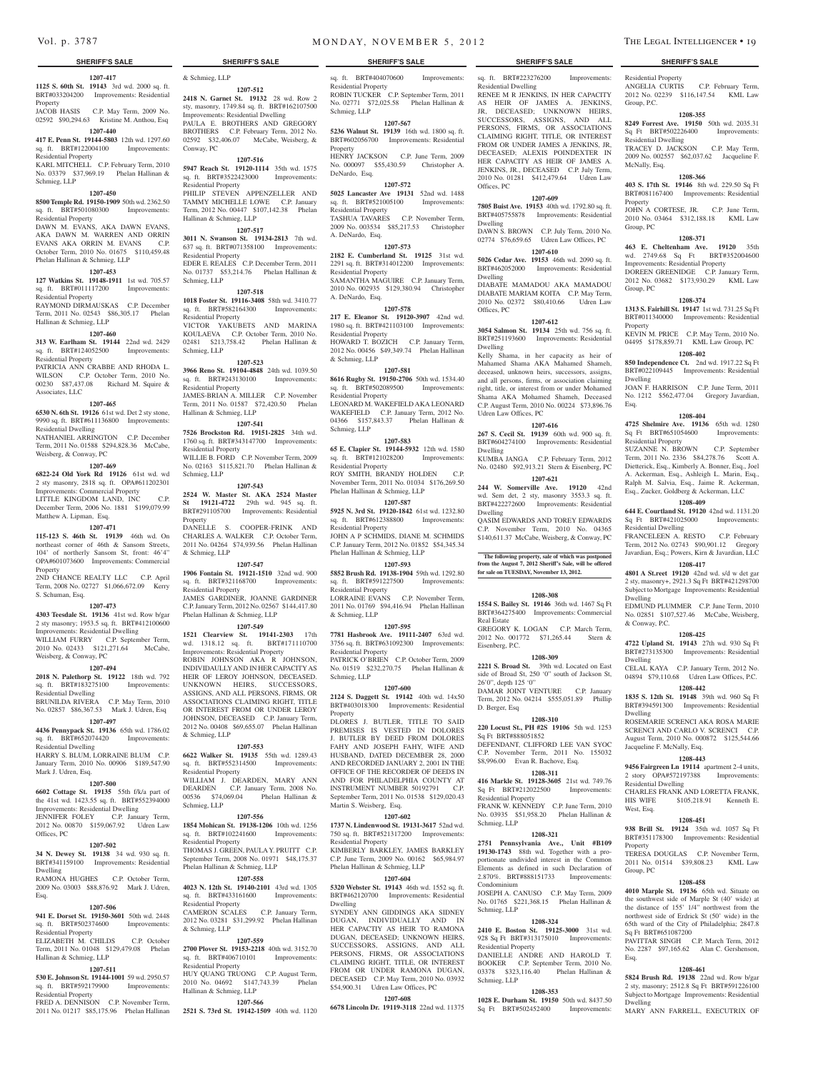**SHERIFF'S SALE**

**1207-417**

**1125 S. 60th St. 19143** 3rd wd. 2000 sq. ft. BRT#033204200 Improvements: Residential Property

JACOB HASIS C.P. May Term, 2009 No. 02592 $90,294.63 Kristine M. Anthou, Esq

**1207-440**

**417 E. Penn St. 19144-5803** 12th wd. 1297.60 sq. ft. BRT#122004100 Improvements: Residential Property

KARL MITCHELL C.P. February Term, 2010 No. 03379 $37,969.19 Phelan Hallinan & Schmieg, LLP

**1207-450**

**8500 Temple Rd. 19150-1909** 50th wd. 2362.50 sq. ft. BRT#501080300 Improvements: Residential Property

DAWN M. EVANS, AKA DAWN EVANS, AKA DAWN M. WARREN AND ORRIN EVANS AKA ORRIN M. EVANS C.P. October Term, 2010 No. 01675 $110,459.48 Phelan Hallinan & Schmieg, LLP

**1207-453**

**127 Watkins St. 19148-1911** 1st wd. 705.57 sq. ft. BRT#011117200 Improvements: Residential Property

RAYMOND DIRMAUSKAS C.P. December Term, 2011 No. 02543 $86,305.17 Phelan Hallinan & Schmieg, LLP

**1207-460**

**313 W. Earlham St. 19144** 22nd wd. 2429 sq. ft. BRT#124052500 Improvements: Residential Property

PATRICIA ANN CRABBE AND RHODA L. WILSON C.P. October Term, 2010 No. 00230 $87,437.08 Richard M. Squire & Associates, LLC

**1207-465**

**6530 N. 6th St. 19126** 61st wd. Det 2 sty stone, 9990 sq. ft. BRT#611136800 Improvements: Residential Dwelling

NATHANIEL ARRINGTON C.P. December Term, 2011 No. 01588 $294,828.36 McCabe, Weisberg, & Conway, PC

**1207-469**

**6822-24 Old York Rd 19126** 61st wd. wd 2 sty masonry, 2818 sq. ft. OPA#611202301 Improvements: Commercial Property

LITTLE KINGDOM LAND, INC C.P. December Term, 2006 No. 1881 $199,079.99 Matthew A. Lipman, Esq.

**1207-471**

**115-123 S. 46th St. 19139** 46th wd. On northeast corner of 46th & Sansom Streets, 104' of northerly Sansom St, front: 46'4" OPA#601073600 Improvements: Commercial Property

2ND CHANCE REALTY LLC C.P. April Term, 2008 No. 02727 $1,066,672.09 Kerry S. Schuman, Esq.

**1207-473**

**4303 Teesdale St. 19136** 41st wd. Row b/gar 2 sty masonry; 1953.5 sq. ft. BRT#412100600 Improvements: Residential Dwelling

WILLIAM FURRY C.P. September Term, 2010 No. 02433 $121,271.64 McCabe, Weisberg, & Conway, PC

**1207-494**

**2018 N. Palethorp St. 19122** 18th wd. 792 sq. ft. BRT#183275100 Improvements: Residential Dwelling

BRUNILDA RIVERA C.P. May Term, 2010 No. 02857 $86,367.53 Mark J. Udren, Esq

**1207-497**

**4436 Pennypack St. 19136** 65th wd. 1786.02 sq. ft. BRT#652074420 Improvements: Residential Dwelling

HARRY S. BLUM, LORRAINE BLUM C.P. January Term, 2010 No. 00906 $189,547.90 Mark J. Udren, Esq.

**1207-500**

**6602 Cottage St. 19135** 55th f/k/a part of the 41st wd. 1423.55 sq. ft. BRT#552394000 Improvements: Residential Dwelling

JENNIFER FOLEY C.P. January Term, 2012 No. 00870 $159,067.92 Udren Law Offices, PC

**1207-502**

**34 N. Dewey St. 19138** 34 wd. 930 sq. ft. BRT#341159100 Improvements: Residential Dwelling

RAMONA HUGHES C.P. October Term, 2009 No. 03003 $88,876.92 Mark J. Udren, Esq.

**1207-506**

**941 E. Dorset St. 19150-3601** 50th wd. 2448 sq. ft. BRT#502374600 Improvements: Residential Property

ELIZABETH M. CHILDS C.P. October Term, 2011 No. 01048 $129,479.08 Phelan Hallinan & Schmieg, LLP

**1207-511**

**530 E. Johnson St. 19144-1001** 59 wd. 2950.57 sq. ft. BRT#592179900 Improvements: Residential Property

FRED A. DENNISON C.P. November Term, 2011 No. 01217 $85,175.96 Phelan Hallinan & Schmieg, LLP

**1207-512**

**2418 N. Garnet St. 19132** 28 wd. Row 2 sty, masonry, 1749.84 sq. ft. BRT#162107500 Improvements: Residential Dwelling

PAULA E. BROTHERS AND GREGORY BROTHERS C.P. February Term, 2012 No. 02592 $32,406.07 McCabe, Weisberg, & Conway, PC

**1207-516**

**5947 Reach St. 19120-1114** 35th wd. 1575 sq. ft. BRT#3522423000 Improvements: Residential Property

PHILIP STEVEN APPENZELLER AND TAMMY MICHELLE LOWE C.P. January Term, 2012 No. 00447 $107,142.38 Phelan Hallinan & Schmieg, LLP

**1207-517**

**3011 N. Swanson St. 19134-2813** 7th wd. 637 sq. ft. BRT#071358100 Improvements: Residential Property

EDER E. REALES C.P. December Term, 2011 No. 01737 $53,214.76 Phelan Hallinan & Schmieg, LLP

**1207-518**

**1018 Foster St. 19116-3408** 58th wd. 3410.77 sq. ft. BRT#582164300 Improvements: Residential Property

VICTOR YAKUBETS AND MARINA KOULAEVA C.P. October Term, 2010 No. 02481 $213,758.42 Phelan Hallinan & Schmieg, LLP

**1207-523**

**3966 Reno St. 19104-4848** 24th wd. 1039.50 sq. ft. BRT#243130100 Improvements: Residential Property

JAMES-BRIAN A. MILLER C.P. November Term, 2011 No. 01587 $72,420.50 Phelan Hallinan & Schmieg, LLP

**1207-541**

**7526 Brockston Rd. 19151-2825** 34th wd. 1760 sq. ft. BRT#343147700 Improvements: Residential Property

WILLIE B. FORD C.P. November Term, 2009 No. 02163 $115,821.70 Phelan Hallinan & Schmieg, LLP

**1207-543**

**2524 W. Master St. AKA 2524 Master St 19121-4722** 29th wd. 945 sq. ft. BRT#291105700 Improvements: Residential Property

DANELLE S. COOPER-FRINK AND CHARLES A. WALKER C.P. October Term, 2011 No. 04264 $74,939.56 Phelan Hallinan & Schmieg, LLP

**1207-547**

**1906 Fontain St. 19121-1510** 32nd wd. 900 sq. ft. BRT#321168700 Improvements: Residential Property

JAMES GARDINER, JOANNE GARDINER C.P. January Term, 2012 No. 02567 $144,417.80 Phelan Hallinan & Schmieg, LLP

**1207-549**

**1521 Clearview St. 19141-2303** 17th wd. 1318.12 sq. ft. BRT#171110700 Improvements: Residential Property

ROBIN JOHNSON AKA R JOHNSON, INDIVIDAULLY AND IN HER CAPACITY AS HEIR OF LEROY JOHNSON, DECEASED. UNKNOWN HEIRS, SUCCESSORS, ASSIGNS, AND ALL PERSONS, FIRMS, OR ASSOCIATIONS CLAIMING RIGHT, TITLE OR INTEREST FROM OR UNDER LEROY JOHNSON, DECEASED C.P. January Term, 2012 No. 00408 $69,655.07 Phelan Hallinan & Schmieg, LLP

**1207-553**

**6622 Walker St. 19135** 55th wd. 1289.43 sq. ft. BRT#552314500 Improvements: Residential Property

WILLIAM J. DEARDEN, MARY ANN DEARDEN C.P. January Term, 2008 No. 00536 $74,069.04 Phelan Hallinan & Schmieg, LLP

**1207-556**

**1854 Mohican St. 19138-1206** 10th wd. 1256 sq. ft. BRT#102241600 Improvements: Residential Property

THOMAS J. GREEN, PAULA Y. PRUITT C.P. September Term, 2008 No. 01971 $48,175.37 Phelan Hallinan & Schmieg, LLP

**1207-558**

**4023 N. 12th St. 19140-2101** 43rd wd. 1305 sq. ft. BRT#433161600 Improvements: Residential Property

CAMERON SCALES C.P. January Term, 2012 No. 03281 $31,299.92 Phelan Hallinan & Schmieg, LLP

**1207-559**

**2700 Plover St. 19153-2218** 40th wd. 3152.70 sq. ft. BRT#406710101 Improvements: Residential Property

HUY QUANG TRUONG C.P. August Term, 2010 No. 04692 $147,743.39 Phelan Hallinan & Schmieg, LLP

**1207-566**

**2521 S. 73rd St. 19142-1509** 40th wd. 1120 sq. ft. BRT#404070600 Improvements: Residential Property

ROBIN TUCKER C.P. September Term, 2011 No. 02771 $72,025.58 Phelan Hallinan & Schmieg, LLP

**1207-567**

**5236 Walnut St. 19139** 16th wd. 1800 sq. ft. BRT#602056700 Improvements: Residential Property

HENRY JACKSON C.P. June Term, 2009 No. 000097 $55,430.59 Christopher A. DeNardo, Esq.

**1207-572**

**5025 Lancaster Ave 19131** 52nd wd. 1488 sq. ft. BRT#521005100 Improvements: Residential Property

TASHUA TAVARES C.P. November Term, 2009 No. 003534 $85,217.53 Christopher A. DeNardo, Esq.

**1207-573**

**2182 E. Cumberland St. 19125** 31st wd. 2291 sq. ft. BRT#314012200 Improvements: Residential Property

SAMANTHA MAGUIRE C.P. January Term, 2010 No. 002935 $129,380.94 Christopher A. DeNardo, Esq.

**1207-578**

**217 E. Eleanor St. 19120-3907** 42nd wd. 1980 sq. ft. BRT#421103100 Improvements: Residential Property

HOWARD T. BOZICH C.P. January Term, 2012 No. 00456 $49,349.74 Phelan Hallinan & Schmieg, LLP

**1207-581**

**8616 Rugby St. 19150-2706** 50th wd. 1534.40 sq. ft. BRT#502089500 Improvements: Residential Property

LEONARD M. WAKEFIELD AKA LEONARD WAKEFIELD C.P. January Term, 2012 No. 04366 $157,843.37 Phelan Hallinan & Schmieg, LLP

**1207-583**

**65 E. Clapier St. 19144-5932** 12th wd. 1580 sq. ft. BRT#121028200 Improvements: Residential Property

ROY SMITH, BRANDY HOLDEN C.P. November Term, 2011 No. 01034 $176,269.50 Phelan Hallinan & Schmieg, LLP

**1207-587**

**5925 N. 3rd St. 19120-1842** 61st wd. 1232.80 sq. ft. BRT#612388800 Improvements: Residential Property

JOHN A P SCHMIDS, DIANE M. SCHMIDS C.P. January Term, 2012 No. 01852 $54,345.34 Phelan Hallinan & Schmieg, LLP

**1207-593**

**5852 Brush Rd. 19138-1904** 59th wd. 1292.80 sq. ft. BRT#591227500 Improvements: Residential Property

LORRAINE EVANS C.P. November Term, 2011 No. 01769 $94,416.94 Phelan Hallinan & Schmieg, LLP

**1207-595**

**7781 Hasbrook Ave. 19111-2407** 63rd wd. 3756 sq. ft. BRT#631092300 Improvements: Residential Property

PATRICK O'BRIEN C.P. October Term, 2009 No. 01519 $232,270.75 Phelan Hallinan & Schmieg, LLP

**1207-600**

**2124 S. Daggett St. 19142** 40th wd. 14x50 BRT#403018300 Improvements: Residential Property

DLORES J. BUTLER, TITLE TO SAID PREMISES IS VESTED IN DOLORES J. BUTLER BY DEED FROM DOLORES FAHY AND JOSEPH FAHY, WIFE AND HUSBAND, DATED DECEMBER 28, 2000 AND RECORDED JANUARY 2, 2001 IN THE OFFICE OF THE RECORDER OF DEEDS IN AND FOR PHILADELPHIA COUNTY AT INSTRUMENT NUMBER 50192791 C.P. September Term, 2011 No. 01538 $129,020.43 Martin S. Weisberg, Esq.

**1207-602**

**1737 N. Lindenwood St. 19131-3617** 52nd wd. 750 sq. ft. BRT#521317200 Improvements: Residential Property

KIMBERLY BARKLEY, JAMES BARKLEY C.P. June Term, 2009 No. 00162 $65,984.97 Phelan Hallinan & Schmieg, LLP

**1207-604**

**5320 Webster St. 19143** 46th wd. 1552 sq. ft. BRT#462120700 Improvements: Residential Dwelling

SYNDEY ANN GIDDINGS AKA SIDNEY DUGAN, INDIVIDUALLY AND IN HER CAPACTIY AS HEIR TO RAMONA DUGAN, DECEASED; UNKNOWN HEIRS, SUCCESSORS, ASSIGNS, AND ALL PERSONS, FIRMS, OR ASSOCIATIONS CLAIMING RIGHT, TITLE OR INTEREST FROM OR UNDER RAMONA DUGAN, DECEASED C.P. May Term, 2010 No. 03932 $54,900.31 Udren Law Offices, PC

**1207-608**

**6678 Lincoln Dr. 19119-3118** 22nd wd. 11375 sq. ft. BRT#223276200 Improvements: Residential Dwelling

RENEE M R JENKINS, IN HER CAPACITY AS HEIR OF JAMES A. JENKINS, JR, DECEASED; UNKNOWN HEIRS, SUCCESSORS, ASSIGNS, AND ALL PERSONS, FIRMS, OR ASSOCIATIONS CLAIMING RIGHT, TITLE, OR INTEREST FROM OR UNDER JAMES A JENKINS, JR, DECEASED; ALEXIS POINDEXTER IN HER CAPACITY AS HEIR OF JAMES A. JENKINS, JR., DECEASED C.P. July Term, 2010 No. 01281 $412,479.64 Udren Law Offices, PC

**1207-609**

**7805 Buist Ave. 19153** 40th wd. 1792.80 sq. ft. BRT#405755878 Improvements: Residential Dwelling

DAWN S. BROWN C.P. July Term, 2010 No. 02774 $76,659.65 Udren Law Offices, PC

**1207-610**

**5026 Cedar Ave. 19153** 46th wd. 2090 sq. ft. BRT#462052000 Improvements: Residential Dwelling

DIABATE MAMADOU AKA MAMADOU DIABATE MARIAM KOITA C.P. May Term, 2010 No. 02372 $80,410.66 Udren Law Offices, PC

**1207-612**

**3054 Salmon St. 19134** 25th wd. 756 sq. ft. BRT#251193600 Improvements: Residential Dwelling

Kelly Shama, in her capacity as heir of Mahamed Shama AKA Mahamed Shameh, deceased, unknown heirs, successors, assigns, and all persons, firms, or association claiming right, title, or interest from or under Mohamed Shama AKA Mohamed Shameh, Deceased C.P. August Term, 2010 No. 00224 $73,896.76 Udren Law Offices, PC

**1207-616**

**267 S. Cecil St. 19139** 60th wd. 900 sq. ft. BRT#604274100 Improvements: Residential Dwelling

KUMBA JANGA C.P. February Term, 2012 No. 02480 $92,913.21 Stern & Eisenberg, PC

**1207-621**

**244 W. Somerville Ave. 19120** 42nd wd. Sem det, 2 sty, masonry 3553.3 sq. ft. BRT#422272600 Improvements: Residential Dwelling

QASIM EDWARDS AND TOREY EDWARDS C.P. November Term, 2010 No. 04365 $140,611.37 McCabe, Weisberg, & Conway, PC

**The following property, sale of which was postponed from the August 7, 2012 Sheriff's Sale, will be offered for sale on TUESDAY, November 13, 2012.**

**1208-308**

**1554 S. Bailey St. 19146** 36th wd. 1467 Sq Ft BRT#364275400 Improvements: Commercial Real Estate

GREGORY K. LOGAN C.P. March Term, 2012 No. 001772 $71,265.44 Stern & Eisenberg, P.C.

**1208-309**

**2221 S. Broad St.** 39th wd. Located on East side of Broad St, 250 '0" south of Jackson St, 26'0", depth 125 '0"

DAMAR JOINT VENTURE C.P. January Term, 2012 No. 04214 $555,051.89 Phillip D. Berger, Esq

**1208-310**

**220 Locust St., PH #2S 19106** 5th wd. 1253 Sq Ft BRT#888051852

DEFENDANT, CLIFFORD LEE VAN SYOC C.P. November Term, 2011 No. 155032 $8,996.00 Evan R. Bachove, Esq.

**1208-311**

**416 Markle St. 19128-3605** 21st wd. 749.76 Sq Ft BRT#212022500 Improvements: Residential Property

FRANK W. KENNEDY C.P. June Term, 2010 No. 03935 $51,958.20 Phelan Hallinan & Schmieg, LLP

**1208-321**

**2751 Pennsylvania Ave., Unit #B109 19130-1743** 88th wd. Together with a proportionate undivided interest in the Common Elements as defined in such Declaration of 2.870%. BRT#888151733 Improvements: Condominium

JOSEPH A. CANUSO C.P. May Term, 2009 No. 01765 $221,368.15 Phelan Hallinan & Schmieg, LLP

**1208-324**

**2410 E. Boston St. 19125-3000** 31st wd. 928 Sq Ft BRT#313175010 Improvements: Residential Property

DANIELLE ANDRE AND HAROLD T. BOOKER C.P. September Term, 2010 No. 03378 $323,116.40 Phelan Hallinan & Schmieg, LLP

**1208-353**

**1028 E. Durham St. 19150** 50th wd. 8437.50 Sq Ft BRT#502452400 Improvements: Residential Property

ANGELIA CURTIS C.P. February Term, 2012 No. 02239 $116,147.54 KML Law Group, P.C.

**1208-355**

**8249 Forrest Ave. 19150** 50th wd. 2035.31 Sq Ft BRT#502226400 Improvements: Residential Dwelling

TRACEY D. JACKSON C.P. May Term, 2009 No. 002557 $62,037.62 Jacqueline F. McNally, Esq.

**1208-366**

**403 S. 17th St. 19146** 8th wd. 229.50 Sq Ft BRT#081167400 Improvements: Residential Property

JOHN A. CORTESE, JR. C.P. June Term, 2010 No. 03464 $312,188.18 KML Law Group, PC

**1208-371**

**463 E. Cheltenham Ave. 19120** 35th wd. 2749.68 Sq Ft BRT#352004600 Improvements: Residential Property

DOREEN GREENIDGE C.P. January Term, 2012 No. 03682 $173,930.29 KML Law Group, PC

**1208-374**

**1313 S. Fairhill St. 19147** 1st wd. 731.25 Sq Ft BRT#011340000 Improvements: Residential Property

KEVIN M. PRICE C.P. May Term, 2010 No. 04495 $178,859.71 KML Law Group, PC

**1208-402**

**850 Independence Ct.** 2nd wd. 1917.22 Sq Ft BRT#022109445 Improvements: Residential Dwelling

JOAN F. HARRISON C.P. June Term, 2011 No. 1212 $562,477.04 Gregory Javardian, Esq.

**1208-404**

**4725 Shelmire Ave. 19136** 65th wd. 1280 Sq Ft BRT#651054600 Improvements: Residential Property

SUZANNE N. BROWN C.P. September Term, 2011 No. 2336 $84,278.76 Scott A. Dietterick, Esq., Kimberly A. Bonner, Esq., Joel A. Ackerman, Esq., Ashleigh L. Marin, Esq., Ralph M. Salvia, Esq., Jaime R. Ackerman, Esq., Zucker, Goldberg & Ackerman, LLC

**1208-409**

**644 E. Courtland St. 19120** 42nd wd. 1131.20 Sq Ft BRT#421025000 Improvements: Residential Dwelling

FRANCELEEN A. RESTO C.P. February Term, 2012 No. 02743 $90,901.12 Gregory Javardian, Esq.; Powers, Kirn & Javardian, LLC

**1208-417**

**4801 A St.reet 19120** 42nd wd. s/d w det gar 2 sty, masonry+, 2921.3 Sq Ft BRT#421298700 Subject to Mortgage Improvements: Residential Dwelling

EDMUND PLUMMER C.P. June Term, 2010 No. 02851 $107,527.46 McCabe, Weisberg, & Conway, P.C.

**1208-425**

**4722 Upland St. 19143** 27th wd. 930 Sq Ft BRT#273135300 Improvements: Residential Dwelling

CELAL KAYA C.P. January Term, 2012 No. 04894 $79,110.68 Udren Law Offices, P.C.

**1208-442**

**1835 S. 12th St. 19148** 39th wd. 960 Sq Ft BRT#394591300 Improvements: Residential Dwelling

ROSEMARIE SCRENCI AKA ROSA MARIE SCRENCI AND CARLO V. SCRENCI C.P. August Term, 2010 No. 000872 $125,544.66 Jacqueline F. McNally, Esq.

**1208-443**

**9456 Fairgreen Ln 19114** apartment 2-4 units, 2 story OPA#572197388 Improvements: Residential Dwelling

CHARLES FRANK AND LORETTA FRANK, HIS WIFE $105,218.91 Kenneth E. West, Esq.

**1208-451**

**938 Brill St. 19124** 35th wd. 1057 Sq Ft BRT#351178300 Improvements: Residential Property

TERESA DOUGLAS C.P. November Term, 2011 No. 01514 $39,808.23 KML Law Group, PC

**1208-458**

**4010 Marple St. 19136** 65th wd. Situate on the southwest side of Marple St (40' wide) at the distance of 155' 1/4" northwest from the northwest side of Erdrick St (50' wide) in the 65th ward of the City of Philadelphia; 2847.8 Sq Ft BRT#651087200

PAVITTAR SINGH C.P. March Term, 2012 No. 2287 $97,165.62 Alan C. Gershenson, Esq.

**1208-461**

**5824 Brush Rd. 19138** 22nd wd. Row b/gar 2 sty, masonry; 2512.8 Sq Ft BRT#591226100 Subject to Mortgage Improvements: Residential Dwelling

MARY ANN FARRELL, EXECUTRIX OF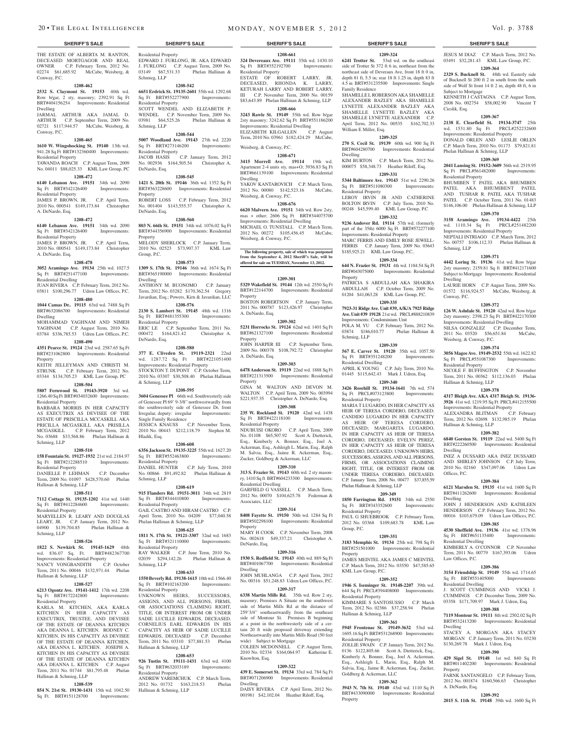## SHERIFF'S SALE

THE ESTATE OF ALBERTA M. RANTON, DECEASED MORTGAGOR AND REAL OWNER C.P. February Term, 2012 No. 02274 $61,685.92 McCabe, Weisberg, & Conway, P.C.

**1208-462**

**2532 S. Claymont St. 19153** 40th wd. Row b/gar, 2 sty, masonry; 2392.91 Sq Ft BRT#404156254 Improvements: Residential Dwelling

JARMAL ARTHUR AKA JAMAL D. ARTHUR C.P. September Term, 2009 No. 02721 $117,944.57 McCabe, Weisberg, & Conway, P.C.

**1208-465**

**1610 W. Wingohocking St. 19140** 13th wd. 941.28 Sq Ft BRT#132360400 Improvements: Residential Property

TAWANDA ROACH C.P. August Term, 2009 No. 04011 $88,025.33 KML Law Group, PC

**1208-472**

**6140 Lebanon Ave. 19151** 34th wd. 2090 Sq Ft BRT#342126400 Improvements: Residential Property

JAMES P. BROWN, JR. C.P. April Term, 2010 No. 000541 $149,173.84 Christopher A. DeNardo, Esq.

**1208-472**

**6140 Lebanon Ave. 19151** 34th wd. 2090 Sq Ft BRT#342126400 Improvements: Residential Property

JAMES P. BROWN, JR. C.P. April Term, 2010 No. 000541 $149,173.84 Christopher A. DeNardo, Esq.

**1208-478**

**3052 Aramingo Ave. 19134** 25th wd. 1027.5 Sq Ft BRT#251477100 Improvements: Residential Dwelling

JUAN RIVERA C.P. February Term, 2012 No. 03811 $100,296.77 Udren Law Offices, P.C.

**1208-480**

**1044 Camas Dr.. 19115** 63rd wd. 7488 Sq Ft BRT#632086700 Improvements: Residential Dwelling

MOHAMMAD YAGHNAM AND NIMEH YAGHNAM C.P. August Term, 2010 No. 03784 $336,785.53 Udren Law Offices, P.C.

**1208-490**

**4351 Pearce St. 19124** 23rd wd. 2587.65 Sq Ft BRT#231062800 Improvements: Residential Property

KEITH JELLEYMAN AND CHRISTI M. STRUNK C.P. February Term, 2012 No. 03344 $134,705.23 KML Law Group, PC

**1208-504**

**5807 Fernwood St. 19143-3920** 3rd wd. 1266.40 Sq Ft BRT#034032600 Improvements: Residential Property

BARBARA MORRIS IN HER CAPACITY AS EXECUTRIX AS DEVISEE OF THE ESTATE OF PRISCILLA MCCASKILL AKA PRICILLA MCGASKILL AKA PRISILLA MCGASKILL C.P. February Term, 2012 No. 03688 $33,568.86 Phelan Hallinan & Schmieg, LLP

**1208-510**

**158 Fountain St. 19127-1932** 21st wd. 2184.97 Sq Ft BRT#212288510 Improvements: Residential Property

DANIELLE P. LEHMAN C.P. December Term, 2009 No. 01097 $428,570.60 Phelan Hallinan & Schmieg, LLP

**1208-511**

**7112 Cottage St. 19135-1202** 41st wd. 1440 Sq Ft BRT#412284600 Improvements: Residential Property

MARYELLEN R. LEARY AND DOUGLAS LEARY, JR. C.P. January Term, 2012 No. 04900 $139,704.85 Phelan Hallinan & Schmieg, LLP

**1208-526**

**1822 S. Newkirk St. 19145-1629** 48th wd. 836.07 Sq. Ft. BRT#482367700 Improvements: Residential Property

NANCY VONGBANDITH C.P. October Term, 2011 No. 00046 $132,971.44 Phelan Hallinan & Schmieg, LLP

**1208-527**

**6213 Ogontz Ave. 19141-1412** 17th wd. 2208 Sq Ft BRT#172242800 Improvements: Residential Property

KARLA M. KITCHEN, AKA KARLA KITCHEN IN HER CAPACITY AS EXECUTRIX, TRUSTEE, AND DEVISEE OF THE ESTATE OF DEANNA KITCHEN AKA DEANNA L. KITCHEN. RODNEY C. KITCHEN, IN HIS CAPACITY AS DEVISEE OF THE ESTATE OF DEANNA KITCHEN, AKA DEANNA L. KITCHEN. JOSEPH A. KITCHEN IN HIS CAPACITY AS DEVISEE OF THE ESTATE OF DEANNA KITCHEN AKA DEANNA L. KITCHEN C.P. August Term, 2011 No. 01744 $81,795.48 Phelan Hallinan & Schmieg, LLP

**1208-539**

**854 N. 21st St. 19130-1431** 15th wd. 1042.50 Sq Ft. BRT#151128700 Improvements: Residential Property

EDWARD J. FURLONG, JR. AKA EDWARD J. FURLONG C.P. August Term, 2009 No. 03149 $67,531.33 Phelan Hallinan & Schmieg, LLP

**1208-542**

**6651 Erdrick St. 19135-2601** 55th wd. 1292.68 Sq Ft BRT#552277900 Improvements: Residential Property

SCOTT WENDEL AND ELIZABETH P. WENDEL C.P. November Term, 2009 No. 03981 $64,525.26 Phelan Hallinan & Schmieg, LLP

**1208-544**

**5007 Woodland Ave. 19143** 27th wd. 2220 Sq Ft BRT#273146200 Improvements: Residential Property

JACOB HASIS C.P. January Term, 2012 No. 002936 $164,505.54 Christopher A. DeNardo, Esq.

**1208-545**

**1421 S. 20th St. 19146** 36th wd. 1352 Sq Ft BRT#363228600 Improvements: Residential Property

ROBERT LOSS C.P. February Term, 2012 No. 001404 $143,555.37 Christopher A. DeNardo, Esq.

**1208-560**

**803 N. 66th St. 19151** 34th wd. 1076.02 Sq Ft BRT#344356900 Improvements: Residential Property

MELODY SHERLOCK C.P. January Term, 2010 No. 02523 $73,907.37 KML Law Group, P.C.

**1208-573**

**1309 S. 17th St. 19146** 36th wd. 1674 Sq Ft BRT#365190000 Improvements: Residential Dwelling

ANTHONY M. BUONOMO C.P. January Term, 2012 No. 03282 $170,362.54 Gregory Javardian, Esq.; Powers, Kirn & Javardian, LLC

**1208-576**

**2130 S. Lambert St. 19145** 48th wd. 1316 Sq Ft BRT#481355300 Improvements: Residential Property

ERIC LE C.P. September Term, 2011 No. 000472 $164,821.42 Christopher A. DeNardo, Esq.

**1208-580**

**377 E. Cliveden St. 19119-2321** 22nd wd. 1287.72 Sq Ft BRT#221051400 Improvements: Residential Property

STOCKTON T. DUPONT C.P. October Term, 2010 No. 03307 $30,508.40 Phelan Hallinan & Schmieg, LLP

**1208-595**

**3604 Genessee Pl** 66th wd. Southwesterly side of Genessee Pl 69' 9-3/8" northwestwardly from the southwesterly side of Genessee Dr, front Irregular, depth: irregular Improvements: Single Family Residence

JESSICA KNAUSS C.P. November Term, 2010 No. 00443 $212,118.79 Stephen M. Hladik, Esq.

**1208-608**

**6356 Jackson St. 19135-3225** 55th wd. 1627.20 Sq Ft BRT#552463800 Improvements: Residential Property

DANIEL HUNTER C.P. July Term, 2010 No. 00866 $91,492.82 Phelan Hallinan & Schmieg, LLP

**1208-619**

**915 Flanders Rd. 19151-3011** 34th wd. 2819 Sq Ft BRT#344410800 Improvements: Residential Property

GAIL CASTRO AND HIRAM CASTRO C.P. April Term, 2010 No. 04209 $77,040.58 Phelan Hallinan & Schmieg, LLP

**1208-625**

**1811 N. 17th St. 19121-3307** 32nd wd. 1683 Sq Ft BRT#321110000 Improvements: Residential Property

RAY WALKER C.P. June Term, 2010 No. 02039 $294,142.26 Phelan Hallinan & Schmieg, LLP

**1208-633**

**1550 Beverly Rd. 19138-1615** 10th wd. 1566.40 Sq Ft BRT#102163200 Improvements: Residential Property

UNKNOWN HEIRS, SUCCESSORS, ASSIGNS, AND ALL PERSONS, FIRMS, OR ASSOCIATIONS CLAIMING RIGHT, TITLE, OR INTEREST FROM OR UNDER SADIE LUCILLE EDWARDS, DECEASED. CORNELIUS EARL EDWARDS IN HIS CAPACITY AS HEIR OF SADIE LUCILLE EDWARDS, DECEASED C.P. December Term, 2011 No. 03310 $77,881.53 Phelan Hallinan & Schmieg, LLP

**1208-653**

**926 Tustin St. 19111-1431** 63rd wd. 4100 Sq Ft BRT#632033189 Improvements: Residential Property

ANDREW YAREMCHUK C.P. March Term, 2012 No. 01732 $163,218.53 Phelan Hallinan & Schmieg, LLP

**1208-661**

**324 Devereaux Ave. 19111** 35th wd. 1430.10 Sq Ft BRT#352192700 Improvements: Residential Property

ESTATE OF ROBERT LARRY, JR. DECEASED, RHONDA K. LARRY, KETURAH LARRY AND ROBERT LARRY, III C.P. November Term, 2000 No. 00159 $83,643.89 Phelan Hallinan & Schmieg, LLP

**1208-666**

**3243 Rawle St. 19149** 55th wd. Row b/gar 2sty masonry; 3242.62 Sq Ft BRT#551186200 Improvements: Residential Dwelling

ELIZABETH KILGALLEN C.P. August Term, 2010 No. 03961 $182,424.29 McCabe, Weisberg, & Conway, P.C.

**1208-671**

**3415 Morrell Ave. 19114** 19th wd. Apartment 2-4 units sty, mas+O; 3936.83 Sq Ft BRT#661139100 Improvements: Residential Dwelling

YAKOV KANTAROVICH C.P. March Term, 2012 No. 00080 $142,523.16 McCabe, Weisberg, & Conway, P.C.

**1208-676**

**6620 Malvern Ave. 19151** 34th wd. Row 2sty, mas + other; 2606 Sq Ft BRT#344075700 Improvements: Residential Dwelling

MICHAEL O. TUNSTALL C.P. March Term, 2012 No. 00272 $105,456.45 McCabe, Weisberg, & Conway, P.C.

**The following property, sale of which was postponed from the September 4, 2012 Sheriff's Sale, will be offered for sale on TUESDAY, November 13, 2012.**

**1209-301**

**5329 Wakefield St. 19144** 12th wd. 2550 Sq Ft BRT#122144700 Improvements: Residential Property

BOSTON ROBERTSON C.P. January Term, 2011 No. 000787 $123,426.97 Christopher A. DeNardo, Esq.

**1209-302**

**5231 Horrocks St. 19124** 62nd wd. 1401 Sq Ft BRT#621327100 Improvements: Residential Property

JOHN HARPER III C.P. September Term, 2009 No. 000378 $108,792.72 Christopher A. DeNardo, Esq.

**1209-303**

**6478 Anderson St. 19119** 22nd wd. 1888 Sq Ft BRT#221313500 Improvements: Residential Property

GINA M. WALTON AND DEVON M. WALTON C.P. April Term, 2009 No. 003994 $221,937.35 Christopher A. DeNardo, Esq.

**1209-308**

**235 W. Rockland St. 19120** 42nd wd. 1438 Sq Ft BRT#422118100 Improvements: Residential Property

NDUBUISI OKORO C.P. April Term, 2009 No. 01108 $65,507.92 Scott A. Dietterick, Esq., Kimberly A. Bonner, Esq., Joel A. Ackerman, Esq., Ashleigh L. Marin, Esq., Ralph M. Salvia, Esq., Jaime R. Ackerman, Esq., Zucker, Goldberg & Ackerman, LLC

**1209-310**

**313 S. Frazier St. 19143** 60th wd. 2 sty masonry, 1410 Sq ft BRT#604233300 Improvements: Residential Dwelling

GARFIELD G VASSELL C.P. March Term, 2012 No. 00070 $104,625.78 Federman & Associates, LLC

**1209-314**

**8408 Fayette St. 19150** 50th wd. 1284 Sq Ft BRT#502298100 Improvements: Residential Property

MARY H COOK C.P. November Term, 2008 No. 002618 $49,337.21 Christopher A. DeNardo, Esq.

**1209-316**

**1930 S. Redfield St. 19143** 40th wd. 889 Sq Ft BRT#401067700 Improvements: Residential Dwelling

JOHN MUHLANGA C.P. April Term, 2012 No. 00316 $51,248.83 Udren Law Offices, P.C.

**1209-317**

**6338 Martin Mills Rd.** 35th wd. Row 2 sty, masonry; Premises A Situate on the southwest side of Martin Mills Rd at the distance of 259'3/4" southeastwardly from the southeast side of Montour St. Premises B beginning at a point in the northwesterly side of a certain 20 ft wide proposed driveway extending Northeastwardly into Martin Mills Road (50 feet wide) Subject to Mortgage

COLEEN MCDONNELL C.P. August Term, 2010 No. 02334 $164,064.97 Katherine E. Knowlton, Esq.

**1209-322**

**439 E. Somerset St. 19134** 33rd wd. 784 Sq Ft BRT#071206900 Improvements: Residential Dwelling

DAISY RIVERA C.P. April Term, 2012 No. 001981 $42,102.04 Heather Riloff, Esq.

**1209-324**

**6241 Trotter St.** 53rd wd. on the southeast side of Trotter St 372 ft 6 in, northeast from the northeast side of Deveraux Ave, front 18 ft 0 in, depth 81 ft, 5.5 in; rear 18 ft 1.25 in, depth 83 ft 4.5 in BRT#531235500 Improvements: Single Family Residence

SHAMELLE L ROBERSON AKA SHAMELLE ALEXANDER BAZLEY AKA SHAMELLE LYNETTE ALEXANDER BAZLEY AKA SHAMELLE LYNETTE BAZLEY AKA SHAMELLE LYNETTE ALEXANDER C.P. April Term, 2012 No. 00535 $162,702.33 William E Miller, Esq.

**1209-325**

**270 S. Cecil St. 19139** 60th wd. 900 Sq Ft BRT#604280700 Improvements: Residential Dwelling

KIM BURTON C.P. March Term, 2012 No. 000075 $58,348.73 Heather Riloff, Esq.

**1209-331**

**5344 Baltimore Ave. 19143** 51st wd. 2290.26 Sq Ft BRT#511080300 Improvements: Residential Property

LEROY IRVIN JR AND CATHERINE BOLTON IRVIN C.P. July Term, 2010 No. 00248 $45,599.40 KML Law Group, P.C

**1209-332**

**9236 Andover Rd. 19114** 57th wd. (formerly part of the 35th) 6000 Sq Ft BRT#572277100 Improvements: Residential Property

MARC FERRIS AND EMILY ROSE JEWELL-FERRIS C.P. January Term, 2009 No. 03643 $185,925.21 KML Law Group, P.C..

**1209-334**

**644 N. Frazier St. 19131** 4th wd. 1184.54 Sq Ft BRT#043075000 Improvements: Residential Property

PATRICIA S ABDULLAH AKA SHAKIRA ABDULLAH C.P. October Term, 2009 No. 01204 $41,063.28 KML Law Group, P.C.

**1209-335**

**7923-31 Ridge Ave. Unit #39, A/K/A 7925 Ridge Ave. Unit #39 19128** 21st wd. PRCL#888210839 Improvements: Condominium Unit

POLA M. YU C.P. February Term, 2012 No. 03874 $186,010.77 Phelan Hallinan & Schmieg, LLP

**1209-339**

**567 E. Carver St. 19120** 35th wd. 1057.50 Sq Ft BRT#351248200 Improvements: Residential Dwelling

APRIL K YOUNG C.P. July Term, 2010 No. 01445 $115,642.43 Mark J. Udren, Esq.

**1209-340**

**3426 Rosehill St. 19134-1641** 7th wd. 574 Sq Ft PRCL#073123800 Improvements: Residential Property

MARIA T LUGARDO, IN HER CAPACITY AS HEIR OF TERESA CORDERO, DECEASED; CANDIDO LUGARDO IN HER CAPACITY AS HEIR OF TERESA CORDERO, DECEASED; MARGARITA LUGARDO, IN HER CAPACITY AS HEIR OF TERESA CORDERO, DECEASED; EVELYN PEREZ, IN HER CAPACITY AS HEIR OF TERESA CORDERO, DECEASED; UNKNOWN HEIRS, SUCCESSORS, ASSIGNS, AND ALL PERSONS, FIRMS, OR ASSOCIATIONS CLAIMING RIGHT, TITLE, OR INTEREST FROM OR UNDER TERESA CORDERO, DECEASED. C.P. January Term, 2008 No. 00477 $37,855.59 Phelan Hallinan & Schmieg, LLP

**209-349**

**1850 Farrington Rd. 19151** 34th wd. 2550 Sq Ft BRT#343352600 Improvements: Residential Property

PAUL G SHUEBROOK C.P. February Term, 2012 No. 03368 $109,683.78 KML Law Group, P.C.

**1209-351**

**3183 Memphis St. 19134** 25th wd. 798 Sq Ft BRT#251501000 Improvements: Residential Property

JAMES MEINTEL AKA JAMES C MEINTEL C.P. March Term, 2012 No. 03550 $47,585.65 KML Law Group, P.C.

**1209-352**

**1946 S. Iseminger St. 19148-2207** 39th wd. 644 Sq Ft PRCL#394408000 Improvements: Residential Property

KIMMARIE S SANTOSUSSO C.P. March Term, 2012 No. 02386 $37,258.94 Phelan Hallinan & Schmieg, LLP

**1209-361**

**5945 Frontenac St. 19149-3632** 53rd wd. 1695.16 Sq Ft BRT#531268900 Improvements: Residential Property

ZOLLIE SWAIN C.P. January Term, 2012 No. 0136 $122,805.66 Scott A. Dietterick, Esq., Kimberly A. Bonner, Esq., Joel A. Ackerman, Esq., Ashleigh L. Marin, Esq., Ralph M. Salvia, Esq., Jaime R. Ackerman, Esq., Zucker, Goldberg & Ackerman, LLC

**1209-362**

**3943 N. 7th St. 19140** 43rd wd. 1110 Sq Ft BRT#433090000 Improvements: Residential Property

JESUS M DIAZ C.P. March Term, 2012 No. 03491 $32,281.43 KML Law Group, P.C.

**1209-364**

**2329 S. Bucknell St.** 48th wd. Easterly side of Bucknell St 200 ft 2 in south from the south side of Wolf St front 14 ft 2 in, depth 48 ft, 6 in Subject to Mortgage

KENNETH J CASTAGNA C.P. August Term, 2008 No. 002754 $58,002.90 Vincent T Cieslik, Esq.

**1209-367**

**2138 E. Clearfield St. 19134-3747** 25th wd. 1531.80 Sq Ft PRCL#252232600 Improvements: Residential Property

DONALD ORLEN AND LESLIE ORLEN C.P. March Term, 2010 No. 01173 $79,821.81 Phelan Hallinan & Schmieg, LLP

**1209-369**

**2041 Lansing St. 19152-3609** 56th wd. 2519.95 Sq Ft PRCL#561482000 Improvements: Residential Property

BHUMIBEN T PATEL AKA BHUMIBEN PATEL AKA BHUMIBENT PATEL AND TUSHAR R. PATEL AKA TUSHAR PATEL C.P. October Term, 2011 No. 01483 $146,106.00 Phelan Hallinan & Schmieg, LLP

**1209-370**

**3158 Aramingo Ave. 19134-4422** 25th wd. 1110.34 Sq Ft PRCL#251482200 Improvements: Residential Property

NEPTALI INTRIAGO C.P. March Term, 2012 No. 00757 $106,112.33 Phelan Hallinan & Schmieg, LLP

**1209-371**

**4442 Loring St. 19136** 41st wd. Row b/gar 2sty masonry; 2159.81 Sq Ft BRT#412171600 Subject to Mortgage Improvements: Residential Dwelling

LAURIE HORN C.P. August Term, 2009 No. 01572 $116,924.57 McCabe, Weisberg, & Conway, P.C.

**1209-372**

**126 W. Ashdale St. 19120** 42nd wd. Row b/gar 2sty masonry; 2398.23 Sq Ft BRT#422170300 Improvements: Residential Dwelling

NILSA GONZALEZ C.P. December Term, 2011 No. 03520 $56,651.84 McCabe, Weisberg, & Conway, P.C.

**1209-374**

**3056 Magee Ave. 19149-2532** 55th wd. 1622.82 Sq Ft PRCL#551087300 Improvements: Residential Property

NICOLE F. BUFFINGTON C.P. November Term, 2011 No. 00362 $112,136.03 Phelan Hallinan & Schmieg, LLP

**1209-378**

**4317 Bleigh Ave. AKA 4317 Bleigh St. 19136-3926** 41st wd. 1219.95 Sq Ft PRCL#412155500 Improvements: Residential Property

ALEXANDRA BLITMAN C.P. February Term, 2012 No. 02698 $132,985.19 Phelan Hallinan & Schmieg, LLP

**1209-382**

**6840 Gorsten St. 19119** 22nd wd. 5400 Sq Ft BRT#222260500 Improvements: Residential Dwelling

INEZ A DUSSARD AKA INEZ DUSSARD AND SHIRLEY JOHNSON C.P. July Term, 2010 No. 02160 $347,097.06 Udren Law Offices, P.C.

**1209-384**

**6121 Marsden St. 19135** 41st wd. 1600 Sq Ft BRT#411262600 Improvements: Residential Dwelling

JOHN J HENDERSON AND KATHLEEN HENDERSON C.P. February Term, 2012 No. 00016 $103,679.09 Udren Law Offices, P.C.

**1209-385**

**4530 Sheffield Ave. 19136** 41st wd. 1376.96 Sq Ft BRT#651135400 Improvements: Residential Dwelling

KIMBERLY A. O'CONNOR C.P. November Term, 2011 No. 00779 $167,393.06 Udren Law Offices, P.C.

**1209-386**

**3154 Friendship St. 19149** 55th wd. 1714.65 Sq Ft BRT#551405000 Improvements: Residential Dwelling

J. SCOTT CUMMINGS AND VICKI J. CUMMINGS C.P. December Term, 2009 No. 03358 $171,709.97 Mark J. Udren, Esq.

**1209-388**

**7119 Montour St. 19111** 8th wd. 2502.02 Sq Ft BRT#532413200 Improvements: Residential Dwelling

STACEY A. MORGAN AKA STACEY MORGAN C.P. January Term, 2011 No. 03230 $130,269.78 Mark J. Udren, Esq.

**1209-390**

**429 Sigel St. 19148** 1st wd. 840 Sq Ft BRT#011402200 Improvements: Residential Property

FARNK SANTANGELO C.P. February Term, 2012 No. 001874 $160,566.63 Christopher A. DeNardo, Esq.

**1209-392**

**2015 S. 11th St. 19148** 39th wd. 1600 Sq Ft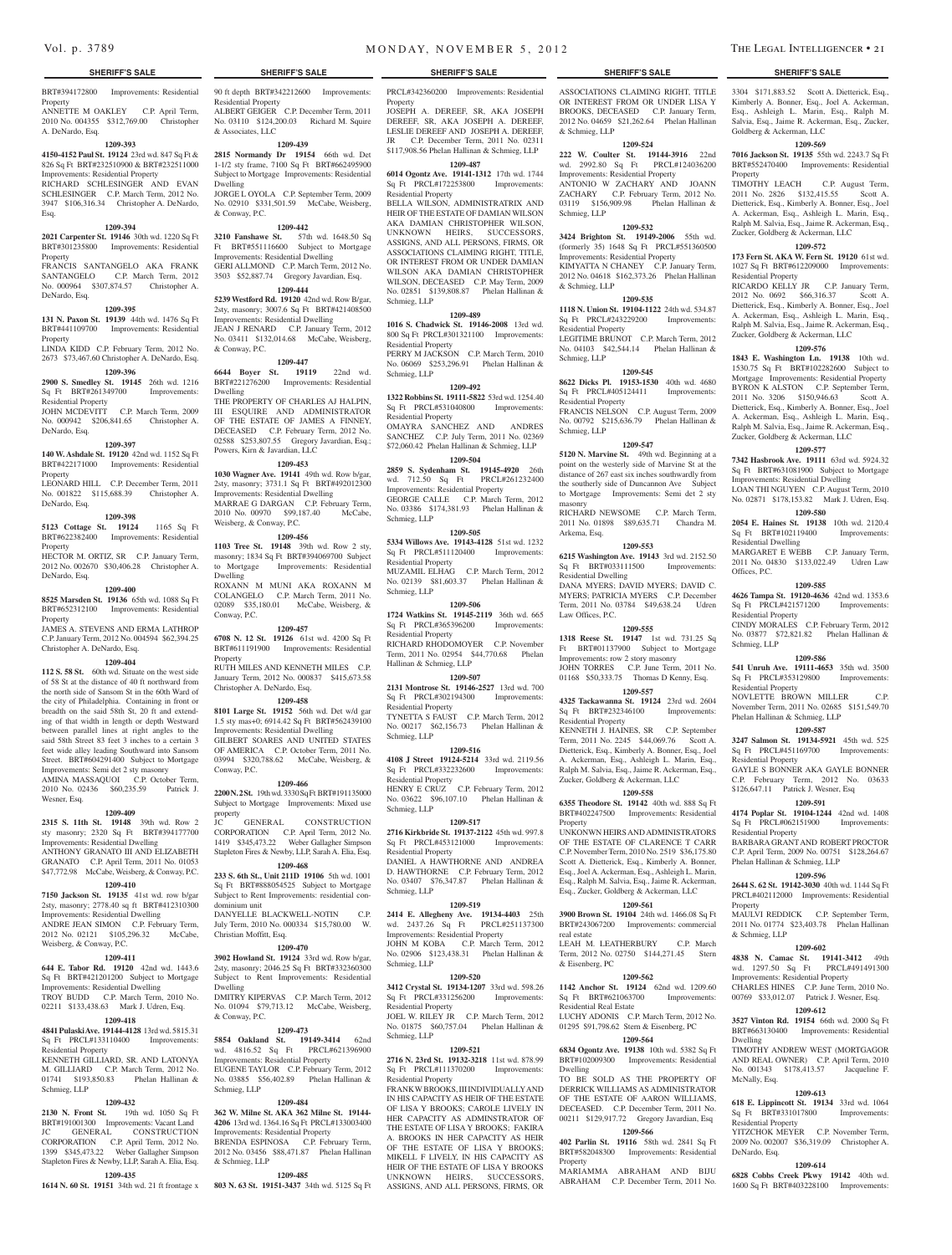BRT#394172800 Improvements: Residential Property

ANNETTE M OAKLEY C.P. April Term, 2010 No. 004355 $312,769.00 Christopher A. DeNardo, Esq.

**1209-393**

**4150-4152 Paul St. 19124** 23rd wd. 847 Sq Ft & 826 Sq Ft BRT#232510900 & BRT#232511000 Improvements: Residential Property

RICHARD SCHLESINGER AND EVAN SCHLESINGER C.P. March Term, 2012 No. 3947 $106,316.34 Christopher A. DeNardo, Esq.

**1209-394**

**2021 Carpenter St. 19146** 30th wd. 1220 Sq Ft BRT#301235800 Improvements: Residential Property

FRANCIS SANTANGELO AKA FRANK SANTANGELO C.P. March Term, 2012 No. 000964 $307,874.57 Christopher A. DeNardo, Esq.

**1209-395**

**131 N. Paxon St. 19139** 44th wd. 1476 Sq Ft BRT#441109700 Improvements: Residential Property

LINDA KIDD C.P. February Term, 2012 No. 2673 $73,467.60 Christopher A. DeNardo, Esq.

**1209-396**

**2900 S. Smedley St. 19145** 26th wd. 1216 Sq Ft BRT#261349700 Improvements: Residential Property

JOHN MCDEVITT C.P. March Term, 2009 No. 000942 $206,841.65 Christopher A. DeNardo, Esq.

**1209-397**

**140 W. Ashdale St. 19120** 42nd wd. 1152 Sq Ft BRT#422171000 Improvements: Residential Property

LEONARD HILL C.P. December Term, 2011 No. 001822 $115,688.39 Christopher A. DeNardo, Esq.

**1209-398**

**5123 Cottage St. 19124** 1165 Sq Ft BRT#622382400 Improvements: Residential Property

HECTOR M. ORTIZ, SR C.P. January Term, 2012 No. 002670 $30,406.28 Christopher A. DeNardo, Esq.

**1209-400**

**8525 Marsden St. 19136** 65th wd. 1088 Sq Ft BRT#652312100 Improvements: Residential Property

JAMES A. STEVENS AND ERMA LATHROP C.P. January Term, 2012 No. 004594 $62,394.25 Christopher A. DeNardo, Esq.

**1209-404**

**112 S. 58 St.** 60th wd. Situate on the west side of 58 St at the distance of 40 ft northward from the north side of Sansom St in the 60th Ward of the city of Philadelphia. Containing in front or breadth on the said 58th St, 20 ft and extending of that width in length or depth Westward between parallel lines at right angles to the said 58th Street 83 feet 3 inches to a certain 3 feet wide alley leading Southward into Sansom Street. BRT#604291400 Subject to Mortgage Improvements: Semi det 2 sty masonry

AMINA MASSAQUOI C.P. October Term, 2010 No. 02436 $60,235.59 Patrick J. Wesner, Esq.

**1209-409**

**2315 S. 11th St. 19148** 39th wd. Row 2 sty masonry; 2320 Sq Ft BRT#394177700 Improvements: Residential Dwelling

ANTHONY GRANATO III AND ELIZABETH GRANATO C.P. April Term, 2011 No. 01053 $47,772.98 McCabe, Weisberg, & Conway, P.C.

**1209-410**

**7150 Jackson St. 19135** 41st wd. row b/gar 2sty, masonry; 2778.40 sq ft BRT#412310300 Improvements: Residential Dwelling

ANDRE JEAN SIMON C.P. February Term, 2012 No. 02121 $105,296.32 McCabe, Weisberg, & Conway, P.C.

**1209-411**

**644 E. Tabor Rd. 19120** 42nd wd. 1443.6 Sq Ft BRT#421201200 Subject to Mortgage Improvements: Residential Dwelling

TROY BUDD C.P. March Term, 2010 No. 02211 $133,438.63 Mark J. Udren, Esq.

**1209-418**

**4841 Pulaski Ave. 19144-4128** 13rd wd. 5815.31 Sq Ft PRCL#133110400 Improvements: Residential Property

KENNETH GILLIARD, SR. AND LATONYA M. GILLIARD C.P. March Term, 2012 No. 01741 $193,850.83 Phelan Hallinan & Schmieg, LLP

**1209-432**

**2130 N. Front St.** 19th wd. 1050 Sq Ft BRT#191001300 Improvements: Vacant Land

JC GENERAL CONSTRUCTION CORPORATION C.P. April Term, 2012 No. 1399 $345,473.22 Weber Gallagher Simpson Stapleton Fires & Newby, LLP, Sarah A. Elia, Esq.

**1209-435**

**1614 N. 60 St. 19151** 34th wd. 21 ft frontage x 90 ft depth BRT#342212600 Improvements: Residential Property

ALBERT GEIGER C.P. December Term, 2011 No. 03110 $124,200.03 Richard M. Squire & Associates, LLC

**1209-439**

**2815 Normandy Dr 19154** 66th wd. Det 1-1/2 sty frame, 7100 Sq Ft BRT#662495900 Subject to Mortgage Improvements: Residential Dwelling

JORGE L OYOLA C.P. September Term, 2009 No. 02910 $331,501.59 McCabe, Weisberg, & Conway, P.C.

**1209-442**

**3210 Fanshawe St.** 57th wd. 1648.50 Sq Ft BRT#551116600 Subject to Mortgage Improvements: Residential Dwelling

GERI ALLMOND C.P. March Term, 2012 No. 3503 $52,887.74 Gregory Javardian, Esq.

**1209-444**

**5239 Westford Rd. 19120** 42nd wd. Row B/gar, 2sty, masonry; 3007.6 Sq Ft BRT#421408500 Improvements: Residential Dwelling

JEAN J RENARD C.P. January Term, 2012 No. 03411 $132,014.68 McCabe, Weisberg, & Conway, P.C.

**1209-447**

**6644 Boyer St. 19119** 22nd wd. BRT#221276200 Improvements: Residential Dwelling

THE PROPERTY OF CHARLES AJ HALPIN, III ESQUIRE AND ADMINISTRATOR OF THE ESTATE OF JAMES A FINNEY, DECEASED C.P. February Term, 2012 No. 02588 $253,807.55 Gregory Javardian, Esq.; Powers, Kirn & Javardian, LLC

**1209-453**

**1030 Wagner Ave. 19141** 49th wd. Row b/gar, 2sty, masonry; 3731.1 Sq Ft BRT#492012300 Improvements: Residential Dwelling

MARRAE G DARGAN C.P. February Term, 2010 No. 00970 $99,187.40 McCabe, Weisberg, & Conway, P.C.

**1209-456**

**1103 Tree St. 19148** 39th wd. Row 2 sty, masonry; 1834 Sq Ft BRT#394069700 Subject to Mortgage Improvements: Residential Dwelling

ROXANN M MUNI AKA ROXANN M COLANGELO C.P. March Term, 2011 No. 02089 $35,180.01 McCabe, Weisberg, & Conway, P.C.

**1209-457**

**6708 N. 12 St. 19126** 61st wd. 4200 Sq Ft BRT#611191900 Improvements: Residential Property

RUTH MILES AND KENNETH MILES C.P. January Term, 2012 No. 000837 $415,673.58 Christopher A. DeNardo, Esq.

**1209-458**

**8101 Large St. 19152** 56th wd. Det w/d gar 1.5 sty mas+0; 6914.42 Sq Ft BRT#562439100 Improvements: Residential Dwelling

GILBERT SOARES AND UNITED STATES OF AMERICA C.P. October Term, 2011 No. 03994 $320,788.62 McCabe, Weisberg, & Conway, P.C.

**1209-466**

**2200 N. 2St.** 19th wd. 3330 Sq Ft BRT#191135000 Subject to Mortgage Improvements: Mixed use property

JC GENERAL CONSTRUCTION CORPORATION C.P. April Term, 2012 No. 1419 $345,473.22 Weber Gallagher Simpson Stapleton Fires & Newby, LLP, Sarah A. Elia, Esq.

**1209-468**

**233 S. 6th St., Unit 211D 19106** 5th wd. 1001 Sq Ft BRT#888054525 Subject to Mortgage Subject to Rent Improvements: residential condominium unit

DANYELLE BLACKWELL-NOTIN C.P. July Term, 2010 No. 000334 $15,780.00 W. Christian Moffitt, Esq.

**1209-470**

**3902 Howland St. 19124** 33rd wd. Row b/gar, 2sty, masonry; 2046.25 Sq Ft BRT#332360300 Subject to Rent Improvements: Residential Dwelling

DMITRY KIPERVAS C.P. March Term, 2012 No. 01094 $79,713.12 McCabe, Weisberg, & Conway, P.C.

**1209-473**

**5854 Oakland St. 19149-3414** 62nd wd. 4816.52 Sq Ft PRCL#621396900 Improvements: Residential Property

EUGENE TAYLOR C.P. February Term, 2012 No. 03885 $56,402.89 Phelan Hallinan & Schmieg, LLP

**1209-484**

**362 W. Milne St. AKA 362 Milne St. 19144-4206** 13rd wd. 1364.16 Sq Ft PRCL#133003400 Improvements: Residential Property

BRENDA ESPINOSA C.P. February Term, 2012 No. 03456 $88,471.87 Phelan Hallinan & Schmieg, LLP

**1209-485**

**803 N. 63 St. 19151-3437** 34th wd. 5125 Sq Ft PRCL#342360200 Improvements: Residential Property

JOSEPH A. DEREEF, SR, AKA JOSEPH DEREEF, SR, AKA JOSEPH A. DEREEF, LESLIE DEREEF AND JOSEPH A. DEREEF, JR C.P. December Term, 2011 No. 02311 $117,908.56 Phelan Hallinan & Schmieg, LLP

**1209-487**

**6014 Ogontz Ave. 19141-1312** 17th wd. 1744 Sq Ft PRCL#172253800 Improvements: Residential Property

BELLA WILSON, ADMINISTRATRIX AND HEIR OF THE ESTATE OF DAMIAN WILSON AKA DAMIAN CHRISTOPHER WILSON, UNKNOWN HEIRS, SUCCESSORS, ASSIGNS, AND ALL PERSONS, FIRMS, OR ASSOCIATIONS CLAIMING RIGHT, TITLE, OR INTEREST FROM OR UNDER DAMIAN WILSON AKA DAMIAN CHRISTOPHER WILSON, DECEASED C.P. May Term, 2009 No. 02851 $139,808.87 Phelan Hallinan & Schmieg, LLP

**1209-489**

**1016 S. Chadwick St. 19146-2008** 13rd wd. 800 Sq Ft PRCL#301321100 Improvements: Residential Property

PERRY M JACKSON C.P. March Term, 2010 No. 06069 $253,296.91 Phelan Hallinan & Schmieg, LLP

**1209-492**

**1322 Robbins St. 19111-5822** 53rd wd. 1254.40 Sq Ft PRCL#531040800 Improvements: Residential Property

OMAYRA SANCHEZ AND ANDRES SANCHEZ C.P. July Term, 2011 No. 02369 $72,060.42 Phelan Hallinan & Schmieg, LLP

**1209-504**

**2859 S. Sydenham St. 19145-4920** 26th wd. 712.50 Sq Ft PRCL#261232400 Improvements: Residential Property

GEORGE CALLE C.P. March Term, 2012 No. 03386 $174,381.93 Phelan Hallinan & Schmieg, LLP

**1209-505**

**5334 Willows Ave. 19143-4128** 51st wd. 1232 Sq Ft PRCL#511120400 Improvements: Residential Property

MUZAMIL ELHAG C.P. March Term, 2012 No. 02139 $81,603.37 Phelan Hallinan & Schmieg, LLP

**1209-506**

**1724 Watkins St. 19145-2119** 36th wd. 665 Sq Ft PRCL#365396200 Improvements: Residential Property

RICHARD RHODOMOYER C.P. November Term, 2011 No. 02954 $44,770.68 Phelan Hallinan & Schmieg, LLP

**1209-507**

**2131 Montrose St. 19146-2527** 13rd wd. 700 Sq Ft PRCL#302194300 Improvements: Residential Property

TYNETTA S FAUST C.P. March Term, 2012 No. 00217 $62,156.73 Phelan Hallinan & Schmieg, LLP

**1209-516**

**4108 J Street 19124-5214** 33rd wd. 2119.56 Sq Ft PRCL#332232600 Improvements: Residential Property

HENRY E CRUZ C.P. February Term, 2012 No. 03622 $96,107.10 Phelan Hallinan & Schmieg, LLP

**1209-517**

**2716 Kirkbride St. 19137-2122** 45th wd. 997.8 Sq Ft PRCL#453121000 Improvements: Residential Property

DANIEL A HAWTHORNE AND ANDREA D. HAWTHORNE C.P. February Term, 2012 No. 03407 $76,347.87 Phelan Hallinan & Schmieg, LLP

**1209-519**

**2414 E. Allegheny Ave. 19134-4403** 25th wd. 2437.26 Sq Ft PRCL#251137300 Improvements: Residential Property

JOHN M KOBA C.P. March Term, 2012 No. 02906 $123,438.31 Phelan Hallinan & Schmieg, LLP

**1209-520**

**3412 Crystal St. 19134-1207** 33rd wd. 598.26 Sq Ft PRCL#331256200 Improvements: Residential Property

JOEL W. RILEY JR C.P. March Term, 2012 No. 01875 $60,757.04 Phelan Hallinan & Schmieg, LLP

**1209-521**

**2716 N. 23rd St. 19132-3218** 11st wd. 878.99 Sq Ft PRCL#111370200 Improvements: Residential Property

FRANK W BROOKS, III INDIVIDUALLY AND IN HIS CAPACITY AS HEIR OF THE ESTATE OF LISA Y BROOKS; CAROLE LIVELY IN HER CAPACITY AS ADMINSTRATOR OF THE ESTATE OF LISA Y BROOKS; FAKIRA A. BROOKS IN HER CAPACITY AS HEIR OF THE ESTATE OF LISA Y BROOKS; MIKELL F LIVELY, IN HIS CAPACITY AS HEIR OF THE ESTATE OF LISA Y BROOKS UNKNOWN HEIRS, SUCCESSORS, ASSIGNS, AND ALL PERSONS, FIRMS, OR ASSOCIATIONS CLAIMING RIGHT, TITLE OR INTEREST FROM OR UNDER LISA Y BROOKS, DECEASED C.P. January Term, 2012 No. 04659 $21,262.64 Phelan Hallinan & Schmieg, LLP

**1209-524**

**222 W. Coulter St. 19144-3916** 22nd wd. 2992.80 Sq Ft PRCL#124036200 Improvements: Residential Property

ANTONIO W ZACHARY AND JOANN ZACHARY C.P. February Term, 2012 No. 03119 $156,909.98 Phelan Hallinan & Schmieg, LLP

**1209-532**

**3424 Brighton St. 19149-2006** 55th wd. (formerly 35) 1648 Sq Ft PRCL#551360500 Improvements: Residential Property

KIMYATTA N CHANEY C.P. January Term, 2012 No. 04618 $162,373.26 Phelan Hallinan & Schmieg, LLP

**1209-535**

**1118 N. Union St. 19104-1122** 24th wd. 534.87 Sq Ft PRCL#243229200 Improvements: Residential Property

LEGITIME BRUNOT C.P. March Term, 2012 No. 04103 $42,544.14 Phelan Hallinan & Schmieg, LLP

**1209-545**

**8622 Dicks Pl. 19153-1530** 40th wd. 4680 Sq Ft PRCL#405124411 Improvements: Residential Property

FRANCIS NELSON C.P. August Term, 2009 No. 00792 $215,636.79 Phelan Hallinan & Schmieg, LLP

**1209-547**

**5120 N. Marvine St.** 49th wd. Beginning at a point on the westerly side of Marvine St at the distance of 267 east six inches southwardly from the southerly side of Duncannon Ave Subject to Mortgage Improvements: Semi det 2 sty masonry

RICHARD NEWSOME C.P. March Term, 2011 No. 01898 $89,635.71 Chandra M. Arkema, Esq.

**1209-553**

**6215 Washington Ave. 19143** 3rd wd. 2152.50 Sq Ft BRT#033111500 Improvements: Residential Dwelling

DANA MYERS; DAVID MYERS; DAVID C. MYERS; PATRICIA MYERS C.P. December Term, 2011 No. 03784 $49,638.24 Udren Law Offices, P.C.

**1209-555**

**1318 Reese St. 19147** 1st wd. 731.25 Sq Ft BRT#01137900 Subject to Mortgage Improvements: row 2 story masonry

JOHN TORRES C.P. June Term, 2011 No. 01168 $50,333.75 Thomas D Kenny, Esq.

**1209-557**

**4325 Tackawanna St. 19124** 23rd wd. 2604 Sq Ft BRT#232346100 Improvements: Residential Property

KENNETH J. HAINES, SR. C.P. September Term, 2011 No. 2245 $44,069.76 Scott A. Dietterick, Esq., Kimberly A. Bonner, Esq., Joel A. Ackerman, Esq., Ashleigh L. Marin, Esq., Ralph M. Salvia, Esq., Jaime R. Ackerman, Esq., Zucker, Goldberg & Ackerman, LLC

**1209-558**

**6355 Theodore St. 19142** 40th wd. 888 Sq Ft BRT#402247500 Improvements: Residential Property

UNKOWN HEIRS AND ADMINISTRATORS OF THE ESTATE OF CLARENCE T CARR C.P. November Term, 2010 No. 2519 $36,175.80 Scott A. Dietterick, Esq., Kimberly A. Bonner, Esq., Joel A. Ackerman, Esq., Ashleigh L. Marin, Esq., Ralph M. Salvia, Esq., Jaime R. Ackerman, Esq., Zucker, Goldberg & Ackerman, LLC

**1209-561**

**3900 Brown St. 19104** 24th wd. 1466.08 Sq Ft BRT#243067200 Improvements: commercial real estate

LEAH M. LEATHERBURY C.P. March Term, 2012 No. 02750 $144,271.45 Stern & Eisenberg, PC

**1209-562**

**1142 Anchor St. 19124** 62nd wd. 1209.60 Sq Ft BRT#621063700 Improvements: Residential Real Estate

LUCHY ADONIS C.P. March Term, 2012 No. 01295 $91,798.62 Stern & Eisenberg, PC

**1209-564**

**6834 Ogontz Ave. 19138** 10th wd. 5382 Sq Ft BRT#102009300 Improvements: Residential Dwelling

TO BE SOLD AS THE PROPERTY OF DERRICK WILLIAMS AS ADMINISTRATOR OF THE ESTATE OF AARON WILLIAMS, DECEASED. C.P. December Term, 2011 No. 00211 $129,917.72 Gregory Javardian, Esq

**1209-566**

**402 Parlin St. 19116** 58th wd. 2841 Sq Ft BRT#582048300 Improvements: Residential Property

MARIAMMA ABRAHAM AND BIJU ABRAHAM C.P. December Term, 2011 No. 3304 $171,883.52 Scott A. Dietterick, Esq., Kimberly A. Bonner, Esq., Joel A. Ackerman, Esq., Ashleigh L. Marin, Esq., Ralph M. Salvia, Esq., Jaime R. Ackerman, Esq., Zucker, Goldberg & Ackerman, LLC

**1209-569**

**7016 Jackson St. 19135** 55th wd. 2243.7 Sq Ft BRT#552470400 Improvements: Residential Property

TIMOTHY LEACH C.P. August Term, 2011 No. 2826 $132,415.55 Scott A. Dietterick, Esq., Kimberly A. Bonner, Esq., Joel A. Ackerman, Esq., Ashleigh L. Marin, Esq., Ralph M. Salvia, Esq., Jaime R. Ackerman, Esq., Zucker, Goldberg & Ackerman, LLC

**1209-572**

**173 Fern St. AKA W. Fern St. 19120** 61st wd. 1027 Sq Ft BRT#612209000 Improvements: Residential Property

RICARDO KELLY JR C.P. January Term, 2012 No. 0692 $66,316.37 Scott A. Dietterick, Esq., Kimberly A. Bonner, Esq., Joel A. Ackerman, Esq., Ashleigh L. Marin, Esq., Ralph M. Salvia, Esq., Jaime R. Ackerman, Esq., Zucker, Goldberg & Ackerman, LLC

**1209-576**

**1843 E. Washington Ln. 19138** 10th wd. 1530.75 Sq Ft BRT#102282600 Subject to Mortgage Improvements: Residential Property

BYRON K ALSTON C.P. September Term, 2011 No. 3206 $150,946.63 Scott A. Dietterick, Esq., Kimberly A. Bonner, Esq., Joel A. Ackerman, Esq., Ashleigh L. Marin, Esq., Ralph M. Salvia, Esq., Jaime R. Ackerman, Esq., Zucker, Goldberg & Ackerman, LLC

**1209-577**

**7342 Hasbrook Ave. 19111** 63rd wd. 5924.32 Sq Ft BRT#631081900 Subject to Mortgage Improvements: Residential Dwelling

LOAN THI NGUYEN C.P. August Term, 2010 No. 02871 $178,153.82 Mark J. Udren, Esq.

**1209-580**

**2054 E. Haines St. 19138** 10th wd. 2120.4 Sq Ft BRT#102119400 Improvements: Residential Dwelling

MARGARET E WEBB C.P. January Term, 2011 No. 04830 $133,022.49 Udren Law Offices, P.C.

**1209-585**

**4626 Tampa St. 19120-4636** 42nd wd. 1353.6 Sq Ft PRCL#421571200 Improvements: Residential Property

CINDY MORALES C.P. February Term, 2012 No. 03877 $72,821.82 Phelan Hallinan & Schmieg, LLP

**1209-586**

**541 Unruh Ave. 19111-4653** 35th wd. 3500 Sq Ft PRCL#353129800 Improvements: Residential Property

NOVLETTE BROWN MILLER C.P. November Term, 2011 No. 02685 $151,549.70 Phelan Hallinan & Schmieg, LLP

**1209-587**

**3247 Salmon St. 19134-5921** 45th wd. 525 Sq Ft PRCL#451169700 Improvements: Residential Property

GAYLE S BONNER AKA GAYLE BONNER C.P. February Term, 2012 No. 03633 $126,647.11 Patrick J. Wesner, Esq

**1209-591**

**4174 Poplar St. 19104-1244** 42nd wd. 1408 Sq Ft PRCL#062151900 Improvements: Residential Property

BARBARA GRANT AND ROBERT PROCTOR C.P. April Term, 2009 No. 00751 $128,264.67 Phelan Hallinan & Schmieg, LLP

**1209-596**

**2644 S. 62 St. 19142-3030** 40th wd. 1144 Sq Ft PRCL#402112000 Improvements: Residential Property

MAULVI REDDICK C.P. September Term, 2011 No. 01774 $23,403.78 Phelan Hallinan & Schmieg, LLP

**1209-602**

**4838 N. Camac St. 19141-3412** 49th wd. 1297.50 Sq Ft PRCL#491491300 Improvements: Residential Property

CHARLES HINES C.P. June Term, 2010 No. 00769 $33,012.07 Patrick J. Wesner, Esq.

**1209-612**

**3527 Vinton Rd. 19154** 66th wd. 2000 Sq Ft BRT#663130400 Improvements: Residential Dwelling

TIMOTHY ANDREW WEST (MORTGAGOR AND REAL OWNER) C.P. April Term, 2010 No. 001343 $178,413.57 Jacqueline F. McNally, Esq.

**1209-613**

**618 E. Lippincott St. 19134** 33rd wd. 1064 Sq Ft BRT#331017800 Improvements: Residential Property

YITZCHOK MEYER C.P. November Term, 2009 No. 002007 $36,319.09 Christopher A. DeNardo, Esq.

**1209-614**

**6828 Cobbs Creek Pkwy 19142** 40th wd. 1600 Sq Ft BRT#403228100 Improvements: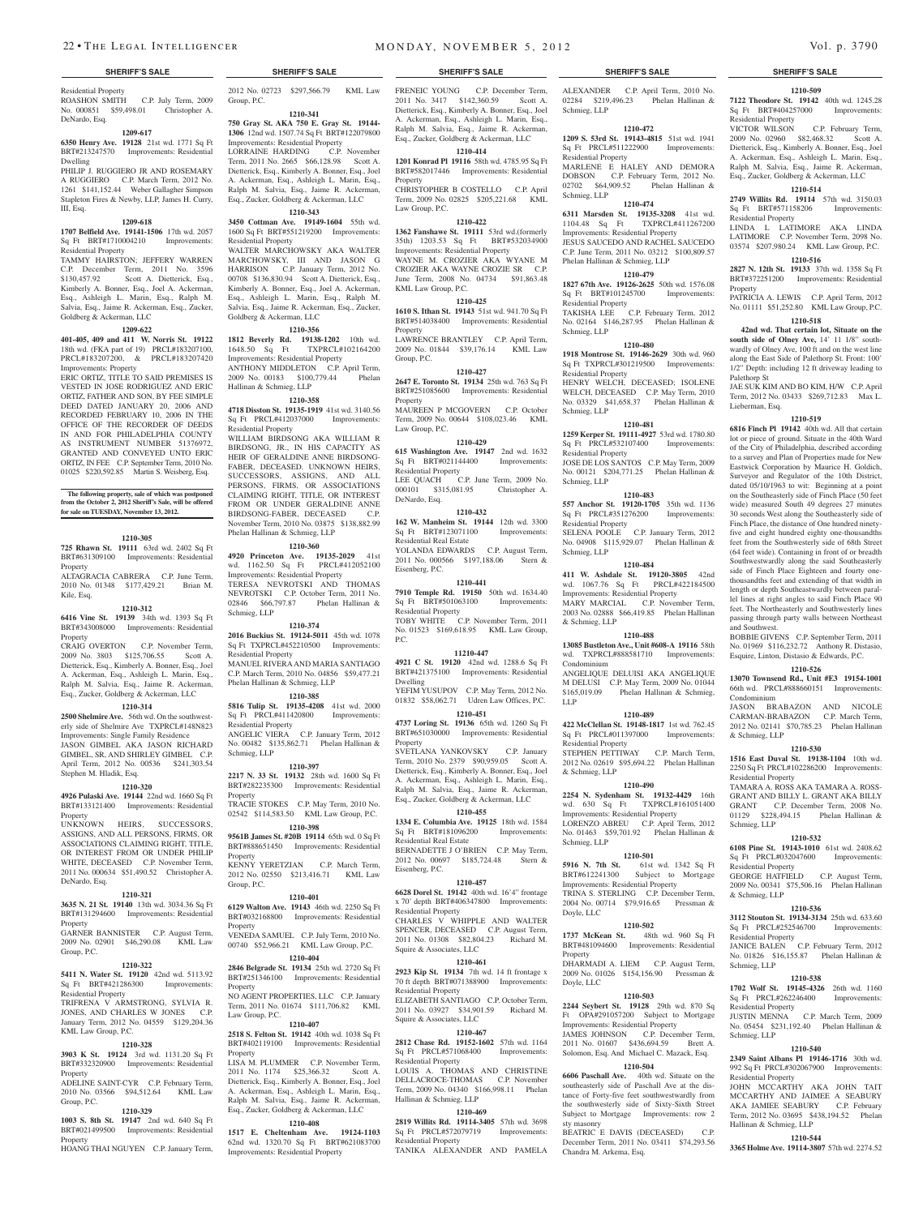**SHERIFF'S SALE**

Residential Property
ROASHON SMITH C.P. July Term, 2009 No. 000851 $59,498.01 Christopher A. DeNardo, Esq.

**1209-617**

**6350 Henry Ave. 19128** 21st wd. 1771 Sq Ft BRT#213247570 Improvements: Residential Dwelling
PHILIP J. RUGGIERO JR AND ROSEMARY A RUGGIERO C.P. March Term, 2012 No. 1261 $141,152.44 Weber Gallagher Simpson Stapleton Fires & Newby, LLP, James H. Curry, III, Esq.

**1209-618**

**1707 Belfield Ave. 19141-1506** 17th wd. 2057 Sq Ft BRT#1710004210 Improvements: Residential Property
TAMMY HAIRSTON; JEFFERY WARREN C.P. December Term, 2011 No. 3596 $130,457.92 Scott A. Dietterick, Esq., Kimberly A. Bonner, Esq., Joel A. Ackerman, Esq., Ashleigh L. Marin, Esq., Ralph M. Salvia, Esq., Jaime R. Ackerman, Esq., Zucker, Goldberg & Ackerman, LLC

**1209-622**

**401-405, 409 and 411 W. Norris St. 19122** 18th wd. (FKA part of 19) PRCL#183207100, PRCL#183207200, & PRCL#183207420 Improvements: Property
ERIC ORTIZ, TITLE TO SAID PREMISES IS VESTED IN JOSE RODRIGUEZ AND ERIC ORTIZ, FATHER AND SON, BY FEE SIMPLE DEED DATED JANUARY 20, 2006 AND RECORDED FEBRUARY 10, 2006 IN THE OFFICE OF THE RECORDER OF DEEDS IN AND FOR PHILADELPHIA COUNTY AS INSTRUMENT NUMBER 51376972, GRANTED AND CONVEYED UNTO ERIC ORTIZ, IN FEE C.P. September Term, 2010 No. 01025 $220,592.85 Martin S. Weisberg, Esq.

**The following property, sale of which was postponed from the October 2, 2012 Sheriff's Sale, will be offered for sale on TUESDAY, November 13, 2012.**

**1210-305**

**725 Rhawn St. 19111** 63rd wd. 2402 Sq Ft BRT#631309100 Improvements: Residential Property
ALTAGRACIA CABRERA C.P. June Term, 2010 No. 01348 $177,429.21 Brian M. Kile, Esq.

**1210-312**

**6416 Vine St. 19139** 34th wd. 1393 Sq Ft BRT#343008000 Improvements: Residential Property
CRAIG OVERTON C.P. November Term, 2009 No. 3803 $125,706.55 Scott A. Dietterick, Esq., Kimberly A. Bonner, Esq., Joel A. Ackerman, Esq., Ashleigh L. Marin, Esq., Ralph M. Salvia, Esq., Jaime R. Ackerman, Esq., Zucker, Goldberg & Ackerman, LLC

**1210-314**

**2500 Shelmire Ave.** 56th wd. On the southwesterly side of Shelmire Ave TXPRCL#1488N23 Improvements: Single Family Residence
JASON GIMBEL AKA JASON RICHARD GIMBEL, SR, AND SHIRLEY GIMBEL C.P. April Term, 2012 No. 00536 $241,303.54 Stephen M. Hladik, Esq.

**1210-320**

**4926 Pulaski Ave. 19144** 22nd wd. 1660 Sq Ft BRT#133121400 Improvements: Residential Property
UNKNOWN HEIRS, SUCCESSORS, ASSIGNS, AND ALL PERSONS, FIRMS, OR ASSOCIATIONS CLAIMING RIGHT, TITLE, OR INTEREST FROM OR UNDER PHILIP WHITE, DECEASED C.P. November Term, 2011 No. 000634 $51,490.52 Christopher A. DeNardo, Esq.

**1210-321**

**3635 N. 21 St. 19140** 13th wd. 3034.36 Sq Ft BRT#131294600 Improvements: Residential Property
GARNER BANNISTER C.P. August Term, 2009 No. 02901 $46,290.08 KML Law Group, P.C.

**1210-322**

**5411 N. Water St. 19120** 42nd wd. 5113.92 Sq Ft BRT#421286300 Improvements: Residential Property
TRIFRENA V ARMSTRONG, SYLVIA R. JONES, AND CHARLES W JONES C.P. January Term, 2012 No. 04559 $129,204.36 KML Law Group, P.C.

**1210-328**

**3903 K St. 19124** 3rd wd. 1131.20 Sq Ft BRT#332320900 Improvements: Residential Property
ADELINE SAINT-CYR C.P. February Term, 2010 No. 03566 $94,512.64 KML Law Group, P.C.

**1210-329**

**1003 S. 8th St. 19147** 2nd wd. 640 Sq Ft BRT#021499500 Improvements: Residential Property
HOANG THAI NGUYEN C.P. January Term, 2012 No. 02723 $297,566.79 KML Law Group, P.C.

**1210-341**

**750 Gray St. AKA 750 E. Gray St. 19144-1306** 12nd wd. 1507.74 Sq Ft BRT#122079800 Improvements: Residential Property
LORRAINE HARDING C.P. November Term, 2011 No. 2665 $66,128.98 Scott A. Dietterick, Esq., Kimberly A. Bonner, Esq., Joel A. Ackerman, Esq., Ashleigh L. Marin, Esq., Ralph M. Salvia, Esq., Jaime R. Ackerman, Esq., Zucker, Goldberg & Ackerman, LLC

**1210-343**

**3450 Cottman Ave. 19149-1604** 55th wd. 1600 Sq Ft BRT#551219200 Improvements: Residential Property
WALTER MARCHOWSKY AKA WALTER MARCHOWSKY, III AND JASON G HARRISON C.P. January Term, 2012 No. 00708 $136,830.94 Scott A. Dietterick, Esq., Kimberly A. Bonner, Esq., Joel A. Ackerman, Esq., Ashleigh L. Marin, Esq., Ralph M. Salvia, Esq., Jaime R. Ackerman, Esq., Zucker, Goldberg & Ackerman, LLC

**1210-356**

**1812 Beverly Rd. 19138-1202** 10th wd. 1648.50 Sq Ft TXPRCL#102164200 Improvements: Residential Property
ANTHONY MIDDLETON C.P. April Term, 2009 No. 00183 $100,779.44 Phelan Hallinan & Schmieg, LLP

**1210-358**

**4718 Disston St. 19135-1919** 41st wd. 3140.56 Sq Ft PRCL#412037000 Improvements: Residential Property
WILLIAM BIRDSONG AKA WILLIAM R BIRDSONG, JR., IN HIS CAPACITY AS HEIR OF GERALDINE ANNE BIRDSONG-FABER, DECEASED. UNKNOWN HEIRS, SUCCESSORS, ASSIGNS, AND ALL PERSONS, FIRMS, OR ASSOCIATIONS CLAIMING RIGHT, TITLE, OR INTEREST FROM OR UNDER GERALDINE ANNE BIRDSONG-FABER, DECEASED C.P. November Term, 2010 No. 03875 $138,882.99 Phelan Hallinan & Schmieg, LLP

**1210-360**

**4920 Princeton Ave. 19135-2029** 41st wd. 1162.50 Sq Ft PRCL#412052100 Improvements: Residential Property
TERESA NEVROTSKI AND THOMAS NEVROTSKI C.P. October Term, 2011 No. 02846 $66,797.87 Phelan Hallinan & Schmieg, LLP

**1210-374**

**2016 Buckius St. 19124-5011** 45th wd. 1078 Sq Ft TXPRCL#452210500 Improvements: Residential Property
MANUEL RIVERA AND MARIA SANTIAGO C.P. March Term, 2010 No. 04856 $59,477.21 Phelan Hallinan & Schmieg, LLP

**1210-385**

**5816 Tulip St. 19135-4208** 41st wd. 2000 Sq Ft PRCL#411420800 Improvements: Residential Property
ANGELIC VIERA C.P. January Term, 2012 No. 00482 $135,862.71 Phelan Hallinan & Schmieg, LLP

**1210-397**

**2217 N. 33 St. 19132** 28th wd. 1600 Sq Ft BRT#282235300 Improvements: Residential Property
TRACIE STOKES C.P. May Term, 2010 No. 02542 $114,583.50 KML Law Group, P.C.

**1210-398**

**9561B James St. #20B 19114** 65th wd. 0 Sq Ft BRT#888651450 Improvements: Residential Property
KENNY YERETZIAN C.P. March Term, 2012 No. 02550 $213,416.71 KML Law Group, P.C.

**1210-401**

**6129 Walton Ave. 19143** 46th wd. 2250 Sq Ft BRT#032168800 Improvements: Residential Property
VENEDA SAMUEL C.P. July Term, 2010 No. 00740 $52,966.21 KML Law Group, P.C.

**1210-404**

**2846 Belgrade St. 19134** 25th wd. 2720 Sq Ft BRT#251346100 Improvements: Residential Property
NO AGENT PROPERTIES, LLC C.P. January Term, 2011 No. 01674 $111,706.82 KML Law Group, P.C.

**1210-407**

**2518 S. Felton St. 19142** 40th wd. 1038 Sq Ft BRT#402119100 Improvements: Residential Property
LISA M. PLUMMER C.P. November Term, 2011 No. 1174 $25,366.32 Scott A. Dietterick, Esq., Kimberly A. Bonner, Esq., Joel A. Ackerman, Esq., Ashleigh L. Marin, Esq., Ralph M. Salvia, Esq., Jaime R. Ackerman, Esq., Zucker, Goldberg & Ackerman, LLC

**1210-408**

**1517 E. Cheltenham Ave. 19124-1103** 62nd wd. 1320.70 Sq Ft BRT#621083700 Improvements: Residential Property
FRENEIC YOUNG C.P. December Term, 2011 No. 3417 $142,360.59 Scott A. Dietterick, Esq., Kimberly A. Bonner, Esq., Joel A. Ackerman, Esq., Ashleigh L. Marin, Esq., Ralph M. Salvia, Esq., Jaime R. Ackerman, Esq., Zucker, Goldberg & Ackerman, LLC

**1210-414**

**1201 Konrad Pl 19116** 58th wd. 4785.95 Sq Ft BRT#582017446 Improvements: Residential Property
CHRISTOPHER B COSTELLO C.P. April Term, 2009 No. 02825 $205,221.68 KML Law Group, P.C.

**1210-422**

**1362 Fanshawe St. 19111** 53rd wd.(formerly 35th) 1203.53 Sq Ft BRT#532034900 Improvements: Residential Property
WAYNE M. CROZIER AKA WYANE M CROZIER AKA WAYNE CROZIE SR C.P. June Term, 2008 No. 04734 $91,863.48 KML Law Group, P.C.

**1210-425**

**1610 S. Ithan St. 19143** 51st wd. 941.70 Sq Ft BRT#514038400 Improvements: Residential Property
LAWRENCE BRANTLEY C.P. April Term, 2009 No. 01844 $39,176.14 KML Law Group, P.C.

**1210-427**

**2647 E. Toronto St. 19134** 25th wd. 763 Sq Ft BRT#251085600 Improvements: Residential Property
MAUREEN P MCGOVERN C.P. October Term, 2009 No. 00644 $108,023.46 KML Law Group, P.C.

**1210-429**

**615 Washington Ave. 19147** 2nd wd. 1632 Sq Ft BRT#021144400 Improvements: Residential Property
LEE QUACH C.P. June Term, 2009 No. 000101 $315,081.95 Christopher A. DeNardo, Esq.

**1210-432**

**162 W. Manheim St. 19144** 12th wd. 3300 Sq Ft BRT#123071100 Improvements: Residential Real Estate
YOLANDA EDWARDS C.P. August Term, 2011 No. 000566 $197,188.06 Stern & Eisenberg, P.C.

**1210-441**

**7910 Temple Rd. 19150** 50th wd. 1634.40 Sq Ft BRT#501063100 Improvements: Residential Property
TOBY WHITE C.P. November Term, 2011 No. 01523 $169,618.95 KML Law Group, P.C.

**11210-447**

**4921 C St. 19120** 42nd wd. 1288.6 Sq Ft BRT#421375100 Improvements: Residential Dwelling
YEFIM YUSUPOV C.P. May Term, 2012 No. 01832 $58,062.71 Udren Law Offices, P.C.

**1210-451**

**4737 Loring St. 19136** 65th wd. 1260 Sq Ft BRT#651030000 Improvements: Residential Property
SVETLANA YANKOVSKY C.P. January Term, 2010 No. 2379 $90,959.05 Scott A. Dietterick, Esq., Kimberly A. Bonner, Esq., Joel A. Ackerman, Esq., Ashleigh L. Marin, Esq., Ralph M. Salvia, Esq., Jaime R. Ackerman, Esq., Zucker, Goldberg & Ackerman, LLC

**1210-455**

**1334 E. Columbia Ave. 19125** 18th wd. 1584 Sq Ft BRT#181096200 Improvements: Residential Real Estate
BERNADETTE J O'BRIEN C.P. May Term, 2012 No. 00697 $185,724.48 Stern & Eisenberg, P.C.

**1210-457**

**6628 Dorel St. 19142** 40th wd. 16'4" frontage x 70' depth BRT#406347800 Improvements: Residential Property
CHARLES V WHIPPLE AND WALTER SPENCER, DECEASED C.P. August Term, 2011 No. 01308 $82,804.23 Richard M. Squire & Associates, LLC

**1210-461**

**2923 Kip St. 19134** 7th wd. 14 ft frontage x 70 ft depth BRT#071388900 Improvements: Residential Property
ELIZABETH SANTIAGO C.P. October Term, 2011 No. 03927 $34,901.59 Richard M. Squire & Associates, LLC

**1210-467**

**2812 Chase Rd. 19152-1602** 57th wd. 1164 Sq Ft PRCL#571068400 Improvements: Residential Property
LOUIS A. THOMAS AND CHRISTINE DELLACROCE-THOMAS C.P. November Term, 2009 No. 04340 $166,998.11 Phelan Hallinan & Schmieg, LLP

**1210-469**

**2819 Willits Rd. 19114-3405** 57th wd. 3698 Sq Ft PRCL#572079719 Improvements: Residential Property
TANIKA ALEXANDER AND PAMELA ALEXANDER C.P. April Term, 2010 No. 02284 $219,496.23 Phelan Hallinan & Schmieg, LLP

**1210-472**

**1209 S. 53rd St. 19143-4815** 51st wd. 1941 Sq Ft PRCL#511222900 Improvements: Residential Property
MARLENE E HALEY AND DEMORA DOBSON C.P. February Term, 2012 No. 02702 $64,909.52 Phelan Hallinan & Schmieg, LLP

**1210-474**

**6311 Marsden St. 19135-3208** 41st wd. 1104.48 Sq Ft TXPRCL#411267200 Improvements: Residential Property
JESUS SAUCEDO AND RACHEL SAUCEDO C.P. June Term, 2011 No. 03212 $100,809.57 Phelan Hallinan & Schmieg, LLP

**1210-479**

**1827 67th Ave. 19126-2625** 50th wd. 1576.08 Sq Ft BRT#101245700 Improvements: Residential Property
TAKISHA LEE C.P. February Term, 2012 No. 02164 $146,287.95 Phelan Hallinan & Schmieg, LLP

**1210-480**

**1918 Montrose St. 19146-2629** 30th wd. 960 Sq Ft TXPRCL#301219500 Improvements: Residential Property
HENRY WELCH, DECEASED; ISOLENE WELCH, DECEASED C.P. May Term, 2010 No. 03329 $41,658.37 Phelan Hallinan & Schmieg, LLP

**1210-481**

**1259 Kerper St. 19111-4927** 53rd wd. 1780.80 Sq Ft PRCL#532107400 Improvements: Residential Property
JOSE DE LOS SANTOS C.P. May Term, 2009 No. 00121 $204,771.25 Phelan Hallinan & Schmieg, LLP

**1210-483**

**557 Anchor St. 19120-1705** 35th wd. 1136 Sq Ft PRCL#351276200 Improvements: Residential Property
SELENA POOLE C.P. January Term, 2012 No. 04908 $115,929.07 Phelan Hallinan & Schmieg, LLP

**1210-484**

**411 W. Ashdale St. 19120-3805** 42nd wd. 1067.76 Sq Ft PRCL#422184500 Improvements: Residential Property
MARY MARCIAL C.P. November Term, 2003 No. 02888 $66,419.85 Phelan Hallinan & Schmieg, LLP

**1210-488**

**13085 Bustleton Ave., Unit #608-A 19116** 58th wd. TXPRCL#888581710 Improvements: Condominium
ANGELIQUE DELUISI AKA ANGELIQUE M DELUSI C.P. May Term, 2009 No. 01044 $165,019.09 Phelan Hallinan & Schmieg, LLP

**1210-489**

**422 McClellan St. 19148-1817** 1st wd. 762.45 Sq Ft PRCL#011397000 Improvements: Residential Property
STEPHEN PETTIWAY C.P. March Term, 2012 No. 02619 $95,694.22 Phelan Hallinan & Schmieg, LLP

**1210-490**

**2254 N. Sydenham St. 19132-4429** 16th wd. 630 Sq Ft TXPRCL#161051400 Improvements: Residential Property
LORENZO ABREU C.P. April Term, 2012 No. 01463 $59,701.92 Phelan Hallinan & Schmieg, LLP

**1210-501**

**5916 N. 7th St.** 61st wd. 1342 Sq Ft BRT#612241300 Subject to Mortgage Improvements: Residential Property
TRINA S. STERLING C.P. December Term, 2004 No. 00714 $79,916.65 Pressman & Doyle, LLC

**1210-502**

**1737 McKean St.** 48th wd. 960 Sq Ft BRT#481094600 Improvements: Residential Property
DHARMADI A. LIEM C.P. August Term, 2009 No. 01026 $154,156.90 Pressman & Doyle, LLC

**1210-503**

**2244 Seybert St. 19128** 29th wd. 870 Sq Ft OPA#291057200 Subject to Mortgage Improvements: Residential Property
JAMES JOHNSON C.P. December Term, 2011 No. 01607 $436,694.59 Brett A. Solomon, Esq. And Michael C. Mazack, Esq.

**1210-504**

**6606 Paschall Ave.** 40th wd. Situate on the southeasterly side of Paschall Ave at the distance of Forty-five feet southwestwardly from the southwesterly side of Sixty-Sixth Street Subject to Mortgage Improvements: row 2 sty masonry
BEATRIC E DAVIS (DECEASED) C.P. December Term, 2011 No. 03411 $74,293.56 Chandra M. Arkema, Esq.

**1210-509**

**7122 Theodore St. 19142** 40th wd. 1245.28 Sq Ft BRT#404257000 Improvements: Residential Property
VICTOR WILSON C.P. February Term, 2009 No. 02960 $82,468.32 Scott A. Dietterick, Esq., Kimberly A. Bonner, Esq., Joel A. Ackerman, Esq., Ashleigh L. Marin, Esq., Ralph M. Salvia, Esq., Jaime R. Ackerman, Esq., Zucker, Goldberg & Ackerman, LLC

**1210-514**

**2749 Willits Rd. 19114** 57th wd. 3150.03 Sq Ft BRT#571158206 Improvements: Residential Property
LINDA L LATIMORE AKA LINDA LATIMORE C.P. November Term, 2098 No. 03574 $207,980.24 KML Law Group, P.C.

**1210-516**

**2827 N. 12th St. 19133** 37th wd. 1358 Sq Ft BRT#372251200 Improvements: Residential Property
PATRICIA A. LEWIS C.P. April Term, 2012 No. 01111 $51,252.80 KML Law Group, P.C.

**1210-518**

**42nd wd. That certain lot, Situate on the south side of Olney Ave,** 14' 11 1/8" southwardly of Olney Ave, 100 ft and on the west line along the East Side of Palethorp St. Front: 100' 1/2" Depth: including 12 ft driveway leading to Palethorp St
JAE SUK KIM AND BO KIM, H/W C.P. April Term, 2012 No. 03433 $269,712.83 Max L. Lieberman, Esq.

**1210-519**

**6816 Finch Pl 19142** 40th wd. All that certain lot or piece of ground. Situate in the 40th Ward of the City of Philadelphia, described according to a survey and Plan of Properties made for New Eastwick Corporation by Maurice H. Goldich, Surveyor and Regulator of the 10th District, dated 05/10/1963 to wit: Beginning at a point on the Southeasterly side of Finch Place (50 feet wide) measured South 49 degrees 27 minutes 30 seconds West along the Southeasterly side of Finch Place, the distance of One hundred ninety-five and eight hundred eighty one-thousandths feet from the Southwesterly side of 68th Street (64 feet wide). Containing in front or of breadth Southwestwardly along the said Southeasterly side of Finch Place Eighteen and fourty one-thousandths feet and extending of that width in length or depth Southeastwardly between parallel lines at right angles to said Finch Place 90 feet. The Northeasterly and Southwesterly lines passing through party walls between Northeast and Southwest.
BOBBIE GIVENS C.P. September Term, 2011 No. 01969 $116,232.72 Anthony R. Distasio, Esquire, Linton, Distasio & Edwards, P.C.

**1210-526**

**13070 Townsend Rd., Unit #E3 19154-1001** 66th wd. PRCL#888660151 Improvements: Condominium
JASON BRABAZON AND NICOLE CARMAN-BRABAZON C.P. March Term, 2012 No. 02141 $70,785.23 Phelan Hallinan & Schmieg, LLP

**1210-530**

**1516 East Duval St. 19138-1104** 10th wd. 2250 Sq Ft PRCL#102286200 Improvements: Residential Property
TAMARA A. ROSS AKA TAMARA A. ROSS-GRANT AND BILLY L. GRANT AKA BILLY GRANT C.P. December Term, 2008 No. 01129 $228,494.15 Phelan Hallinan & Schmieg, LLP

**1210-532**

**6108 Pine St. 19143-1010** 61st wd. 2408.62 Sq Ft PRCL#032047600 Improvements: Residential Property
GEORGE HATFIELD C.P. August Term, 2009 No. 00341 $75,506.16 Phelan Hallinan & Schmieg, LLP

**1210-536**

**3112 Stouton St. 19134-3134** 25th wd. 633.60 Sq Ft PRCL#252546700 Improvements: Residential Property
JANICE BALEN C.P. February Term, 2012 No. 01826 $16,155.87 Phelan Hallinan & Schmieg, LLP

**1210-538**

**1702 Wolf St. 19145-4326** 26th wd. 1160 Sq Ft PRCL#262246400 Improvements: Residential Property
JUSTIN MENNA C.P. March Term, 2009 No. 05454 $231,192.40 Phelan Hallinan & Schmieg, LLP

**1210-540**

**2349 Saint Albans Pl 19146-1716** 30th wd. 992 Sq Ft PRCL#302067900 Improvements: Residential Property
JOHN MCCARTHY AKA JOHN TAIT MCCARTHY AND JAIMEE A SEABURY AKA JAMIEE SEABURY C.P. February Term, 2012 No. 03695 $438,194.52 Phelan Hallinan & Schmieg, LLP

**1210-544**

**3365 Holme Ave. 19114-3807** 57th wd. 2274.52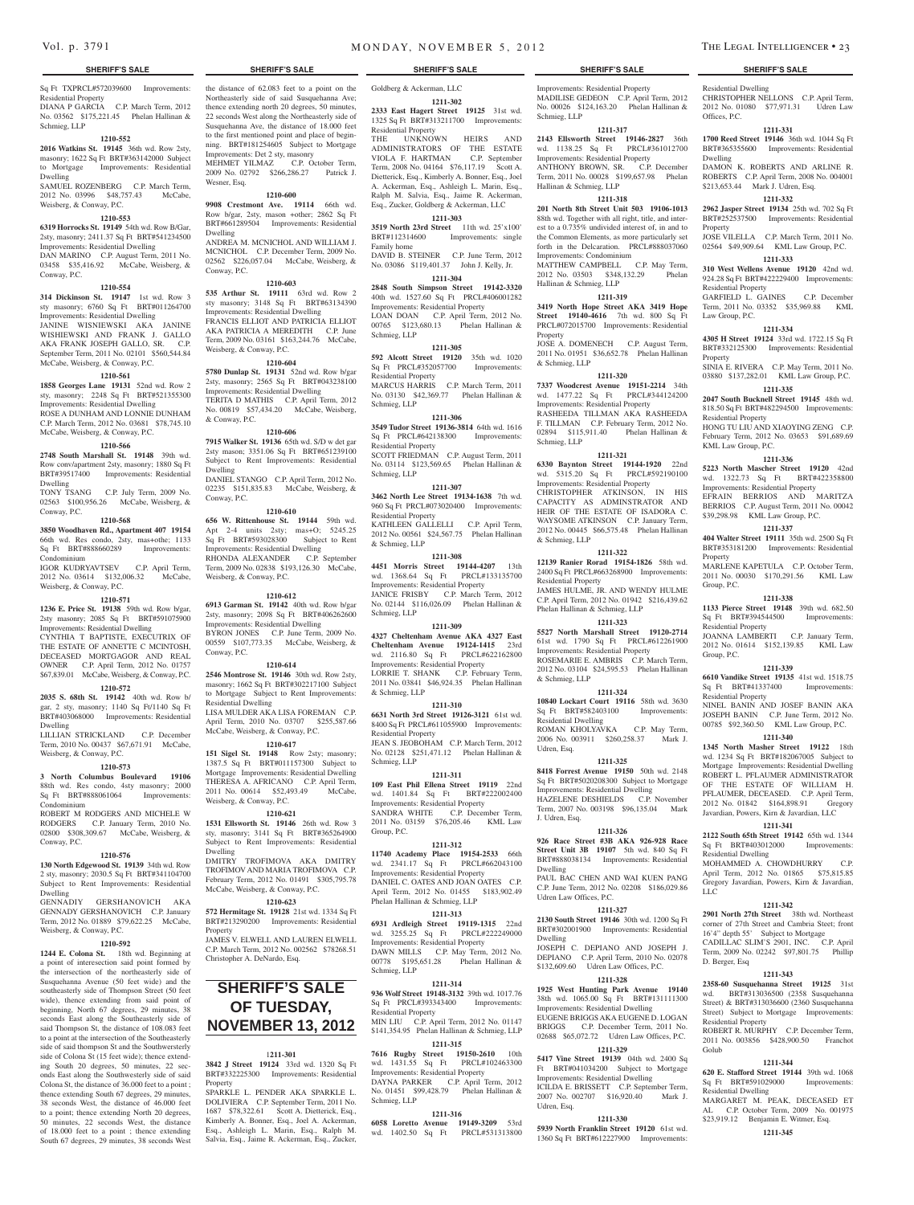Sq Ft TXPRCL#572039600 Improvements: Residential Property

DIANA P GARCIA C.P. March Term, 2012 No. 03562 $175,221.45 Phelan Hallinan & Schmieg, LLP

**1210-552**

**2016 Watkins St. 19145** 36th wd. Row 2sty, masonry; 1622 Sq Ft BRT#363142000 Subject to Mortgage Improvements: Residential Dwelling

SAMUEL ROZENBERG C.P. March Term, 2012 No. 03996 $48,757.43 McCabe, Weisberg, & Conway, P.C.

**1210-553**

**6319 Horrocks St. 19149** 54th wd. Row B/Gar, 2sty, masonry; 2411.37 Sq Ft BRT#541234500 Improvements: Residential Dwelling

DAN MARINO C.P. August Term, 2011 No. 03458 $35,416.92 McCabe, Weisberg, & Conway, P.C.

**1210-554**

**314 Dickinson St. 19147** 1st wd. Row 3 sty masonry; 6760 Sq Ft BRT#011264700 Improvements: Residential Dwelling

JANINE WISNIEWSKI AKA JANINE WISHIEWSKI AND FRANK J. GALLO AKA FRANK JOSEPH GALLO, SR. C.P. September Term, 2011 No. 02101 $560,544.84 McCabe, Weisberg, & Conway, P.C.

**1210-561**

**1858 Georges Lane 19131** 52nd wd. Row 2 sty, masonry; 2248 Sq Ft BRT#521355300 Improvements: Residential Dwelling

ROSE A DUNHAM AND LONNIE DUNHAM C.P. March Term, 2012 No. 03681 $78,745.10 McCabe, Weisberg, & Conway, P.C.

**1210-566**

**2748 South Marshall St. 19148** 39th wd. Row conv/apartment 2sty, masonry; 1880 Sq Ft BRT#39517400 Improvements: Residential Dwelling

TONY TSANG C.P. July Term, 2009 No. 02563 $100,956.26 McCabe, Weisberg, & Conway, P.C.

**1210-568**

**3850 Woodhaven Rd., Apartment 407 19154** 66th wd. Res condo, 2sty, mas+othe; 1133 Sq Ft BRT#888660289 Improvements: Condominium

IGOR KUDRYAVTSEV C.P. April Term, 2012 No. 03614 $132,006.32 McCabe, Weisberg, & Conway, P.C.

**1210-571**

**1236 E. Price St. 19138** 59th wd. Row b/gar, 2sty masonry; 2085 Sq Ft BRT#591075900 Improvements: Residential Dwelling

CYNTHIA T BAPTISTE, EXECUTRIX OF THE ESTATE OF ANNETTE C MCINTOSH, DECEASED MORTGAGOR AND REAL OWNER C.P. April Term, 2012 No. 01757 $67,839.01 McCabe, Weisberg, & Conway, P.C.

**1210-572**

**2035 S. 68th St. 19142** 40th wd. Row b/ gar, 2 sty, masonry; 1140 Sq Ft/1140 Sq Ft BRT#403068000 Improvements: Residential Dwelling

LILLIAN STRICKLAND C.P. December Term, 2010 No. 00437 $67,671.91 McCabe, Weisberg, & Conway, P.C.

**1210-573**

**3 North Columbus Boulevard 19106** 88th wd. Res condo, 4sty masonry; 2000 Sq Ft BRT#888061064 Improvements: Condominium

ROBERT M RODGERS AND MICHELE W RODGERS C.P. January Term, 2010 No. 02800 $308,309.67 McCabe, Weisberg, & Conway, P.C.

**1210-576**

**130 North Edgewood St. 19139** 34th wd. Row 2 sty, masonry; 2030.5 Sq Ft BRT#341104700 Subject to Rent Improvements: Residential Dwelling

GENNADIY GERSHANOVICH AKA GENNADY GERSHANOVICH C.P. January Term, 2012 No. 01889 $79,622.25 McCabe, Weisberg, & Conway, P.C.

**1210-592**

**1244 E. Colona St.** 18th wd. Beginning at a point of interesection said point formed by the intersection of the northeasterly side of Susquehanna Avenue (50 feet wide) and the southeasterly side of Thompson Street (50 feet wide), thence extending from said point of beginning, North 67 degrees, 29 minutes, 38 seconds East along the Southeasterly side of said Thompson St, the distance of 108.083 feet to a point at the intersection of the Southeasterly side of said thompson St and the Southwersterly side of Colona St (15 feet wide); thence extending South 20 degrees, 50 minutes, 22 seconds East along the Southwesterly side of said Colona St, the distance of 36.000 feet to a point ; thence extending South 67 degrees, 29 minutes, 38 seconds West, the distance of 46.000 feet to a point; thence extending North 20 degrees, 50 minutes, 22 seconds West, the distance of 18.000 feet to a point ; thence extending South 67 degrees, 29 minutes, 38 seconds West the distance of 62.083 feet to a point on the Northeasterly side of said Susquehanna Ave; thence extending north 20 degrees, 50 minutes, 22 seconds West along the Northeasterly side of Susquehanna Ave, the distance of 18.000 feet to the first mentioned point and place of beginning. BRT#181254605 Subject to Mortgage Improvements: Det 2 sty, masonry

MEHMET YILMAZ C.P. October Term, 2009 No. 02792 $266,286.27 Patrick J. Wesner, Esq.

**1210-600**

**9908 Crestmont Ave. 19114** 66th wd. Row b/gar, 2sty, mason +other; 2862 Sq Ft BRT#661289504 Improvements: Residential Dwelling

ANDREA M. MCNICHOL AND WILLIAM J. MCNICHOL C.P. December Term, 2009 No. 02562 $226,057.04 McCabe, Weisberg, & Conway, P.C.

**1210-603**

**535 Arthur St. 19111** 63rd wd. Row 2 sty masonry; 3148 Sq Ft BRT#63134390 Improvements: Residential Dwelling

FRANCIS ELLIOT AND PATRICIA ELLIOT AKA PATRICIA A MEREDITH C.P. June Term, 2009 No. 03161 $163,244.76 McCabe, Weisberg, & Conway, P.C.

**1210-604**

**5780 Dunlap St. 19131** 52nd wd. Row b/gar 2sty, masonry; 2565 Sq Ft BRT#043238100 Improvements: Residential Dwelling

TERITA D MATHIS C.P. April Term, 2012 No. 00819 $57,434.20 McCabe, Weisberg, & Conway, P.C.

**1210-606**

**7915 Walker St. 19136** 65th wd. S/D w det gar 2sty mason; 3351.06 Sq Ft BRT#651239100 Subject to Rent Improvements: Residential Dwelling

DANIEL STANGO C.P. April Term, 2012 No. 02235 $151,835.83 McCabe, Weisberg, & Conway, P.C.

**1210-610**

**656 W. Rittenhouse St. 19144** 59th wd. Apt 2-4 units 2sty; mas+O; 5245.25 Sq Ft BRT#593028300 Subject to Rent Improvements: Residential Dwelling

RHONDA ALEXANDER C.P. September Term, 2009 No. 02838 $193,126.30 McCabe, Weisberg, & Conway, P.C.

**1210-612**

**6913 Garman St. 19142** 40th wd. Row b/gar 2sty, masonry; 2098 Sq Ft BRT#406262600 Improvements: Residential Dwelling

BYRON JONES C.P. June Term, 2009 No. 00559 $107,773.35 McCabe, Weisberg, & Conway, P.C.

**1210-614**

**2546 Montrose St. 19146** 30th wd. Row 2sty, masonry; 1662 Sq Ft BRT#302171000 Subject to Mortgage Subject to Rent Improvements: Residential Dwelling

LISA MULDER AKA LISA FOREMAN C.P. April Term, 2010 No. 03707 $255,587.66 McCabe, Weisberg, & Conway, P.C.

**1210-617**

**151 Sigel St. 19148** Row 2sty; masonry; 1387.5 Sq Ft BRT#011157300 Subject to Mortgage Improvements: Residential Dwelling

THERESA A. AFRICANO C.P. April Term, 2011 No. 00614 $52,493.49 McCabe, Weisberg, & Conway, P.C.

**1210-621**

**1531 Ellsworth St. 19146** 26th wd. Row 3 sty, masonry; 3141 Sq Ft BRT#365264900 Subject to Rent Improvements: Residential Dwelling

DMITRY TROFIMOVA AKA DMITRY TROFIMOV AND MARIA TROFIMOVA C.P. February Term, 2012 No. 01491 $305,795.78 McCabe, Weisberg, & Conway, P.C.

**1210-623**

**572 Hermitage St. 19128** 21st wd. 1334 Sq Ft BRT#213290200 Improvements: Residential Property

JAMES V. ELWELL AND LAUREN ELWELL C.P. March Term, 2012 No. 002562 $78268.51 Christopher A. DeNardo, Esq.

# SHERIFF'S SALE OF TUESDAY, NOVEMBER 13, 2012

**1211-301**

**3842 J Street 19124** 33rd wd. 1320 Sq Ft BRT#332225300 Improvements: Residential Property

SPARKLE L. PENDER AKA SPARKLE L. DOLIVIERA C.P. September Term, 2011 No. 1687 $78,322.61 Scott A. Dietterick, Esq., Kimberly A. Bonner, Esq., Joel A. Ackerman, Esq., Ashleigh L. Marin, Esq., Ralph M. Salvia, Esq., Jaime R. Ackerman, Esq., Zucker, Goldberg & Ackerman, LLC

**1211-302**

**2333 East Hagert Street 19125** 31st wd. 1325 Sq Ft BRT#313211700 Improvements: Residential Property

THE UNKNOWN HEIRS AND ADMINISTRATORS OF THE ESTATE VIOLA F. HARTMAN C.P. September Term, 2008 No. 04164 $76,117.19 Scott A. Dietterick, Esq., Kimberly A. Bonner, Esq., Joel A. Ackerman, Esq., Ashleigh L. Marin, Esq., Ralph M. Salvia, Esq., Jaime R. Ackerman, Esq., Zucker, Goldberg & Ackerman, LLC

**1211-303**

**3519 North 23rd Street** 11th wd. 25'x100' BRT#112314600 Improvements: single Family home

DAVID B. STEINER C.P. June Term, 2012 No. 03086 $119,401.37 John J. Kelly, Jr.

**1211-304**

**2848 South Simpson Street 19142-3320** 40th wd. 1527.60 Sq Ft PRCL#406001282 Improvements: Residential Property

LOAN DOAN C.P. April Term, 2012 No. 00765 $123,680.13 Phelan Hallinan & Schmieg, LLP

**1211-305**

**592 Alcott Street 19120** 35th wd. 1020 Sq Ft PRCL#352057700 Improvements: Residential Property

MARCUS HARRIS C.P. March Term, 2011 No. 03130 $42,369.77 Phelan Hallinan & Schmieg, LLP

**1211-306**

**3549 Tudor Street 19136-3814** 64th wd. 1616 Sq Ft PRCL#642138300 Improvements: Residential Property

SCOTT FRIEDMAN C.P. August Term, 2011 No. 03114 $123,569.65 Phelan Hallinan & Schmieg, LLP

**1211-307**

**3462 North Lee Street 19134-1638** 7th wd. 960 Sq Ft PRCL#073020400 Improvements: Residential Property

KATHLEEN GALLELLI C.P. April Term, 2012 No. 00561 $24,567.75 Phelan Hallinan & Schmieg, LLP

**1211-308**

**4451 Morris Street 19144-4207** 13th wd. 1368.64 Sq Ft PRCL#133135700 Improvements: Residential Property

JANICE FRISBY C.P. March Term, 2012 No. 02144 $116,026.09 Phelan Hallinan & Schmieg, LLP

**1211-309**

**4327 Cheltenham Avenue AKA 4327 East Cheltenham Avenue 19124-1415** 23rd wd. 2116.80 Sq Ft PRCL#622162800 Improvements: Residential Property

LORRIE T. SHANK C.P. February Term, 2011 No. 03841 $46,924.35 Phelan Hallinan & Schmieg, LLP

**1211-310**

**6631 North 3rd Street 19126-3121** 61st wd. 8400 Sq Ft PRCL#611055900 Improvements: Residential Property

JEAN S. JEOBOHAM C.P. March Term, 2012 No. 02128 $251,471.12 Phelan Hallinan & Schmieg, LLP

**1211-311**

**109 East Phil Ellena Street 19119** 22nd wd. 1401.84 Sq Ft BRT#222002400 Improvements: Residential Property

SANDRA WHITE C.P. December Term, 2011 No. 03159 $76,205.46 KML Law Group, P.C.

**1211-312**

**11740 Academy Place 19154-2533** 66th wd. 2341.17 Sq Ft PRCL#662043100 Improvements: Residential Property

DANIEL C. OATES AND JOAN OATES C.P. April Term, 2012 No. 01455 $183,902.49 Phelan Hallinan & Schmieg, LLP

**1211-313**

**6931 Ardleigh Street 19119-1315** 22nd wd. 3255.25 Sq Ft PRCL#222249000 Improvements: Residential Property

DAWN MILLS C.P. May Term, 2012 No. 00778 $195,651.28 Phelan Hallinan & Schmieg, LLP

**1211-314**

**936 Wolf Street 19148-3132** 39th wd. 1017.76 Sq Ft PRCL#393343400 Improvements: Residential Property

MIN LIU C.P. April Term, 2012 No. 01147 $141,354.95 Phelan Hallinan & Schmieg, LLP

**1211-315**

**7616 Rugby Street 19150-2610** 10th wd. 1431.55 Sq Ft PRCL#102463300 Improvements: Residential Property

DAYNA PARKER C.P. April Term, 2012 No. 01451 $99,428.79 Phelan Hallinan & Schmieg, LLP

**1211-316**

**6058 Loretto Avenue 19149-3209** 53rd wd. 1402.50 Sq Ft PRCL#531313800 Improvements: Residential Property

MADILISE GEDEON C.P. April Term, 2012 No. 00026 $124,163.20 Phelan Hallinan & Schmieg, LLP

**1211-317**

**2143 Ellsworth Street 19146-2827** 36th wd. 1138.25 Sq Ft PRCL#361012700 Improvements: Residential Property

ANTHONY BROWN, SR. C.P. December Term, 2011 No. 00028 $199,657.98 Phelan Hallinan & Schmieg, LLP

**1211-318**

**201 North 8th Street Unit 503 19106-1013** 88th wd. Together with all right, title, and interest to a 0.735% undivided interest of, in and to the Common Elements, as more particularly set forth in the Delcaration. PRCL#888037060 Improvements: Condominium

MATTHEW CAMPBELL C.P. May Term, 2012 No. 03503 $348,132.29 Phelan Hallinan & Schmieg, LLP

**1211-319**

**3419 North Hope Street AKA 3419 Hope Street 19140-4616** 7th wd. 800 Sq Ft PRCL#072015700 Improvements: Residential Property

JOSE A. DOMENECH C.P. August Term, 2011 No. 01951 $36,652.78 Phelan Hallinan & Schmieg, LLP

**1211-320**

**7337 Woodcrest Avenue 19151-2214** 34th wd. 1477.22 Sq Ft PRCL#344124200 Improvements: Residential Property

RASHEEDA TILLMAN AKA RASHEEDA F. TILLMAN C.P. February Term, 2012 No. 02894 $115,911.40 Phelan Hallinan & Schmieg, LLP

**1211-321**

**6330 Baynton Street 19144-1920** 22nd wd. 5315.20 Sq Ft PRCL#592190100 Improvements: Residential Property

CHRISTOPHER ATKINSON, IN HIS CAPACITY AS ADMINSTRATOR AND HEIR OF THE ESTATE OF ISADORA C. WAYSOME ATKINSON C.P. January Term, 2012 No. 00445 $66,575.48 Phelan Hallinan & Schmieg, LLP

**1211-322**

**12139 Ranier Rorad 19154-1826** 58th wd. 2400 Sq Ft PRCL#663268900 Improvements: Residential Property

JAMES HULME, JR. AND WENDY HULME C.P. April Term, 2012 No. 01942 $216,439.62 Phelan Hallinan & Schmieg, LLP

**1211-323**

**5527 North Marshall Street 19120-2714** 61st wd. 1790 Sq Ft PRCL#612261900 Improvements: Residential Property

ROSEMARIE E. AMBRIS C.P. March Term, 2012 No. 03104 $24,595.53 Phelan Hallinan & Schmieg, LLP

**1211-324**

**10840 Lockart Court 19116** 58th wd. 3630 Sq Ft BRT#582403100 Improvements: Residential Dwelling

ROMAN KHOLYAVKA C.P. May Term, 2006 No. 003911 $260,258.37 Mark J. Udren, Esq.

**1211-325**

**8418 Forrest Avenue 19150** 50th wd. 2148 Sq Ft BRT#5020208300 Subject to Mortgage Improvements: Residential Dwelling

HAZELENE DESHIELDS C.P. November Term, 2007 No. 003198 $96,135.04 Mark J. Udren, Esq.

**1211-326**

**926 Race Street #3B AKA 926-928 Race Street Unit 3B 19107** 5th wd. 840 Sq Ft BRT#888038134 Improvements: Residential Dwelling

PAUL BAC CHEN AND WAI KUEN PANG C.P. June Term, 2012 No. 02208 $186,029.86 Udren Law Offices, P.C.

**1211-327**

**2130 South Street 19146** 30th wd. 1200 Sq Ft BRT#302001900 Improvements: Residential Dwelling

JOSEPH C. DEPIANO AND JOSEPH J. DEPIANO C.P. April Term, 2010 No. 02078 $132,609.60 Udren Law Offices, P.C.

**1211-328**

**1925 West Hunting Park Avenue 19140** 38th wd. 1065.00 Sq Ft BRT#131111300 Improvements: Residential Dwelling

EUGENE BRIGGS AKA EUGENE D. LOGAN BRIGGS C.P. December Term, 2011 No. 02688 $65,072.72 Udren Law Offices, P.C.

**1211-329**

**5417 Vine Street 19139** 04th wd. 2400 Sq Ft BRT#041034200 Subject to Mortgage Improvements: Residential Dwelling

ICILDA E. BRISSETT C.P. September Term, 2007 No. 002707 $16,920.40 Mark J. Udren, Esq.

**1211-330**

**5939 North Franklin Street 19120** 61st wd. 1360 Sq Ft BRT#612227900 Improvements: Residential Dwelling

CHRISTOPHER NELLONS C.P. April Term, 2012 No. 01080 $77,971.31 Udren Law Offices, P.C.

**1211-331**

**1700 Reed Street 19146** 36th wd. 1044 Sq Ft BRT#365355600 Improvements: Residential Dwelling

DAMON K. ROBERTS AND ARLINE R. ROBERTS C.P. April Term, 2008 No. 004001 $213,653.44 Mark J. Udren, Esq.

**1211-332**

**2962 Jasper Street 19134** 25th wd. 702 Sq Ft BRT#252537500 Improvements: Residential Property

JOSE VILELLA C.P. March Term, 2011 No. 02564 $49,909.64 KML Law Group, P.C.

**1211-333**

**310 West Wellens Avenue 19120** 42nd wd. 924.28 Sq Ft BRT#422229400 Improvements: Residential Property

GARFIELD L. GAINES C.P. December Term, 2011 No. 03352 $35,969.88 KML Law Group, P.C.

**1211-334**

**4305 H Street 19124** 33rd wd. 1722.15 Sq Ft BRT#332125300 Improvements: Residential Property

SINIA E. RIVERA C.P. May Term, 2011 No. 03880 $137,282.01 KML Law Group, P.C.

**1211-335**

**2047 South Bucknell Street 19145** 48th wd. 818.50 Sq Ft BRT#482294500 Improvements: Residential Property

HONG TU LIU AND XIAOYING ZENG C.P. February Term, 2012 No. 03653 $91,689.69 KML Law Group, P.C.

**1211-336**

**5223 North Mascher Street 19120** 42nd wd. 1322.73 Sq Ft BRT#422358800 Improvements: Residential Property

EFRAIN BERRIOS AND MARITZA BERRIOS C.P. August Term, 2011 No. 00042 $39,298.98 KML Law Group, P.C.

**1211-337**

**404 Walter Street 19111** 35th wd. 2500 Sq Ft BRT#353181200 Improvements: Residential Property

MARLENE KAPETULA C.P. October Term, 2011 No. 00030 $170,291.56 KML Law Group, P.C.

**1211-338**

**1133 Pierce Street 19148** 39th wd. 682.50 Sq Ft BRT#394544500 Improvements: Residential Property

JOANNA LAMBERTI C.P. January Term, 2012 No. 01614 $152,139.85 KML Law Group, P.C.

**1211-339**

**6610 Vandike Street 19135** 41st wd. 1518.75 Sq Ft BRT#41337400 Improvements: Residential Property

NINEL BANIN AND JOSEF BANIN AKA JOSEPH BANIN C.P. June Term, 2012 No. 00785 $92,360.50 KML Law Group, P.C.

**1211-340**

**1345 North Masher Street 19122** 18th wd. 1234 Sq Ft BRT#182067005 Subject to Mortgage Improvements: Residential Dwelling

ROBERT L. PFLAUMER ADMINISTRATOR OF THE ESTATE OF WILLIAM H. PFLAUMER, DECEASED. C.P. April Term, 2012 No. 01842 $164,898.91 Gregory Javardian, Powers, Kirn & Javardian, LLC

**1211-341**

**2122 South 65th Street 19142** 65th wd. 1344 Sq Ft BRT#403012000 Improvements: Residential Dwelling

MOHAMMED A. CHOWDHURRY C.P. April Term, 2012 No. 01865 $75,815.85 Gregory Javardian, Powers, Kirn & Javardian, LLC

**1211-342**

**2901 North 27th Street** 38th wd. Northeast corner of 27th Street and Cambria Steet; front 16'4" depth 55' Subject to Mortgage

CADILLAC SLIM'S 2901, INC. C.P. April Term, 2009 No. 02242 $97,801.75 Phillip D. Berger, Esq

**1211-343**

**2358-60 Susquehanna Street 19125** 31st wd. BRT#313036500 (2358 Susquehanna Street) & BRT#313036600 (2360 Susquehanna Street) Subject to Mortgage Improvements: Residential Property

ROBERT R. MURPHY C.P. December Term, 2011 No. 003856 $428,900.50 Franchot Golub

**1211-344**

**620 E. Stafford Street 19144** 39th wd. 1068 Sq Ft BRT#591029000 Improvements: Residential Dwelling

MARGARET M. PEAK, DECEASED ET AL C.P. October Term, 2009 No. 001975 $23,919.12 Benjamin E. Witmer, Esq.

**1211-345**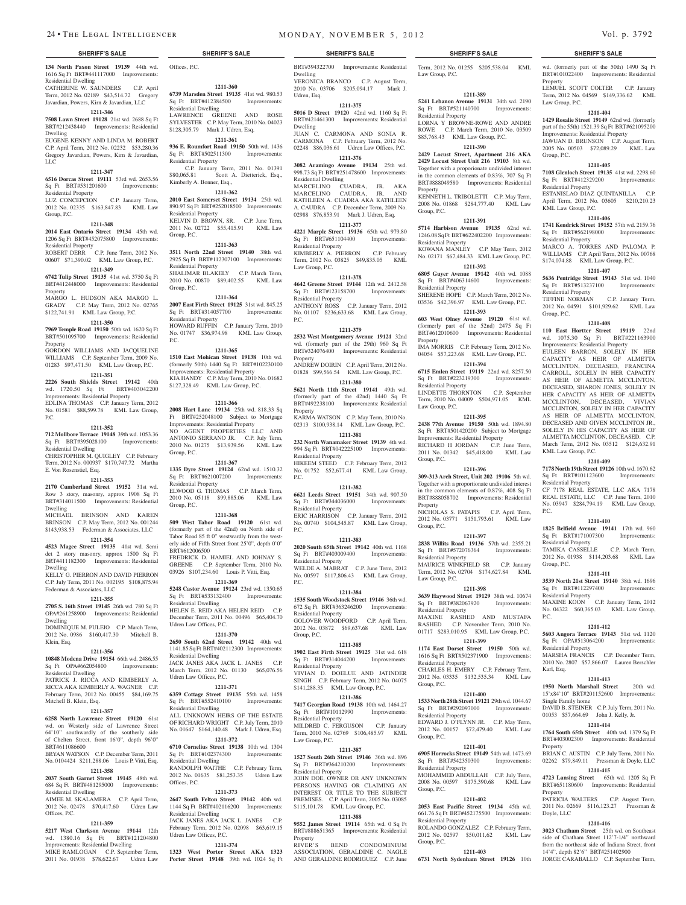**134 North Paxon Street 19139** 44th wd. 1616 Sq Ft BRT#441117000 Improvements: Residential Dwelling

CATHERINE W. SAUNDERS C.P. April Term, 2012 No. 02189 $43,514.72 Gregory Javardian, Powers, Kirn & Javardian, LLC

**1211-346**

**7508 Lawn Street 19128** 21st wd. 2688 Sq Ft BRT#212438440 Improvements: Residential Dwelling

EUGENE KENNY AND LINDA M. ROBERT C.P. April Term, 2012 No. 02232 $53,280.36 Gregory Javardian, Powers, Kirn & Javardian, LLC

**1211-347**

**6516 Dorcas Street 19111** 53rd wd. 2653.56 Sq Ft BRT#531201600 Improvements: Residential Property

LUZ CONCEPCION C.P. January Term, 2012 No. 02335 $163,847.83 KML Law Group, P.C.

**1211-348**

**2014 East Ontario Street 19134** 45th wd. 1206 Sq Ft BRT#452075800 Improvements: Residential Property

ROBERT DERR C.P. June Term, 2012 No. 00607 $71,390.02 KML Law Group, P.C.

**1211-349**

**6742 Tulip Street 19135** 41st wd. 3750 Sq Ft BRT#412448000 Improvements: Residential Property

MARGO L. HUDSON AKA MARGO L. GRADY C.P. May Term, 2012 No. 02765 $122,741.91 KML Law Group, P.C.

**1211-350**

**7969 Temple Road 19150** 50th wd. 1620 Sq Ft BRT#501095700 Improvements: Residential Property

GORDON WILLIAMS AND JACQUELINE WILLIAMS C.P. September Term, 2009 No. 01283 $97,471.50 KML Law Group, P.C.

**1211-351**

**2226 South Shields Street 19142** 40th wd. 1720.50 Sq Ft BRT#403042200 Improvements: Residential Property

EDLINA THOMAS C.P. January Term, 2012 No. 01581 $88,599.78 KML Law Group, P.C.

**1211-352**

**712 Mollbore Terrace 19148** 39th wd. 1053.36 Sq Ft BRT#395028100 Improvements: Residential Dwelling

CHRISTOPHER M. QUIGLEY C.P. February Term, 2012 No. 000937 $170,747.72 Martha E. Von Rosenstiel, Esq.

**1211-353**

**2170 Cumberland Street 19152** 31st wd. Row 3 story, masonry, approx 1908 Sq Ft BRT#314011500 Improvements: Residential Dwelling

MICHAEL BRINSON AND KAREN BRINSON C.P. May Term, 2012 No. 001244 $143,938.53 Federman & Associates, LLC

**1211-354**

**4523 Magee Street 19135** 41st wd. Semi det 2 story masonry, approx 1500 Sq Ft BRT#411182300 Improvements: Residential Dwelling

KELLY G. PIERRON AND DAVID PIERRON C.P. July Term, 2011 No. 002195 $108,875.94 Federman & Associates, LLC

**1211-355**

**2705 S. 16th Street 19145** 26th wd. 780 Sq Ft OPA#261258900 Improvements: Residential Dwelling

DOMINIQUE M. PULEIO C.P. March Term, 2012 No. 0986 $160,417.30 Mitchell B. Klein, Esq.

**1211-356**

**10848 Modena Drive 19154** 66th wd. 2486.55 Sq Ft OPA#662054800 Improvements: Residential Dwelling

PATRICK J. RICCA AND KIMBERLY A. RICCA AKA KIMBERLY A. WAGNER C.P. February Term, 2012 No. 00455 $84,169.75 Mitchell B. Klein, Esq.

**1211-357**

**6258 North Lawrence Street 19120** 61st wd. on Westerly side of Lawrence Street 64'10" southwardly of the southerly side of Chelten Street, front 16'0", depth 96'0" BRT#611086600

BRYAN WATSON C.P. December Term, 2011 No. 0104424 $211,288.06 Louis P. Vitti, Esq.

**1211-358**

**2037 South Garnet Street 19145** 48th wd. 684 Sq Ft BRT#481295000 Improvements: Residential Dwelling

AIMEE M. SKALAMERA C.P. April Term, 2012 No. 02478 $70,417.60 Udren Law Offices, P.C.

**1211-359**

**5217 West Clarkson Avenue 19144** 12th wd. 1380.16 Sq Ft BRT#121204800 Improvements: Residential Dwelling

MIKE RAMLOGAN C.P. September Term, 2011 No. 01938 $78,622.67 Udren Law Offices, P.C.

**1211-360**

**6739 Marsden Street 19135** 41st wd. 980.53 Sq Ft BRT#412384500 Improvements: Residential Dwelling

LAWRENCE GREENE AND ROSE SYLVESTER C.P. May Term, 2010 No. 04023 $128,305.79 Mark J. Udren, Esq.

**1211-361**

**936 E. Roumfort Road 19150** 50th wd. 1436 Sq Ft BRT#502511300 Improvements: Residential Property

C.P. January Term, 2011 No. 01391 $80,065.81 Scott A. Dietterick, Esq., Kimberly A. Bonner, Esq.,

**1211-362**

**2010 East Somerset Street 19134** 25th wd. 890.97 Sq Ft BRT#252018500 Improvements: Residential Property

KELVIN D. BROWN, SR. C.P. June Term, 2011 No. 02722 $55,415.91 KML Law Group, P.C.

**1211-363**

**3511 North 22nd Street 19140** 38th wd. 2925 Sq Ft BRT#112307100 Improvements: Residential Property

SHALIMAR BLAKELY C.P. March Term, 2010 No. 00870 $89,402.55 KML Law Group, P.C.

**1211-364**

**2007 East Firth Street 19125** 31st wd. 845.25 Sq Ft BRT#314057700 Improvements: Residential Property

HOWARD RUFFIN C.P. January Term, 2010 No. 01747 $36,974.98 KML Law Group, P.C.

**1211-365**

**1510 East Mohican Street 19138** 10th wd. (formerly 50th) 1440 Sq Ft BRT#102230100 Improvements: Residential Property

KIA HANDY C.P. May Term, 2010 No. 01682 $127,328.49 KML Law Group, P.C.

**1211-366**

**2008 Hart Lane 19134** 25th wd. 818.33 Sq Ft BRT#252048100 Subject to Mortgage Improvements: Residential Property

NO AGENT PROPERTIES LLC AND ANTONIO SERRANO JR. C.P. July Term, 2010 No. 01275 $13,939.56 KML Law Group, P.C.

**1211-367**

**1335 Dyre Street 19124** 62nd wd. 1510.32 Sq Ft BRT#621007200 Improvements: Residential Property

ELWOOD G. THOMAS C.P. March Term, 2010 No. 05118 $99,885.06 KML Law Group, P.C.

**1211-368**

**509 West Tabor Road 19120** 61st wd. (formerly part of the 42nd) on North side of Tabor Road 85 ft 0" westwardly from the westerly side of Fifth Street front 25'0", depth 0'0" BRT#612006500

FREDRICK D. HAMIEL AND JOHNAY S. GREENE C.P. September Term, 2010 No. 03926 $107,234.60 Louis P. Vitti, Esq.

**1211-369**

**5248 Castor Avenue 19124** 23rd wd. 1350.65 Sq Ft BRT#533132400 Improvements: Residential Dwelling

HELEN E. REID AKA HELEN REID C.P. December Term, 2011 No. 00496 $65,404.70 Udren Law Offices, P.C.

**1211-370**

**2650 South 62nd Street 19142** 40th wd. 1141.85 Sq Ft BRT#402112300 Improvements: Residential Dwelling

JACK JANES AKA JACK L. JANES C.P. March Term, 2012 No. 01130 $65,076.56 Udren Law Offices, P.C.

**1211-371**

**6359 Cottage Street 19135** 55th wd. 1458 Sq Ft BRT#552410100 Improvements: Residential Dwelling

ALL UNKNOWN HEIRS OF THE ESTATE OF RICHARD WRIGHT C.P. July Term, 2010 No. 01647 $164,140.48 Mark J. Udren, Esq.

**1211-372**

**6710 Cornelius Street 19138** 10th wd. 1304 Sq Ft BRT#102374300 Improvements: Residential Dwelling

RANDOLPH WAITHE C.P. February Term, 2012 No. 01635 $81,253.35 Udren Law Offices, P.C.

**1211-373**

**2647 South Felton Street 19142** 40th wd. 1144 Sq Ft BRT#402116200 Improvements: Residential Dwelling

JACK JANES AKA JACK L. JANES C.P. February Term, 2012 No. 02098 $63,619.15 Udren Law Offices, P.C.

**1211-374**

**1323 West Porter Street AKA 1323 Porter Street 19148** 39th wd. 1024 Sq Ft BRT#394322700 Improvements: Residential Dwelling

VERONICA BRANCO C.P. August Term, 2010 No. 03706 $205,094.17 Mark J. Udren, Esq.

**1211-375**

**5016 D Street 19120** 42nd wd. 1160 Sq Ft BRT#421461300 Improvements: Residential Dwelling

JUAN C. CARMONA AND SONIA R. CARMONA C.P. February Term, 2012 No. 02248 $86,036.61 Udren Law Offices, P.C.

**1211-376**

**3082 Aramingo Avenue 19134** 25th wd. 998.73 Sq Ft BRT#251478600 Improvements: Residential Dwelling

MARCELINO CUADRA, JR. AKA MARCELINO CAUDRA, JR. AND KATHLEEN A. CUADRA AKA KATHLEEN A. CAUDRA C.P. December Term, 2009 No. 02988 $76,853.91 Mark J. Udren, Esq.

**1211-377**

**4221 Marple Street 19136** 65th wd. 979.80 Sq Ft BRT#651104400 Improvements: Residential Property

KIMBERLY A. PIERSON C.P. February Term, 2012 No. 03825 $49,835.05 KML Law Group, P.C.

**1211-378**

**4642 Greene Street 19144** 12th wd. 2412.58 Sq Ft BRT#123158700 Improvements: Residential Property

ANTHONY ROSS C.P. January Term, 2012 No. 01107 $236,633.68 KML Law Group, P.C.

**1211-379**

**2532 West Montgomery Avenue 19121** 32nd wd. (formerly part of the 29th) 960 Sq Ft BRT#324076400 Improvements: Residential Property

ANDREW DOIRIN C.P. April Term, 2012 No. 01828 $99,566.54 KML Law Group, P.C.

**1211-380**

**5621 North 11th Street 19141** 49th wd. (formerly part of the 42nd) 1440 Sq Ft BRT#492238100 Improvements: Residential Property

KARMA WATSON C.P. May Term, 2010 No. 02313 $100,938.14 KML Law Group, P.C.

**1211-381**

**232 North Wanamaker Street 19139** 4th wd. 994 Sq Ft BRT#042225100 Improvements: Residential Property

HIKEEM STEED C.P. February Term, 2012 No. 01752 $52,677.41 KML Law Group, P.C.

**1211-382**

**6621 Leeds Street 19151** 34th wd. 907.50 Sq Ft BRT#344036000 Improvements: Residential Property

ERIC HARRISON C.P. January Term, 2012 No. 00740 $104,545.87 KML Law Group, P.C.

**1211-383**

**2020 South 65th Street 19142** 40th wd. 1168 Sq Ft BRT#403009400 Improvements: Residential Property

WELDE A. MABRAT C.P. June Term, 2012 No. 00597 $117,806.43 KML Law Group, P.C.

**1211-384**

**1535 South Woodstock Street 19146** 36th wd. 672 Sq Ft BRT#363246200 Improvements: Residential Property

GOLOVER WOODFORD C.P. April Term, 2012 No. 03872 $69,637.68 KML Law Group, P.C.

**1211-385**

**1902 East Firth Street 19125** 31st wd. 618 Sq Ft BRT#314044200 Improvements: Residential Property

VIVIAN D. DOELUE AND JATINDER SINGH C.P. February Term, 2012 No. 04075 $141,288.35 KML Law Group, P.C.

**1211-386**

**7417 Georgian Road 19138** 10th wd. 1464.27 Sq Ft BRT#10112990 Improvements: Residential Property

MILDRED C. FERGUSON C.P. January Term, 2010 No. 02769 $106,485.97 KML Law Group, P.C.

**1211-387**

**1527 South 26th Street 19146** 36th wd. 896 Sq Ft BRT#364210200 Improvements: Residential Property

JOHN DOE, OWNER OR ANY UNKNOWN PERSONS HAVING OR CLAIMING AN INTEREST OR TITLE TO THE SUBJECT PREMISES. C.P. April Term, 2005 No. 03085 $115,101.78 KML Law Group, P.C.

**1211-388**

**9552 James Street 19114** 65th wd. 0 Sq Ft BRT#888651365 Improvements: Residential Property

RIVER'S BEND CONDOMINIUM ASSOCIATION, GERALDINE C. NAGLE AND GERALDINE RODRIGUEZ C.P. June Term, 2012 No. 01255 $205,538.04 KML Law Group, P.C.

**1211-389**

**5241 Lebanon Avenue 19131** 34th wd. 2190 Sq Ft BRT#521140700 Improvements: Residential Property

LORNA Y BROWNE-ROWE AND ANDRE ROWE C.P. March Term, 2010 No. 03509 $85,768.43 KML Law Group, P.C.

**1211-390**

**2429 Locust Street, Apartment 216 AKA 2429 Locust Street Unit 216 19103** 8th wd. Together with a proportionate undivided interest in the common elements of 0.83%, 707 Sq Ft BRT#888049580 Improvements: Residential Property

KENNETH L. TRIBOLETTI C.P. May Term, 2008 No. 01868 $284,777.40 KML Law Group, P.C.

**1211-391**

**5714 Harbison Avenue 19135** 62nd wd. 1246.08 Sq Ft BRT#622402200 Improvements: Residential Property

KOWANA MANLEY C.P. May Term, 2012 No. 02171 $67,484.33 KML Law Group, P.C.

**1211-392**

**6805 Guyer Avenue 19142** 40th wd. 1088 Sq Ft BRT#406314600 Improvements: Residential Property

SHERENE HOPE C.P. March Term, 2012 No. 03536 $42,396.97 KML Law Group, P.C.

**1211-393**

**603 West Olney Avenue 19120** 61st wd. (formerly part of the 52nd) 2475 Sq Ft BRT#612010600 Improvements: Residential Property

IMA MORRIS C.P. February Term, 2012 No. 04054 $57,223.68 KML Law Group, P.C.

**1211-394**

**6715 Emlen Street 19119** 22nd wd. 8257.50 Sq Ft BRT#223219300 Improvements: Residential Property

LINDETTE THORNTON C.P. September Term, 2010 No. 04009 $504,971.05 KML Law Group, P.C.

**1211-395**

**2438 77th Avenue 19150** 50th wd. 1894.80 Sq Ft BRT#501420200 Subject to Mortgage Improvements: Residential Property

RICHARD H JORDAN C.P. June Term, 2011 No. 01342 $45,418.00 KML Law Group, P.C.

**1211-396**

**309-313 Arch Street, Unit 202 19106** 5th wd. Together with a proportionate undivided interest in the common elements of 0.87%, 408 Sq Ft BRT#888058702 Improvements: Residential Property

NICHOLAS S. PATAPIS C.P. April Term, 2012 No. 03771 $151,793.61 KML Law Group, P.C.

**1211-397**

**2838 Willits Road 19136** 57th wd. 2355.21 Sq Ft BRT#572076364 Improvements: Residential Property

MAURICE WINKFIELD SR C.P. January Term, 2012 No. 02704 $174,627.84 KML Law Group, P.C.

**1211-398**

**3639 Haywood Street 19129** 38th wd. 10674 Sq Ft BRT#382067920 Improvements: Residential Property

MAXINE RASHED AND MUSTAFA RASHED C.P. November Term, 2010 No. 01717 $283,010.95 KML Law Group, P.C.

**1211-399**

**1174 East Dorset Street 19150** 50th wd. 1616 Sq Ft BRT#502371900 Improvements: Residential Property

CHARLES H. EMERY C.P. February Term, 2012 No. 03335 $132,535.34 KML Law Group, P.C.

**1211-400**

**1533 North 28th Street 19121** 29th wd. 1044.67 Sq Ft BRT#292097000 Improvements: Residential Property

EDWARD J. O'FLYNN JR. C.P. May Term, 2012 No. 00157 $72,479.40 KML Law Group, P.C.

**1211-401**

**6905 Horrocks Street 19149** 54th wd. 1473.69 Sq Ft BRT#542350300 Improvements: Residential Property

MOHAMMED ABDULLAH C.P. July Term, 2008 No. 00597 $175,390.68 KML Law Group, P.C.

**1211-402**

**2053 East Pacific Street 19134** 45th wd. 661.76 Sq Ft BRT#452175500 Improvements: Residential Property

ROLANDO GONZALEZ C.P. February Term, 2012 No. 02597 $50,011.62 KML Law Group, P.C.

**1211-403**

**6731 North Sydenham Street 19126** 10th wd. (formerly part of the 50th) 1490 Sq Ft BRT#101022400 Improvements: Residential Property

LEMUEL SCOTT COLTER C.P. January Term, 2012 No. 04569 $149,336.62 KML Law Group, P.C.

**1211-404**

**1429 Rosalie Street 19149** 62nd wd. (formerly part of the 55th) 1521.39 Sq Ft BRT#621095200 Improvements: Residential Property

JAWUAN D. BRUNSON C.P. August Term, 2005 No. 00503 $72,089.29 KML Law Group, P.C.

**1211-405**

**7108 Glenloch Street 19135** 41st wd. 2298.60 Sq Ft BRT#412329200 Improvements: Residential Property

ESTANISLAO DIAZ QUINTANILLA C.P. April Term, 2012 No. 03605 $210,210.23 KML Law Group, P.C.

**1211-406**

**1741 Kendrick Street 19152** 57th wd. 2159.76 Sq Ft BRT#562198000 Improvements: Residential Property

MARCO A. TORRES AND PALOMA P. WILLIAMS C.P. April Term, 2012 No. 00768 $174,074.88 KML Law Group, P.C.

**1211-407**

**5636 Pentridge Street 19143** 51st wd. 1040 Sq Ft BRT#513237100 Improvements: Residential Property

TIFFINE NORMAN C.P. January Term, 2012 No. 04591 $101,929.62 KML Law Group, P.C.

**1211-408**

**110 East Hortter Street 19119** 22nd wd. 1075.30 Sq Ft BRT#221163900 Improvements: Residential Property

EULEEN BARRON, SOLELY IN HER CAPACITY AS HEIR OF ALMETTA MCCLINTON, DECEASED, FRANCINA CARROLL, SOLELY IN HER CAPACITY AS HEIR OF ALMETTA MCCLINTON, DECEASED, SHARON JONES, SOLELY IN HER CAPACITY AS HEIR OF ALMETTA MCCLINTON, DECEASED, VIVIAN MCCLINTON, SOLELY IN HER CAPACITY AS HEIR OF ALMETTA MCCLINTON, DECEASED AND GIVEN MCCLINTON JR., SOLELY IN HIS CAPACITY AS HEIR OF ALMETTA MCCLINTON, DECEASED. C.P. March Term, 2012 No. 03512 $124,632.91 KML Law Group, P.C.

**1211-409**

**7178 North 19th Street 19126** 10th wd. 1670.62 Sq Ft BRT#101123600 Improvements: Residential Property

CF 7178 REAL ESTATE, LLC AKA 7178 REAL ESTATE, LLC C.P. June Term, 2010 No. 03947 $284,794.19 KML Law Group, P.C.

**1211-410**

**1825 Belfield Avenue 19141** 17th wd. 960 Sq Ft BRT#171007300 Improvements: Residential Property

TAMIKA CASSELLE C.P. March Term, 2012 No. 01938 $114,203.68 KML Law Group, P.C.

**1211-411**

**3539 North 21st Street 19140** 38th wd. 1696 Sq Ft BRT#112297400 Improvements: Residential Property

MAXINE KOON C.P. January Term, 2012 No. 04322 $60,365.03 KML Law Group, P.C.

**1211-412**

**5603 Angora Terrace 19143** 51st wd. 1120 Sq Ft OPA#513064200 Improvements: Residential Property

MARSHA FRANCIS C.P. December Term, 2010 No. 2807 $57,866.07 Lauren Berschler Karl, Esq.

**1211-413**

**1950 North Marshall Street** 20th wd. 15'x84'10" BRT#201152600 Improvements: Single Family home

DAVID B. STEINER C.P. July Term, 2011 No. 01053 $57,664.69 John J. Kelly, Jr.

**1211-414**

**1764 South 65th Street** 40th wd. 1379 Sq Ft BRT#403002300 Improvements: Residential Property

BRIAN C. AUSTIN C.P. July Term, 2011 No. 02262 $79,849.11 Pressman & Doyle, LLC

**1211-415**

**4723 Lansing Street** 65th wd. 1205 Sq Ft BRT#651180600 Improvements: Residential Property

PATRICIA WALTERS C.P. August Term, 2011 No. 02669 $116,123.27 Pressman & Doyle, LLC

**1211-416**

**3023 Chatham Street** 25th wd. on Southeast side of Chatham Street 112'7-1/4" northward from the northeast side of Indiana Street, front 14'4", depth 82'6" BRT#251402900

JORGE CARABALLO C.P. September Term,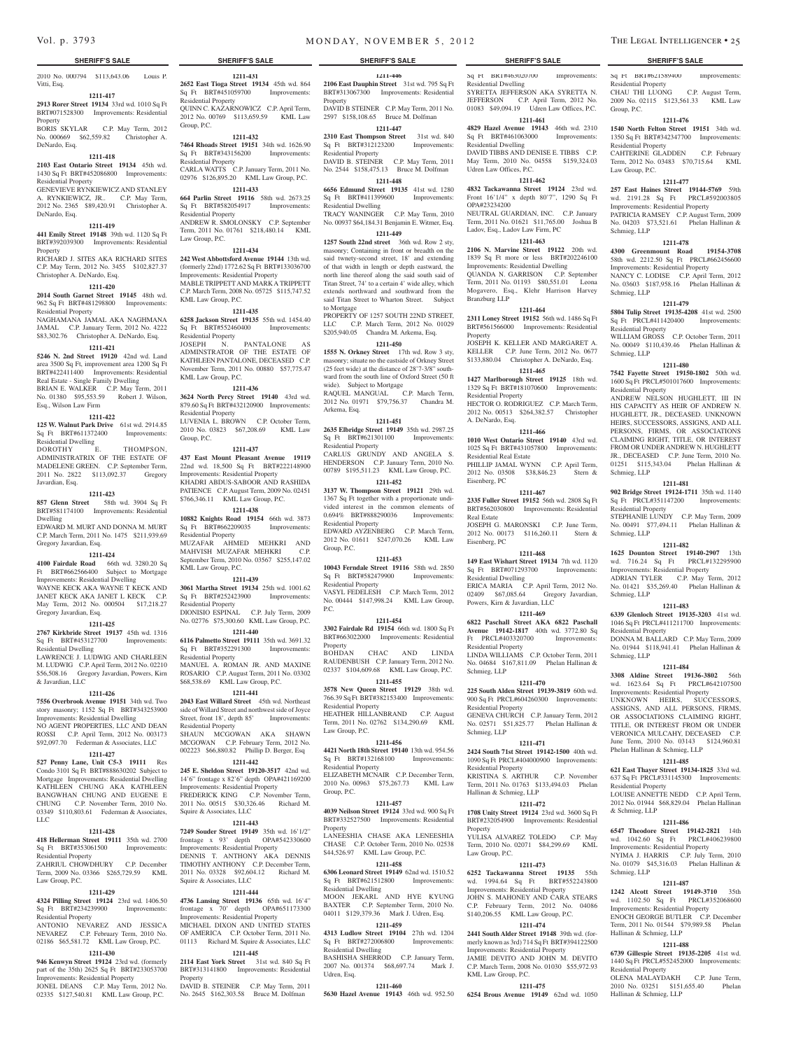**SHERIFF'S SALE**

2010 No. 000794 $113,643.06 Louis P. Vitti, Esq.

**1211-417**

**2913 Rorer Street 19134** 33rd wd. 1010 Sq Ft BRT#071528300 Improvements: Residential Property

BORIS SKYLAR C.P. May Term, 2012 No. 000669 $62,559.82 Christopher A. DeNardo, Esq.

**1211-418**

**2103 East Ontario Street 19134** 45th wd. 1430 Sq Ft BRT#452086800 Improvements: Residential Property

GENEVIEVE RYNKIEWICZ AND STANLEY A. RYNKIEWICZ, JR.. C.P. May Term, 2012 No. 2365 $89,420.91 Christopher A. DeNardo, Esq.

**1211-419**

**441 Emily Street 19148** 39th wd. 1120 Sq Ft BRT#392039300 Improvements: Residential Property

RICHARD J. SITES AKA RICHARD SITES C.P. May Term, 2012 No. 3455 $102,827.37 Christopher A. DeNardo, Esq.

**1211-420**

**2014 South Garnet Street 19145** 48th wd. 962 Sq Ft BRT#481298800 Improvements: Residential Property

NAGHAMANA JAMAL AKA NAGHMANA JAMAL C.P. January Term, 2012 No. 4222 $83,302.76 Christopher A. DeNardo, Esq.

**1211-421**

**5246 N. 2nd Street 19120** 42nd wd. Land area 3500 Sq Ft, improvement area 1200 Sq Ft BRT#422411400 Improvements: Residential Real Estate - Single Family Dwelling

BRIAN E. WALKER C.P. May Term, 2011 No. 01380 $95,553.59 Robert J. Wilson, Esq., Wilson Law Firm

**1211-422**

**125 W. Walnut Park Drive** 61st wd. 2914.85 Sq Ft BRT#611372400 Improvements: Residential Dwelling

DOROTHY E. THOMPSON, ADMINISTRATRIX OF THE ESTATE OF MADELENE GREEN. C.P. September Term, 2011 No. 2822 $113,092.37 Gregory Javardian, Esq.

**1211-423**

**857 Glenn Street** 58th wd. 3904 Sq Ft BRT#581174100 Improvements: Residential Dwelling

EDWARD M. MURT AND DONNA M. MURT C.P. March Term, 2011 No. 1475 $211,939.69 Gregory Javardian, Esq.

**1211-424**

**4100 Fairdale Road** 66th wd. 3280.20 Sq Ft BRT#662566400 Subject to Mortgage Improvements: Residential Dwelling

WAYNE KECK AKA WAYNE T KECK AND JANET KECK AKA JANET L KECK C.P. May Term, 2012 No. 000504 $17,218.27 Gregory Javardian, Esq.

**1211-425**

**2767 Kirkbride Street 19137** 45th wd. 1316 Sq Ft BRT#453127700 Improvements: Residential Dwelling

LAWRENCE J. LUDWIG AND CHARLEEN M. LUDWIG C.P. April Term, 2012 No. 02210 $56,508.16 Gregory Javardian, Powers, Kirn & Javardian, LLC

**1211-426**

**7556 Overbrook Avenue 19151** 34th wd. Two story masonry; 1152 Sq Ft BRT#343253900 Improvements: Residential Dwelling

NO AGENT PROPERTIES, LLC AND DEAN ROSSI C.P. April Term, 2012 No. 003173 $92,097.70 Federman & Associates, LLC

**1211-427**

**527 Penny Lane, Unit C5-3 19111** Res Condo 3101 Sq Ft BRT#888630202 Subject to Mortgage Improvements: Residential Dwelling

KATHLEEN CHUNG AKA KATHLEEN BANGWHAN CHUNG AND EUGENE E CHUNG C.P. November Term, 2010 No. 03349 $110,803.61 Federman & Associates, LLC

**1211-428**

**418 Hellerman Street 19111** 35th wd. 2700 Sq Ft BRT#353061500 Improvements: Residential Property

ZAHRIUL CHOWDHURY C.P. December Term, 2009 No. 03366 $265,729.59 KML Law Group, P.C.

**1211-429**

**4324 Pilling Street 19124** 23rd wd. 1406.50 Sq Ft BRT#234239900 Improvements: Residential Property

ANTONIO NEVAREZ AND JESSICA NEVAREZ C.P. February Term, 2010 No. 02186 $65,581.72 KML Law Group, P.C.

**1211-430**

**946 Kenwyn Street 19124** 23rd wd. (formerly part of the 35th) 2625 Sq Ft BRT#233053700 Improvements: Residential Property

JONEL DEANS C.P. May Term, 2012 No. 02335 $127,540.81 KML Law Group, P.C.

**1211-431**

**2652 East Tioga Street 19134** 45th wd. 864 Sq Ft BRT#451059700 Improvements: Residential Property

QUINN C. KAZARNOWICZ C.P. April Term, 2012 No. 00769 $113,659.59 KML Law Group, P.C.

**1211-432**

**7464 Rhoads Street 19151** 34th wd. 1626.90 Sq Ft BRT#343156200 Improvements: Residential Property

CARLA WATTS C.P. January Term, 2011 No. 02976 $126,895.20 KML Law Group, P.C.

**1211-433**

**664 Parlin Street 19116** 58th wd. 2673.25 Sq Ft BRT#582054917 Improvements: Residential Property

ANDREW R. SMOLONSKY C.P. September Term, 2011 No. 01761 $218,480.14 KML Law Group, P.C.

**1211-434**

**242 West Abbottsford Avenue 19144** 13th wd. (formerly 22nd) 1772.62 Sq Ft BRT#133036700 Improvements: Residential Property

MABLE TRIPPETT AND MARK A TRIPPETT C.P. March Term, 2008 No. 05725 $115,747.52 KML Law Group, P.C.

**1211-435**

**6258 Jackson Street 19135** 55th wd. 1454.40 Sq Ft BRT#552460400 Improvements: Residential Property

JOSEPH N. PANTALONE AS ADMINSTRATOR OF THE ESTATE OF KATHLEEN PANTALONE, DECEASED C.P. November Term, 2011 No. 00880 $57,775.47 KML Law Group, P.C.

**1211-436**

**3624 North Percy Street 19140** 43rd wd. 879.60 Sq Ft BRT#432120900 Improvements: Residential Property

LUVENIA L. BROWN C.P. October Term, 2010 No. 03823 $67,208.69 KML Law Group, P.C.

**1211-437**

**437 East Mount Pleasant Avenue 19119** 22nd wd. 18,500 Sq Ft BRT#222148900 Improvements: Residential Property

KHADRI ABDUS-SABOOR AND RASHIDA PATIENCE C.P. August Term, 2009 No. 02451 $766,346.11 KML Law Group, P.C.

**1211-438**

**10882 Knights Road 19154** 66th wd. 3873 Sq Ft BRT#662209035 Improvements: Residential Property

MUZAFAR AHMED MEHKRI AND MAHVISH MUZAFAR MEHKRI C.P. September Term, 2010 No. 03567 $255,147.02 KML Law Group, P.C.

**1211-439**

**3061 Martha Street 19134** 25th wd. 1001.62 Sq Ft BRT#252423900 Improvements: Residential Property

DIONISIO ESPINAL C.P. July Term, 2009 No. 02776 $75,300.60 KML Law Group, P.C.

**1211-440**

**6116 Palmetto Street 19111** 35th wd. 3691.32 Sq Ft BRT#352291300 Improvements: Residential Property

MANUEL A. ROMAN JR. AND MAXINE ROSARIO C.P. August Term, 2011 No. 03302 $68,538.69 KML Law Group, P.C.

**1211-441**

**2043 East Willard Street** 45th wd. Northeast side of Willard Street and northwest side of Joyce Street, front 18', depth 85' Improvements: Residential Property

SHAUN MCGOWAN AKA SHAWN MCGOWAN C.P. February Term, 2012 No. 002223 $66,880.82 Phillip D. Berger, Esq

**1211-442**

**245 E. Sheldon Street 19120-3517** 42nd wd. 14'6" frontage x 82'6" depth OPA#421169200 Improvements: Residential Property

FREDERICK KING C.P. November Term, 2011 No. 00515 $30,326.46 Richard M. Squire & Associates, LLC

**1211-443**

**7249 Souder Street 19149** 35th wd. 16'1/2" frontage x 93' depth OPA#542330600 Improvements: Residential Property

DENNIS T. ANTHONY AKA DENNIS TIMOTHY ANTHONY C.P. December Term, 2011 No. 03328 $92,604.12 Richard M. Squire & Associates, LLC

**1211-444**

**4736 Lansing Street 19136** 65th wd. 16'4" frontage x 70' depth OPA#651173300 Improvements: Residential Property

MICHAEL DIXON AND UNITED STATES OF AMERICA C.P. October Term, 2011 No. 01113 Richard M. Squire & Associates, LLC

**1211-445**

**2114 East York Street** 31st wd. 840 Sq Ft BRT#313141800 Improvements: Residential Property

DAVID B. STEINER C.P. May Term, 2011 No. 2645 $162,303.58 Bruce M. Dolfman

**1211-446**

**2106 East Dauphin Street** 31st wd. 795 Sq Ft BRT#313067300 Improvements: Residential Property

DAVID B STEINER C.P. May Term, 2011 No. 2597 $158,108.65 Bruce M. Dolfman

**1211-447**

**2310 East Thompson Street** 31st wd. 840 Sq Ft BRT#312123200 Improvements: Residential Property

DAVID B. STEINER C.P. May Term, 2011 No. 2544 $158,475.13 Bruce M. Dolfman

**1211-448**

**6656 Edmund Street 19135** 41st wd. 1280 Sq Ft BRT#411399600 Improvements: Residential Dwelling

TRACY WANINGER C.P. May Term, 2010 No. 00937 $64,184.31 Benjamin E. Witmer, Esq.

**1211-449**

**1257 South 22nd street** 36th wd. Row 2 sty, masonry; Containing in front or breadth on the said twenty-second street, 18' and extending of that width in length or depth eastward, the north line thereof along the said south said of Titan Street, 74' to a certain 4' wide alley, which extends northward and southward from the said Titan Street to Wharton Street. Subject to Mortgage

PROPERTY OF 1257 SOUTH 22ND STREET, LLC C.P. March Term, 2012 No. 01029 $205,940.05 Chandra M. Arkema, Esq.

**1211-450**

**1555 N. Orkney Street** 17th wd. Row 3 sty, masonry; situate no the eastside of Orkney Street (25 feet wide) at the distance of 28'7-3/8" southward from the south line of Oxford Street (50 ft wide). Subject to Mortgage

RAQUEL MANGUAL C.P. March Term, 2012 No. 01971 $79,756.37 Chandra M. Arkema, Esq.

**1211-451**

**2635 Elbridge Street 19149** 35th wd. 2987.25 Sq Ft BRT#621301100 Improvements: Residential Property

CARLUS GRUNDY AND ANGELA S. HENDERSON C.P. January Term, 2010 No. 00789 $195,511.23 KML Law Group, P.C.

**1211-452**

**3137 W. Thompson Street 19121** 29th wd. 1367 Sq Ft together with a proportionate undivided interest in the common elements of 0.694% BRT#888290036 Improvements: Residential Property

EDWARD AYZENBERG C.P. March Term, 2012 No. 01611 $247,070.26 KML Law Group, P.C.

**1211-453**

**10043 Ferndale Street 19116** 58th wd. 2850 Sq Ft BRT#582479900 Improvements: Residential Property

VASYL FEDELESH C.P. March Term, 2012 No. 00444 $147,998.24 KML Law Group, P.C.

**1211-454**

**3302 Fairdale Rd 19154** 66th wd. 1800 Sq Ft BRT#663022000 Improvements: Residential Property

BOHDAN CHAC AND LILIANA RAUDENBUSH C.P. January Term, 2012 No. 02337 $104,609.68 KML Law Group, P.C.

**1211-455**

**3578 New Queen Street 19129** 38th wd. 766.39 Sq Ft BRT#382153400 Improvements: Residential Property

HEATHER HILLANBRAND C.P. August Term, 2011 No. 02762 $134,290.69 KML Law Group, P.C.

**1211-456**

**4421 North 18th Street 19140** 13th wd. 954.56 Sq Ft BRT#132168100 Improvements: Residential Property

ELIZABETH MCNAIR C.P. December Term, 2010 No. 00963 $75,267.73 KML Law Group, P.C.

**1211-457**

**4039 Neilson Street 19124** 33rd wd. 900 Sq Ft BRT#332527500 Improvements: Residential Property

LANEESHIA CHASE AKA LENEESHIA CHASE C.P. October Term, 2010 No. 02538 $44,526.97 KML Law Group, P.C.

**1211-458**

**6306 Leonard Street 19149** 62nd wd. 1510.52 Sq Ft BRT#621512800 Improvements: Residential Dwelling

MOON JEKARL AND HYE KYUNG BAXTER C.P. September Term, 2010 No. 04011 $129,379.36 Mark J. Udren, Esq.

**1211-459**

**4313 Ludlow Street 19104** 27th wd. 1204 Sq Ft BRT#272006800 Improvements: Residential Dwelling

BASHISHA SHERROD C.P. January Term, 2007 No. 001374 $68,697.74 Mark J. Udren, Esq.

**1211-460**

**5630 Hazel Avenue 19143** 46th wd. 952.50 Sq Ft BRT#463020700 Improvements: Residential Dwelling

SYRETTA JEFFERSON AKA SYRETTA N. JEFFERSON C.P. April Term, 2012 No. 01083 $49,094.19 Udren Law Offices, P.C.

**1211-461**

**4829 Hazel Avenue 19143** 46th wd. 2310 Sq Ft BRT#461063000 Improvements: Residential Dwelling

DAVID TIBBS AND DENISE E. TIBBS C.P. May Term, 2010 No. 04558 $159,324.03 Udren Law Offices, P.C.

**1211-462**

**4832 Tackawanna Street 19124** 23rd wd. Front 16'1/4" x depth 80'7", 1290 Sq Ft OPA#23234200

NEUTRAL GUARDIAN, INC. C.P. January Term, 2011 No. 01621 $11,765.00 Joshua B Ladov, Esq., Ladov Law Firm, PC

**1211-463**

**2106 N. Marvine Street 19122** 20th wd. 1839 Sq Ft more or less BRT#202246100 Improvements: Residential Dwelling

QUANDA N. GARRISON C.P. September Term, 2011 No. 01193 $80,551.01 Leona Mogavero, Esq., Klehr Harrison Harvey Branzburg LLP

**1211-464**

**2311 Loney Street 19152** 56th wd. 1486 Sq Ft BRT#561566000 Improvements: Residential Property

JOSEPH K. KELLER AND MARGARET A. KELLER C.P. June Term, 2012 No. 0677 $133,880.04 Christopher A. DeNardo, Esq.

**1211-465**

**1427 Marlborough Street 19125** 18th wd. 1329 Sq Ft BRT#181070600 Improvements: Residential Property

HECTOR O. RODRIGUEZ C.P. March Term, 2012 No. 00513 $264,382.57 Christopher A. DeNardo, Esq.

**1211-466**

**1010 West Ontario Street 19140** 43rd wd. 1025 Sq Ft BRT#431057800 Improvements: Residential Real Estate

PHILLIP JAMAL WYNN C.P. April Term, 2012 No. 03508 $38,846.23 Stern & Eisenberg, PC

**1211-467**

**2335 Fuller Street 19152** 56th wd. 2808 Sq Ft BRT#562030800 Improvements: Residential Real Estate

JOSEPH G. MARONSKI C.P. June Term, 2012 No. 00173 $116,260.11 Stern & Eisenberg, PC

**1211-468**

**149 East Wishart Street 19134** 7th wd. 1120 Sq Ft BRT#071293700 Improvements: Residential Dwelling

ERICA MARIA C.P. April Term, 2012 No. 02409 $67,085.64 Gregory Javardian, Powers, Kirn & Javardian, LLC

**1211-469**

**6822 Paschall Street AKA 6822 Paschall Avenue 19142-1817** 40th wd. 3772.80 Sq Ft PRCL#403320700 Improvements: Residential Property

LINDA WILLIAMS C.P. October Term, 2011 No. 04684 $167,811.09 Phelan Hallinan & Schmieg, LLP

**1211-470**

**225 South Alden Street 19139-3819** 60th wd. 900 Sq Ft PRCL#604260300 Improvements: Residential Property

GENEVA CHURCH C.P. January Term, 2012 No. 02571 $51,825.77 Phelan Hallinan & Schmieg, LLP

**1211-471**

**2424 South 71st Street 19142-1500** 40th wd. 1090 Sq Ft PRCL#404000900 Improvements: Residential Property

KRISTINA S. ARTHUR C.P. November Term, 2011 No. 01763 $133,494.03 Phelan Hallinan & Schmieg, LLP

**1211-472**

**1708 Unity Street 19124** 23rd wd. 3600 Sq Ft BRT#232054900 Improvements: Residential Property

YULISA ALVAREZ TOLEDO C.P. May Term, 2010 No. 02071 $84,299.69 KML Law Group, P.C.

**1211-473**

**6252 Tackawanna Street 19135** 55th wd. 1994.64 Sq Ft BRT#552243800 Improvements: Residential Property

JOHN S. MAHONEY AND CARA STEARS C.P. February Term, 2012 No. 04086 $140,206.55 KML Law Group, P.C.

**1211-474**

**2441 South Alder Street 19148** 39th wd. (formerly known as 3rd) 714 Sq Ft BRT#394122500 Improvements: Residential Property

JAMIE DEVITO AND JOHN M. DEVITO C.P. March Term, 2008 No. 01030 $55,972.93 KML Law Group, P.C.

**1211-475**

**6254 Brous Avenue 19149** 62nd wd. 1050 Sq Ft BRT#621589400 Improvements: Residential Property

CHAU THI LUONG C.P. August Term, 2009 No. 02115 $123,561.33 KML Law Group, P.C.

**1211-476**

**1540 North Felton Street 19151** 34th wd. 1350 Sq Ft BRT#342347700 Improvements: Residential Property

CATHERINE GLADDEN C.P. February Term, 2012 No. 03483 $70,715.64 KML Law Group, P.C.

**1211-477**

**257 East Haines Street 19144-5769** 59th wd. 2191.28 Sq Ft PRCL#592003805 Improvements: Residential Property

PATRICIA RAMSEY C.P. August Term, 2009 No. 04203 $73,521.61 Phelan Hallinan & Schmieg, LLP

**1211-478**

**4300 Greenmount Road 19154-3708** 58th wd. 2212.50 Sq Ft PRCL#662456600 Improvements: Residential Property

NANCY C. LODISE C.P. April Term, 2012 No. 03603 $187,958.16 Phelan Hallinan & Schmieg, LLP

**1211-479**

**5804 Tulip Street 19135-4208** 41st wd. 2500 Sq Ft PRCL#411420400 Improvements: Residential Property

WILLIAM GROSS C.P. October Term, 2011 No. 00049 $110,439.46 Phelan Hallinan & Schmieg, LLP

**1211-480**

**7542 Fayette Street 19150-1802** 50th wd. 1600 Sq Ft PRCL#501017600 Improvements: Residential Property

ANDREW NELSON HUGHLETT, III IN HIS CAPACITY AS HEIR OF ANDREW N. HUGHLETT, JR., DECEASED. UNKNOWN HEIRS, SUCCESSORS, ASSIGNS, AND ALL PERSONS, FIRMS, OR ASSOCIATIONS CLAIMING RIGHT, TITLE, OR INTEREST FROM OR UNDER ANDREW N. HUGHLETT JR., DECEASED C.P. June Term, 2010 No. 01251 $115,343.04 Phelan Hallinan & Schmieg, LLP

**1211-481**

**902 Bridge Street 19124-1711** 35th wd. 1140 Sq Ft PRCL#351147200 Improvements: Residential Property

STEPHANIE LUNDY C.P. May Term, 2009 No. 00491 $77,494.11 Phelan Hallinan & Schmieg, LLP

**1211-482**

**1625 Dounton Street 19140-2907** 13th wd. 716.24 Sq Ft PRCL#132295900 Improvements: Residential Property

ADRIAN TYLER C.P. May Term, 2012 No. 01421 $35,269.40 Phelan Hallinan & Schmieg, LLP

**1211-483**

**6339 Glenloch Street 19135-3203** 41st wd. 1046 Sq Ft PRCL#411211700 Improvements: Residential Property

DONNA M. BALLARD C.P. May Term, 2009 No. 01944 $118,941.41 Phelan Hallinan & Schmieg, LLP

**1211-484**

**3308 Aldine Street 19136-3802** 56th wd. 1623.64 Sq Ft PRCL#642107500 Improvements: Residential Property

UNKNOWN HEIRS, SUCCESSORS, ASSIGNS, AND ALL PERSONS, FIRMS, OR ASSOCIATIONS CLAIMING RIGHT, TITLE, OR INTEREST FROM OR UNDER VERONICA MULCAHY, DECEASED C.P. June Term, 2010 No. 03143 $124,960.81 Phelan Hallinan & Schmieg, LLP

**1211-485**

**621 East Thayer Street 19134-1825** 33rd wd. 637 Sq Ft PRCL#331145300 Improvements: Residential Property

LOUISE ANNETTE NEDD C.P. April Term, 2012 No. 01944 $68,829.04 Phelan Hallinan & Schmieg, LLP

**1211-486**

**6547 Theodore Street 19142-2821** 14th wd. 1042.60 Sq Ft PRCL#406239800 Improvements: Residential Property

NYIMA J. HARRIS C.P. July Term, 2010 No. 01079 $45,316.03 Phelan Hallinan & Schmieg, LLP

**1211-487**

**1242 Alcott Street 19149-3710** 35th wd. 1102.50 Sq Ft PRCL#352068600 Improvements: Residential Property

ENOCH GEORGE BUTLER C.P. December Term, 2011 No. 01544 $79,989.58 Phelan Hallinan & Schmieg, LLP

**1211-488**

**6739 Gillespie Street 19135-2205** 41st wd. 1440 Sq Ft PRCL#552452000 Improvements: Residential Property

OLENA MALAYDAKH C.P. June Term, 2010 No. 03251 $151,655.40 Phelan Hallinan & Schmieg, LLP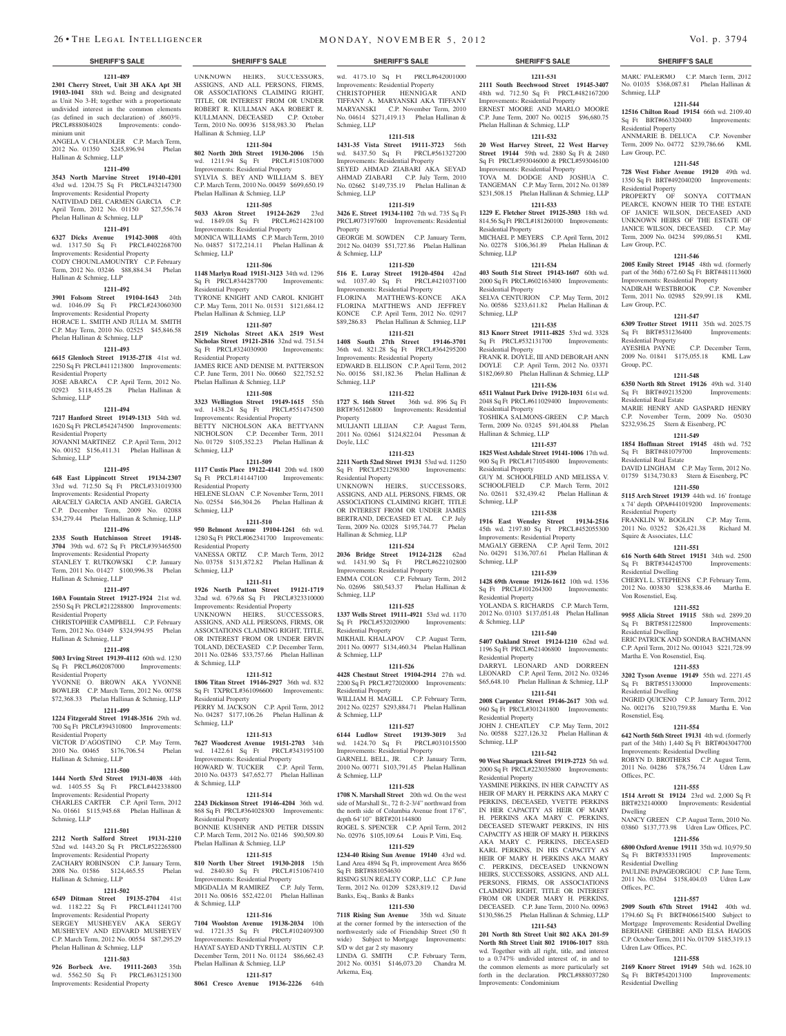**SHERIFF'S SALE**

**1211-489**

**2301 Cherry Street, Unit 3H AKA Apt 3H 19103-1041** 88th wd. Being and designated as Unit No 3-H; together with a proportionate undivided interest in the common elements (as defined in such declaration) of .8603%. PRCL#888084028 Improvements: condominium unit

ANGELA V. CHANDLER C.P. March Term, 2012 No. 01350 $245,896.94 Phelan Hallinan & Schmieg, LLP

**1211-490**

**3543 North Marvine Street 19140-4201** 43rd wd. 1204.75 Sq Ft PRCL#432147300 Improvements: Residential Property

NATIVIDAD DEL CARMEN GARCIA C.P. April Term, 2012 No. 01150 $27,556.74 Phelan Hallinan & Schmieg, LLP

**1211-491**

**6327 Dicks Avenue 19142-3008** 40th wd. 1317.50 Sq Ft PRCL#402268700 Improvements: Residential Property

CODY CHOUNLAMOUNTRY C.P. February Term, 2012 No. 03246 $88,884.34 Phelan Hallinan & Schmieg, LLP

**1211-492**

**3901 Folsom Street 19104-1643** 24th wd. 1046.09 Sq Ft PRCL#243060300 Improvements: Residential Property

HORACE L. SMITH AND JULIA M. SMITH C.P. May Term, 2010 No. 02525 $45,846.58 Phelan Hallinan & Schmieg, LLP

**1211-493**

**6615 Glenloch Street 19135-2718** 41st wd. 2250 Sq Ft PRCL#411213800 Improvements: Residential Property

JOSE ABARCA C.P. April Term, 2012 No. 02923 $118,455.28 Phelan Hallinan & Schmieg, LLP

**1211-494**

**7217 Hanford Street 19149-1313** 54th wd. 1620 Sq Ft PRCL#542474500 Improvements: Residential Property

JOVANNI MARTINEZ C.P. April Term, 2012 No. 00152 $156,411.31 Phelan Hallinan & Schmieg, LLP

**1211-495**

**648 East Lippincott Street 19134-2307** 33rd wd. 712.50 Sq Ft PRCL#331019300 Improvements: Residential Property

ARACELY GARCIA AND ANGEL GARCIA C.P. December Term, 2009 No. 02088 $34,279.44 Phelan Hallinan & Schmieg, LLP

**1211-496**

**2335 South Hutchinson Street 19148-3704** 39th wd. 672 Sq Ft PRCL#393465500 Improvements: Residential Property

STANLEY T. RUTKOWSKI C.P. January Term, 2011 No. 01427 $100,996.38 Phelan Hallinan & Schmieg, LLP

**1211-497**

**160A Fountain Street 19127-1924** 21st wd. 2550 Sq Ft PRCL#212288800 Improvements: Residential Property

CHRISTOPHER CAMPBELL C.P. February Term, 2012 No. 03449 $324,994.95 Phelan Hallinan & Schmieg, LLP

**1211-498**

**5003 Irving Street 19139-4112** 60th wd. 1230 Sq Ft PRCL#602087000 Improvements: Residential Property

YVONNE O. BROWN AKA YVONNE BOWLER C.P. March Term, 2012 No. 00758 $72,368.33 Phelan Hallinan & Schmieg, LLP

**1211-499**

**1224 Fitzgerald Street 19148-3516** 29th wd. 700 Sq Ft PRCL#394310800 Improvements: Residential Property

VICTOR D'AGOSTINO C.P. May Term, 2010 No. 00465 $176,706.54 Phelan Hallinan & Schmieg, LLP

**1211-500**

**1444 North 53rd Street 19131-4038** 44th wd. 1405.55 Sq Ft PRCL#442338800 Improvements: Residential Property

CHARLES CARTER C.P. April Term, 2012 No. 01661 $115,945.68 Phelan Hallinan & Schmieg, LLP

**1211-501**

**2212 North Salford Street 19131-2210** 52nd wd. 1443.20 Sq Ft PRCL#522265800 Improvements: Residential Property

ZACHARY ROBINSON C.P. January Term, 2008 No. 01586 $124,465.55 Phelan Hallinan & Schmieg, LLP

**1211-502**

**6549 Ditman Street 19135-2704** 41st wd. 1182.22 Sq Ft PRCL#411241700 Improvements: Residential Property

SERGEY MUSHEYEV AKA SERGY MUSHEYEV AND EDVARD MUSHEYEV C.P. March Term, 2012 No. 00554 $87,295.29 Phelan Hallinan & Schmieg, LLP

**1211-503**

**926 Borbeck Ave. 19111-2603** 35th wd. 5562.50 Sq Ft PRCL#631251300 Improvements: Residential Property

UNKNOWN HEIRS, SUCCESSORS, ASSIGNS, AND ALL PERSONS, FIRMS, OR ASSOCIATIONS CLAIMING RIGHT, TITLE, OR INTEREST FROM OR UNDER ROBERT R. KULLMAN AKA ROBERT R. KULLMANN, DECEASED C.P. October Term, 2010 No. 00936 $158,983.30 Phelan Hallinan & Schmieg, LLP

**1211-504**

**802 North 20th Street 19130-2006** 15th wd. 1211.94 Sq Ft PRCL#151087000 Improvements: Residential Property

SYLVIA S. BEY AND WILLIAM S. BEY C.P. March Term, 2010 No. 00459 $699,650.19 Phelan Hallinan & Schmieg, LLP

**1211-505**

**5033 Akron Street 19124-2629** 23rd wd. 1849.08 Sq Ft PRCL#621428100 Improvements: Residential Property

MONICA WILLIAMS C.P. March Term, 2010 No. 04857 $172,214.11 Phelan Hallinan & Schmieg, LLP

**1211-506**

**1148 Marlyn Road 19151-3123** 34th wd. 1296 Sq Ft PRCL#344287700 Improvements: Residential Property

TYRONE KNIGHT AND CAROL KNIGHT C.P. May Term, 2011 No. 01531 $121,684.12 Phelan Hallinan & Schmieg, LLP

**1211-507**

**2519 Nicholas Street AKA 2519 West Nicholas Street 19121-2816** 32nd wd. 751.54 Sq Ft PRCL#324030900 Improvements: Residential Property

JAMES RICE AND DENISE M. PATTERSON C.P. June Term, 2011 No. 00660 $22,752.52 Phelan Hallinan & Schmieg, LLP

**1211-508**

**3323 Wellington Street 19149-1615** 55th wd. 1438.24 Sq Ft PRCL#551474500 Improvements: Residential Property

BETTY NICHOLSON AKA BETTYANN NICHOLSON C.P. December Term, 2011 No. 01729 $105,352.23 Phelan Hallinan & Schmieg, LLP

**1211-509**

**1117 Custis Place 19122-4141** 20th wd. 1800 Sq Ft PRCL#141447100 Improvements: Residential Property

HELENE SLOAN C.P. November Term, 2011 No. 02554 $46,304.26 Phelan Hallinan & Schmieg, LLP

**1211-510**

**950 Belmont Avenue 19104-1261** 6th wd. 1280 Sq Ft PRCL#062341700 Improvements: Residential Property

VANESSA ORTIZ C.P. March Term, 2012 No. 03758 $131,872.82 Phelan Hallinan & Schmieg, LLP

**1211-511**

**1926 North Patton Street 19121-1719** 32nd wd. 679.68 Sq Ft PRCL#323310000 Improvements: Residential Property

UNKNOWN HEIRS, SUCCESSORS, ASSIGNS, AND ALL PERSONS, FIRMS, OR ASSOCIATIONS CLAIMING RIGHT, TITLE, OR INTEREST FROM OR UNDER ERVIN TOLAND, DECEASED C.P. December Term, 2011 No. 02846 $33,757.66 Phelan Hallinan & Schmieg, LLP

**1211-512**

**1806 Titan Street 19146-2927** 36th wd. 832 Sq Ft TXPRCL#361096600 Improvements: Residential Property

PERRY M. JACKSON C.P. April Term, 2012 No. 04287 $177,106.26 Phelan Hallinan & Schmieg, LLP

**1211-513**

**7627 Woodcrest Avenue 19151-2703** 34th wd. 1422.61 Sq Ft PRCL#343195100 Improvements: Residential Property

HOWARD W. TUCKER C.P. April Term, 2010 No. 04373 $47,652.77 Phelan Hallinan & Schmieg, LLP

**1211-514**

**2243 Dickinson Street 19146-4204** 36th wd. 868 Sq Ft PRCL#364028300 Improvements: Residential Property

BONNIE KUSHNER AND PETER DISSIN C.P. March Term, 2012 No. 02146 $90,509.80 Phelan Hallinan & Schmieg, LLP

**1211-515**

**810 North Uber Street 19130-2018** 15th wd. 2840.80 Sq Ft PRCL#151067410 Improvements: Residential Property

MIGDALIA M RAMIREZ C.P. July Term, 2011 No. 00616 $52,422.01 Phelan Hallinan & Schmieg, LLP

**1211-516**

**7104 Woolston Avenue 19138-2034** 10th wd. 1721.35 Sq Ft PRCL#102409300 Improvements: Residential Property

HAYAT SAYED AND TYRELL AUSTIN C.P. December Term, 2011 No. 01124 $86,662.43 Phelan Hallinan & Schmieg, LLP

**1211-517**

**8061 Cresco Avenue 19136-2226** 64th wd. 4175.10 Sq Ft PRCL#642001000 Improvements: Residential Property

CHRISTOPHER HENNIGAR AND TIFFANY A. MARYANSKI AKA TIFFANY MARYANSKI C.P. November Term, 2010 No. 04614 $271,419.13 Phelan Hallinan & Schmieg, LLP

**1211-518**

**1431-35 Vista Street 19111-3723** 56th wd. 8437.50 Sq Ft PRCL#561327200 Improvements: Residential Property

SEYED AHMAD ZIABARI AKA SEYAD AHMAD ZIABARI C.P. July Term, 2010 No. 02662 $149,735.19 Phelan Hallinan & Schmieg, LLP

**1211-519**

**3426 E. Street 19134-1102** 7th wd. 735 Sq Ft PRCL#073197600 Improvements: Residential Property

GEORGE M. SOWDEN C.P. January Term, 2012 No. 04039 $51,727.86 Phelan Hallinan & Schmieg, LLP

**1211-520**

**516 E. Luray Street 19120-4504** 42nd wd. 1037.40 Sq Ft PRCL#421037100 Improvements: Residential Property

FLORINA MATTHEWS-KONCE AKA FLORINA MATTHEWS AND JEFFREY KONCE C.P. April Term, 2012 No. 02917 $89,286.83 Phelan Hallinan & Schmieg, LLP

**1211-521**

**1408 South 27th Street 19146-3701** 36th wd. 821.28 Sq Ft PRCL#364295200 Improvements: Residential Property

EDWARD B. ELLISON C.P. April Term, 2012 No. 00156 $81,182.36 Phelan Hallinan & Schmieg, LLP

**1211-522**

**1727 S. 16th Street** 36th wd. 896 Sq Ft BRT#365126800 Improvements: Residential Property

MULJANTI LILIJAN C.P. August Term, 2011 No. 02661 $124,822.04 Pressman & Doyle, LLC

**1211-523**

**2211 North 52nd Street 19131** 53rd wd. 11250 Sq Ft PRCL#521298300 Improvements: Residential Property

UNKNOWN HEIRS, SUCCESSORS, ASSIGNS, AND ALL PERSONS, FIRMS, OR ASSOCIATIONS CLAIMING RIGHT, TITLE OR INTEREST FROM OR UNDER JAMES BERTRAND, DECEASED ET AL C.P. July Term, 2009 No. 02028 $195,744.77 Phelan Hallinan & Schmieg, LLP

**1211-524**

**2036 Bridge Street 19124-2128** 62nd wd. 1431.90 Sq Ft PRCL#622102800 Improvements: Residential Property

EMMA COLON C.P. February Term, 2012 No. 02696 $80,543.37 Phelan Hallinan & Schmieg, LLP

**1211-525**

**1337 Wells Street 19111-4921** 53rd wd. 1170 Sq Ft PRCL#532020900 Improvements: Residential Property

MIKHAIL KHALAPOV C.P. August Term, 2011 No. 00977 $134,460.34 Phelan Hallinan & Schmieg, LLP

**1211-526**

**4428 Chestnut Street 19104-2914** 27th wd. 2200 Sq Ft PRCL#272020000 Improvements: Residential Property

WILLIAM H. MAGILL C.P. February Term, 2012 No. 02257 $293,884.71 Phelan Hallinan & Schmieg, LLP

**1211-527**

**6144 Ludlow Street 19139-3019** 3rd wd. 1424.70 Sq Ft PRCL#031015500 Improvements: Residential Property

GARNELL BELL, JR. C.P. January Term, 2010 No. 00771 $103,791.45 Phelan Hallinan & Schmieg, LLP

**1211-528**

**1708 N. Marshall Street** 20th wd. On the west side of Marshall St., 72 ft-2-3/4" northward from the north side of Columbia Avenue front 17'6", depth 64'10" BRT#201144800

ROGEL S. SPENCER C.P. April Term, 2012 No. 02976 $105,109.64 Louis P. Vitti, Esq.

**1211-529**

**1234-40 Rising Sun Avenue 19140** 43rd wd. Land Area 4894 Sq Ft, improvement Area 8656 Sq Ft BRT#881054630

RISING SUN REALTY CORP., LLC C.P. June Term, 2012 No. 01209 $283,819.12 David Banks, Esq., Banks & Banks

**1211-530**

**7118 Rising Sun Avenue** 35th wd. Situate at the corner formed by the intersection of the northwesterly side of Friendship Street (50 ft wide) Subject to Mortgage Improvements: S/D w det gar 2 sty masonry

LINDA G. SMITH C.P. February Term, 2012 No. 00351 $146,073.20 Chandra M. Arkema, Esq.

**1211-531**

**2111 South Beechwood Street 19145-3407** 48th wd. 712.50 Sq Ft PRCL#482167200 Improvements: Residential Property

ERNEST MOORE AND MARLO MOORE C.P. June Term, 2007 No. 00215 $96,680.75 Phelan Hallinan & Schmieg, LLP

**1211-532**

**20 West Harvey Street, 22 West Harvey Street 19144** 59th wd. 2880 Sq Ft & 2480 Sq Ft PRCL#593046000 & PRCL#593046100 Improvements: Residential Property

TOVA M. DODGE AND JOSHUA C. TANGEMAN C.P. May Term, 2012 No. 01389 $231,508.15 Phelan Hallinan & Schmieg, LLP

**1211-533**

**1229 E. Fletcher Street 19125-3503** 18th wd. 814.56 Sq Ft PRCL#181260100 Improvements: Residential Property

MICHAEL P. MEYERS C.P. April Term, 2012 No. 02278 $106,361.89 Phelan Hallinan & Schmieg, LLP

**1211-534**

**403 South 51st Street 19143-1607** 60th wd. 2000 Sq Ft PRCL#602163400 Improvements: Residential Property

SELVA CENTURION C.P. May Term, 2012 No. 00586 $233,611.82 Phelan Hallinan & Schmieg, LLP

**1211-535**

**813 Knorr Street 19111-4825** 53rd wd. 3328 Sq Ft PRCL#532131700 Improvements: Residential Property

FRANK R. DOYLE, III AND DEBORAH ANN DOYLE C.P. April Term, 2012 No. 03371 $182,069.80 Phelan Hallinan & Schmieg, LLP

**1211-536**

**6511 Walnut Park Drive 19120-1031** 61st wd. 2048 Sq Ft PRCL#611029400 Improvements: Residential Property

TOSHIKA SALMONS-GREEN C.P. March Term, 2009 No. 03245 $91,404.88 Phelan Hallinan & Schmieg, LLP

**1211-537**

**1825 West Ashdale Street 19141-1006** 17th wd. 900 Sq Ft PRCL#171054800 Improvements: Residential Property

GUY M. SCHOOLFIELD AND MELISSA V. SCHOOLFIELD C.P. March Term, 2012 No. 02611 $32,439.42 Phelan Hallinan & Schmieg, LLP

**1211-538**

**1916 East Wensley Street 19134-2516** 45th wd. 2197.80 Sq Ft PRCL#452055300 Improvements: Residential Property

MAGALY GERENA C.P. April Term, 2012 No. 04291 $136,707.61 Phelan Hallinan & Schmieg, LLP

**1211-539**

**1428 69th Avenue 19126-1612** 10th wd. 1536 Sq Ft PRCL#101264300 Improvements: Residential Property

YOLANDA S. RICHARDS C.P. March Term, 2012 No. 03103 $107,051.48 Phelan Hallinan & Schmieg, LLP

**1211-540**

**5407 Oakland Street 19124-1210** 62nd wd. 1196 Sq Ft PRCL#621406800 Improvements: Residential Property

DARRYL LEONARD AND DORREEN LEONARD C.P. April Term, 2012 No. 03246 $65,648.10 Phelan Hallinan & Schmieg, LLP

**1211-541**

**2008 Carpenter Street 19146-2617** 30th wd. 960 Sq Ft PRCL#301241800 Improvements: Residential Property

JOHN J. CHEATLEY C.P. May Term, 2012 No. 00588 $227,126.32 Phelan Hallinan & Schmieg, LLP

**1211-542**

**90 West Sharpnack Street 19119-2723** 5th wd. 2000 Sq Ft PRCL#223035800 Improvements: Residential Property

YASMINE PERKINS, IN HER CAPACITY AS HEIR OF MARY H. PERKINS AKA MARY C PERKINS, DECEASED, YVETTE PERKINS IN HER CAPACITY AS HEIR OF MARY H. PERKINS AKA MARY C. PERKINS, DECEASED STEWART PERKINS, IN HIS CAPACITY AS HEIR OF MARY H. PERKINS AKA MARY C. PERKINS, DECEASED KARL PERKINS, IN HIS CAPACITY AS HEIR OF MARY H. PERKINS AKA MARY C. PERKINS, DECEASED UNKNOWN HEIRS, SUCCESSORS, ASSIGNS, AND ALL PERSONS, FIRMS, OR ASSOCIATIONS CLAIMING RIGHT, TITLE OR INTEREST FROM OR UNDER MARY H. PERKINS, DECEASED. C.P. June Term, 2010 No. 00963 $130,586.25 Phelan Hallinan & Schmieg, LLP

**1211-543**

**201 North 8th Street Unit 802 AKA 201-59 North 8th Street Unit 802 19106-1017** 88th wd. Together with all right, title, and interest to a 0.747% undivided interest of, in and to the common elements as more particularly set forth in the declaration. PRCL#888037280 Improvements: Condominium

MARC PALERMO C.P. March Term, 2012 No. 01035 $368,087.81 Phelan Hallinan & Schmieg, LLP

**1211-544**

**12516 Chilton Road 19154** 66th wd. 2109.40 Sq Ft BRT#663320400 Improvements: Residential Property

ANNMARIE B. DELUCA C.P. November Term, 2009 No. 04772 $239,786.66 KML Law Group, P.C.

**1211-545**

**728 West Fisher Avenue 19120** 49th wd. 1350 Sq Ft BRT#492040200 Improvements: Residential Property

PROPERTY OF SONYA COTTMAN PEARCE, KNOWN HEIR TO THE ESTATE OF JANICE WILSON, DECEASED AND UNKNOWN HEIRS OF THE ESTATE OF JANICE WILSON, DECEASED. C.P. May Term, 2009 No. 04234 $99,086.51 KML Law Group, P.C.

**1211-546**

**2005 Emily Street 19145** 48th wd. (formerly part of the 36th) 672.60 Sq Ft BRT#481113600 Improvements: Residential Property

NADIRAH WESTBROOK C.P. November Term, 2011 No. 02985 $29,991.18 KML Law Group, P.C.

**1211-547**

**6309 Trotter Street 19111** 35th wd. 2025.75 Sq Ft BRT#531236400 Improvements: Residential Property

AYESHIA PAYNE C.P. December Term, 2009 No. 01841 $175,055.18 KML Law Group, P.C.

**1211-548**

**6350 North 8th Street 19126** 49th wd. 3140 Sq Ft BRT#492135200 Improvements: Residential Real Estate

MARIE HENRY AND GASPARD HENRY C.P. November Term, 2009 No. 05030 $232,936.25 Stern & Eisenberg, PC

**1211-549**

**1854 Hoffman Street 19145** 48th wd. 752 Sq Ft BRT#481079700 Improvements: Residential Real Estate

DAVID LINGHAM C.P. May Term, 2012 No. 01759 $134,730.83 Stern & Eisenberg, PC

**1211-550**

**5115 Arch Street 19139** 44th wd. 16' frontage x 74' depth OPA#441019200 Improvements: Residential Property

FRANKLIN W. BOGLIN C.P. May Term, 2011 No. 03252 $26,421.38 Richard M. Squire & Associates, LLC

**1211-551**

**616 North 64th Street 19151** 34th wd. 2500 Sq Ft BRT#344245700 Improvements: Residential Dwelling

CHERYL L. STEPHENS C.P. February Term, 2012 No. 003830 $238,838.46 Martha E. Von Rosenstiel, Esq.

**1211-552**

**9955 Alicia Street 19115** 58th wd. 2899.20 Sq Ft BRT#581225800 Improvements: Residential Dwelling

ERIC PATRICK AND SONDRA BACHMANN C.P. April Term, 2012 No. 001043 $221,728.99 Martha E. Von Rosenstiel, Esq.

**1211-553**

**3202 Tyson Avenue 19149** 55th wd. 2271.45 Sq Ft BRT#551330000 Improvements: Residential Dwelling

INGRID QUICENO C.P. January Term, 2012 No. 002176 $210,759.88 Martha E. Von Rosenstiel, Esq.

**1211-554**

**642 North 56th Street 19131** 4th wd. (formerly part of the 34th) 1,440 Sq Ft BRT#043047700 Improvements: Residential Dwelling

ROBYN D. BROTHERS C.P. August Term, 2011 No. 04286 $78,756.74 Udren Law Offices, P.C.

**1211-555**

**1514 Arrott St 19124** 23rd wd. 2,000 Sq Ft BRT#232140000 Improvements: Residential Dwelling

NANCY GREEN C.P. August Term, 2010 No. 03860 $137,773.98 Udren Law Offices, P.C.

**1211-556**

**6800 Oxford Avenue 19111** 35th wd. 10,979.50 Sq Ft BRT#353311905 Improvements: Residential Dwelling

PAULINE PAPAGEORGIOU C.P. June Term, 2011 No. 03264 $158,404.03 Udren Law Offices, P.C.

**1211-557**

**2909 South 67th Street 19142** 40th wd. 1794.60 Sq Ft BRT#406615400 Subject to Mortgage Improvements: Residential Dwelling BERHANE GHEBRE AND ELSA HAGOS C.P. October Term, 2011 No. 01709 $185,319.13 Udren Law Offices, P.C.

**1211-558**

**2169 Knorr Street 19149** 54th wd. 1628.10 Sq Ft BRT#542013100 Improvements: Residential Dwelling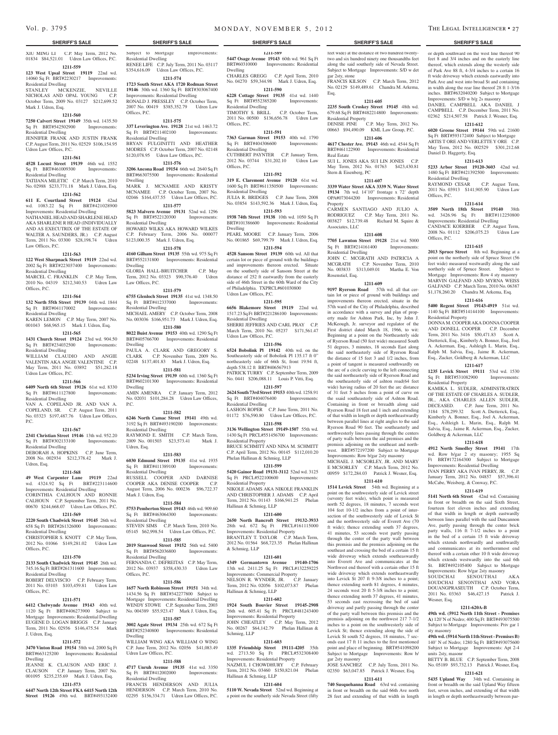XIU MING LI C.P. May Term, 2012 No. 01834 $84,521.01 Udren Law Offices, P.C.

**1211-559**

**123 West Upsal Street 19119** 22nd wd. 14060 Sq Ft BRT#2230217 Improvements: Residential Dwelling

STANLEY MCKENZIE, NEVILLE NICHOLAS AND OPAL YOUNG C.P. October Term, 2009 No. 03127 $212,699.52 Mark J. Udren, Esq.

**1211-560**

**7250 Calvert Street 19149** 35th wd. 1435.50 Sq Ft BRT#542502900 Improvements: Residential Dwelling

JENNIFER FRANK AND JUSTIN FRANK C.P. August Term, 2011 No. 02529 $106,154.95 Udren Law Offices, P.C.

**1211-561**

**4528 Locust Street 19139** 46th wd. 1552 Sq Ft BRT#461009300 Improvements: Residential Dwelling

TATIJANA MILETIC C.P. March Term, 2010 No. 02988 $233,771.18 Mark J. Udren, Esq.

**1211-562**

**611 E. Courtland Street 19124** 42nd wd. 1083.22 Sq Ft BRT#421028900 Improvements: Residential Dwelling

NATHANIEL HEAD AND SHARLENE HEAD AKA SHARLENE R HEAD (INDIVIDUALLY AND AS EXECUTRIX OF THE ESTATE OF WALTER A. SAUNDERS, JR.) C.P. August Term, 2011 No. 03300 $28,198.74 Udren Law Offices, P.C.

**1211-563**

**122 West Sharpnack Street 19119** 22nd wd. 2002 Sq Ft BRT#223037400 Improvements: Residential Dwelling

MARCEL C. FRANKLIN C.P. May Term, 2010 No. 04319 $212,340.53 Udren Law Offices, P.C.

**1211-564**

**132 North 55th Street 19139** 04th wd. 1844 Sq Ft BRT#041170002 Improvements: Residential Dwelling

KAREN LEMON C.P. May Term, 2007 No. 001043 $68,965.15 Mark J. Udren, Esq.

**1211-565**

**1431 Church Street 19124** 23rd wd. 904.50 Sq Ft BRT#234032500 Improvements: Residential Dwelling

WILLIAM CLAUDIO AND ANGIE VALENTIN AKA ANGIE VALENTINE C.P. May Term, 2011 No. 03892 $51,282.18 Udren Law Offices, P.C.

**1211-566**

**6409 North 6th Street 19126** 61st wd. 8330 Sq Ft BRT#611127800 Improvements: Residential Dwelling

VAN A. COPELAND JR. AND VAN A. COPELAND, SR. C.P. August Term, 2011 No. 03323 $197,487.76 Udren Law Offices, P.C.

**1211-567**

**2341 Christian Street 19146** 13th wd. 952.20 Sq Ft BRT#302133100 Improvements: Residential Dwelling

DEBORAH A. HOPKINS C.P. June Term, 2008 No. 002934 $212,378.42 Mark J. Udren, Esq.

**1211-568**

**49 West Carpenter Lane 19119** 22nd wd. 4324.92 Sq Ft BRT#223114600 Improvements: Residential Dwelling

CORINTHIA CALHOUN AND RONNIE CALHOUN C.P. September Term, 2011 No. 00670 $244,668.07 Udren Law Offices, P.C.

**1211-569**

**2220 South Chadwick Street 19145** 26th wd. 658 Sq Ft BRT#261326000 Improvements: Residential Dwelling

CHRISTOPHER S. KNOTT C.P. May Term, 2012 No. 01066 $149,281.02 Udren Law Offices, P.C.

**1211-570**

**2133 South Chadwick Street 19145** 26th wd. 745.16 Sq Ft BRT#261311600 Improvements: Residential Dwelling

ROBERT DELVISCIO C.P. February Term, 2011 No. 03103 $103,459.81 Udren Law Offices, P.C.

**1211-571**

**6412 Chelwynde Avenue 19143** 40th wd. 1120 Sq Ft BRT#406273900 Subject to Mortgage Improvements: Residential Dwelling

EUGENE D. LOGAN BRIGGS C.P. January Term, 2011 No. 02936 $146,475.54 Mark J. Udren, Esq.

**1211-572**

**3470 Vinton Road 19154** 58th wd. 2000 Sq Ft BRT#663125200 Improvements: Residential Dwelling

JEANNE K. CLAUSON AND ERIC J. CLAUSON C.P. January Term, 2007 No. 001095 $235,235.69 Mark J. Udren, Esq.

**1211-573**

**6447 North 12th Street FKA 6415 North 12th Street 19126** 49th wd. BRT#493132400 Subject to Mortgage Improvements: Residential Dwelling

RENEE LIFE C.P. July Term, 2011 No. 03117 $354,616.09 Udren Law Offices, P.C.

**1211-574**

**1723 South Street AKA 1720 Rodman Street 19146** 30th wd. 1360 Sq Ft BRT#303067400 Improvements: Residential Dwelling

RONALD J. PRESSLEY C.P. October Term, 2007 No. 00419 $385,352.79 Udren Law Offices, P.C.

**1211-575**

**337 Leverington Ave. 19128** 21st wd. 1463.72 Sq Ft BRT#211402100 Improvements: Residential Dwelling

BRYAN FULGINITTI AND HEATHER MODRES C.P. October Term, 2007 No. 02148 $120,078.95 Udren Law Offices, P.C.

**1211-576**

**3206 Ancona Road 19154** 66th wd. 2640 Sq Ft BRT#663075500 Improvements: Residential Dwelling

MARK J. MCNAMEE AND KRISTY MCNAMEE C.P. October Term, 2007 No. 02046 $164,437.55 Udren Law Offices, P.C.

**1211-577**

**5823 Malvern Avenue 19131** 52nd wd. 1296 Sq Ft BRT#522120300 Improvements: Residential Dwelling

HOWARD WILKS AKA HOWARD WILKES C.P. February Term, 2006 No. 000077 $123,000.35 Mark J. Udren, Esq.

**1211-578**

**4160 Gilham Street 19135** 55th wd. 975 Sq Ft BRT#552131800 Improvements: Residential Dwelling

GLORIA HALL-BRUITCHER C.P. May Term, 2012 No. 03323 $90,376.40 Udren Law Offices, P.C.

**1211-579**

**6755 Glenloch Street 19135** 41st wd. 1348.50 Sq Ft BRT#412337000 Improvements: Residential Dwelling

MICHAEL AMERY C.P. October Term, 2008 No. 003036 $166,951.73 Mark J. Udren, Esq.

**1211-580**

**8022 Buist Avenue 19153** 40th wd. 1290 Sq Ft BRT#405766700 Improvements: Residential Dwelling

PAULA A. CLARK AND GREGORY S. CLARK C.P. November Term, 2009 No. 02248 $137,401.83 Mark J. Udren, Esq.

**1211-581**

**5234 Irving Street 19139** 60th wd. 1360 Sq Ft BRT#602101300 Improvements: Residential Dwelling

AMIN AMENRA C.P. January Term, 2012 No. 02031 $101,284.28 Udren Law Offices, P.C.

**1211-582**

**6246 North Camac Street 19141** 49th wd. 3192 Sq Ft BRT#493190200 Improvements: Residential Dwelling

RAYMOND E. SMITH C.P. March Term, 2009 No. 001503 $23,573.41 Mark J. Udren, Esq.

**1211-583**

**6030 Edmund Street 19135** 41st wd. 1935 Sq Ft BRT#411389100 Improvements: Residential Dwelling

RUSSELL COOPER AND DARNISE COOPER AKA DENISE COOPER C.P. August Term, 2006 No. 000236 $96,722.37 Mark J. Udren, Esq.

**1211-584**

**5753 Pemberton Street 19143** 46th wd. 909.60 Sq Ft BRT#463064300 Improvements: Residential Dwelling

STEVEN SIMS C.P. March Term, 2010 No. 05145 $62,998.54 Udren Law Offices, P.C.

**1211-585**

**2019 Stanwood Street 19152** 56th wd. 5400 Sq Ft BRT#562036800 Improvements: Residential Dwelling

FERNANDA C. DEFREITAS C.P. May Term, 2012 No. 03937 $358,430.33 Udren Law Offices, P.C.

**1211-586**

**1657 North Robinson Street 19151** 34th wd. 1434.56 Sq Ft BRT#342277800 Subject to Mortgage Improvements: Residential Dwelling

WENDY STOWE C.P. September Term, 2003 No. 004389 $55,923.47 Mark J. Udren, Esq.

**1211-587**

**3002 Agate Street 19134** 25th wd. 672 Sq Ft BRT#252340800 Improvements: Residential Dwelling

WILLIAM WING AKA WILLIAM O WING C.P. June Term, 2012 No. 02056 $41,083.49 Udren Law Offices, P.C.

**1211-588**

**4717 Unruh Avenue 19135** 41st wd. 3350 Sq Ft BRT#412002000 Improvements: Residential Dwelling

FRANCIS HENDERSON AND JULIA HENDERSON C.P. March Term, 2010 No. 02295 $156,334.71 Udren Law Offices, P.C.

**1211-589**

**5447 Osage Avenue 19143** 60th wd. 961 Sq Ft BRT#60310000 Improvements: Residential Dwelling

CHARLES GREGG C.P. April Term, 2010 No. 04270 $59,344.98 Mark J. Udren, Esq.

**1211-590**

**6228 Cottage Street 19135** 41st wd. 1440 Sq Ft BRT#552385200 Improvements: Residential Dwelling

TIMOTHY S. BRILL C.P. October Term, 2011 No. 00500 $136,656.78 Udren Law Offices, P.C.

**1211-591**

**7363 Garman Street 19153** 40th wd. 1790 Sq Ft BRT#404306600 Improvements: Residential Dwelling

CUTHBERT PAYNTER C.P. January Term, 2012 No. 03744 $31,202.10 Udren Law Offices, P.C.

**1211-592**

**319 E. Claremont Avenue 19120** 61st wd. 1600 Sq Ft BRT#611350500 Improvements: Residential Dwelling

JULIA R. BRIDGES C.P. June Term, 2008 No. 03854 $143,592.36 Mark J. Udren, Esq.

**1211-593**

**1938 74th Street 19138** 10th wd. 1050 Sq Ft BRT#101386600 Improvements: Residential Dwelling

PEARL MOORE C.P. January Term, 2006 No. 001865 $69,799.79 Mark J. Udren, Esq.

**1211-594**

**4528 Sansom Street 19139** 60th wd. All that certain lot or piece of ground with the buildings and improvements thereon erected. Situate on the southerly side of Sansom Street at the distance of 252 ft eastwardly from the easterly side of 46th Street in the 60th Ward of the City of Philadelphia. TXPRCL#601030800

Udren Law Offices, P.C.

**1211-595**

**6656 Blakemore Street 19119** 22nd wd. 1517.23 Sq Ft BRT#221286100 Improvements: Residential Dwelling

SHERRI JEFFRIES AND CARL PRAY C.P. March Term, 2010 No. 05237 $171,561.47 Udren Law Offices, P.C.

**1211-596**

**6524 Bobolink Pl 19142** 40th wd. on the Southeasterly side of Bobolink Pl 135.17 ft 0" northeasterly side of 66th St, front 19.94 ft, depth 538.12 ft BRT#406567913

PATRICK TURRY C.P. September Term, 2009 No. 0441 $206,088.11 Louis P. Vitti, Esq.

**1211-597**

**2624 South 73rd Street 19153** 40th wd. 1258.91 Sq Ft BRT#404076400 Improvements: Residential Dwelling

LASHON ROPER C.P. June Term, 2011 No. 01172 $76,590.80 Udren Law Offices, P.C.

**1211-598**

**3136 Wellington Street 19149-1507** 55th wd. 1430 Sq Ft PRCL#551456700 Improvements: Residential Property

BRUCE SCHMITT AND NINA M. SCHMITT C.P. April Term, 2012 No. 00145 $112,010.20 Phelan Hallinan & Schmieg, LLP

**1211-599**

**5420 Gainor Road 19131-3112** 52nd wd. 3125 Sq Ft PRCL#522100600 Improvements: Residential Property

NIKOLE ADAMS AKA NIKOLE FRANKLIN AND CHRISTOPHER J. ADAMS C.P. April Term, 2012 No. 01143 $166,941.25 Phelan Hallinan & Schmieg, LLP

**1211-600**

**2650 North Bancroft Street 19132-3933** 28th wd. 672 Sq Ft PRCL#161115000 Improvements: Residential Property

BRANTLEY T. TAYLOR C.P. March Term, 2012 No. 01564 $68,723.35 Phelan Hallinan & Schmieg, LLP

**1211-601**

**4349 Germantown Avenue 19140-1706** 13th wd. 2411.25 Sq Ft PRCL#132259225 Improvements: Commercial Property

NELSON R. WYNDER, JR. C.P. January Term, 2012 No. 02056 $102,073.87 Phelan Hallinan & Schmieg, LLP

**1211-602**

**1924 South Bouvier Street 19145-2908** 26th wd. 605.41 Sq Ft PRCL#481243400 Improvements: Residential Property

JOHN CHEATLEY C.P. May Term, 2012 No. 00267 $64,142.79 Phelan Hallinan & Schmieg, LLP

**1211-603**

**1335 Friendship Street 19111-4205** 35th wd. 2713.50 Sq Ft PRCL#532308400 Improvements: Residential Property

NAZMUL I CHOWDHURY C.P. February Term, 2012 No. 03460 $150,821.04 Phelan Hallinan & Schmieg, LLP

**1211-604**

**5110 W. Nevada Street** 52nd wd. Beginning at a point on the southerly side Nevada Street (fifty feet wide) at the distance of two hundred twenty-two and six hundred ninety one thousandths feet along the said southerly side of Nevada Street. Subject to Mortgage Improvements: S/D w det gar 2sty, stone

FRANCIS KILSON C.P. March Term, 2012 No. 02129 $149,489.61 Chandra M. Arkema, Esq.

**1211-605**

**2235 South Croskey Street 19145** 48th wd. 679.68 Sq Ft BRT#482214800 Improvements: Residential Property

DENISE PINE C.P. May Term, 2012 No. 00663 $94,490.09 KML Law Group, P.C.

**1211-606**

**4617 Chester Ave. 19143** 46th wd. 4544 Sq Ft BRT#461122900 Improvements: Residential Real Estate

SUI L. JONES AKA SUI LIN JONES C.P. May Term, 2012 No. 01763 $423,430.81 Stern & Eisenberg, PC

**1211-607**

**3339 Water Street AKA 3339 N. Water Street 19134** 7th wd. 14'10" frontage x 72' depth OPA#073044200 Improvements: Residential Property

CARMEN SANTIAGO AND JULIO A. RODRIGUEZ C.P. May Term, 2011 No. 003827 $12,739.48 Richard M. Squire & Associates, LLC

**1211-608**

**7705 Lawnton Street 19128** 21st wd. 5000 Sq Ft BRT#214161400 Improvements: Residential Dwelling

JOHN C. MCGRATH AND PATRICIA A MCGRATH C.P. November Term, 2010 No. 003833 $313,049.01 Martha E. Von Rosenstiel, Esq.

**1211-609**

**9197 Ryerson Road** 57th wd. all that certain lot or piece of ground with buildings and improvements thereon erected, situate in the 57th ward of the City of Philadelphia, described in accordance with a survey and plan of property made for Ashton Park, Inc, by John J. McKeough, Jr. surveyor and regulator of the First district dated March 18, 1966, to wit: Beginning at a point on the Northeasterly side of Ryerson Road (50 feet wide) measured South 51 degrees, 3 minutes, 18 seconds East along the said northeasterly side of Ryerson Road the distance of 15 feet 3 and 1/2 inches, from a point of tangent is measured southwardly on the arc of a circle curving to the left connecting the said northeasterly side of Ryerson Road and the southeasterly side of ashton road(64 feet wide) having radius of 20 feet the arc distance of 31 feet 5 inches from a point of curve on the ssaid southeasterly side of Ashton Road. Containing in front or breadth along said Ryerson Road 18 feet and 1 inch and extending of that width in length or depth northeastwardly between parallel lines at right angles to the said Ryerson Road 90 feet. The southeasterly and northwesterly lines passing through the centers of party walls between the aid premises and the premisis adjoining on the southeast and northwest. BRT#572197200 Subject to Mortgage Improvements: Row b/gar 2sty masonry

MICHAEL J. MCSORLEY, JR. AND MARY E MCSORLEY C.P. March Term, 2012 No. 00959 $172,284.03 Patrick J. Wesner, Esq.

**1211-610**

**1514 Levick Street** 54th wd. Beginning at a point on the southwesterly side of Levick street (seventy feet wide), which point is measured north 52 degrees, 18 minutes, 7 seconds west 104 feet 10-1/2 inches from a point of intersection of the southwesterly side of Levick St and the northwesterly side of Everett Ave (70 ft wide); thence extending south 37 degrees, 41 minutes, 53 seconds west partly passing through the center of the party wall between this premisis and the premisis adjoining on the southeast and crossing the bed of a certain 15 ft wide driveway which extends southeaswardly into Everett Ave and communicates at the Northwest end thereof with a certain other 15 ft wide driveway which extends northeastwardly into Levick St 207 ft 9-3/8 inches to a point; thence extending north 81 degrees, 4 minutes, 24 seconds west 20 ft 5-3/8 inches to a point; thence extending north 37 degrees, 41 minutes, 53 seconds east recrossing the bed of said driveway and partly passing through the center of the party wall between this premisis and the premisis adjoining on the northwest 217 7-1/2 inches to a point on the southwesterly side of Levick St; thence extending along the side of Levick St south 52 degrees, 18 minutes, 7 seconds east 17 ft 11 inches to the first mentioned point and place of beginning. BRT#541098200 Subject to Mortgage Improvements: Row b/ gar 2sty masonry

JOSE SANCHEZ C.P. July Term, 2011 No. 02350 $63,047.85 Patrick J. Wesner, Esq.

**1211-611**

**740 Susquehanna Road** 63rd wd. containing in front or breadth on the said 66th Ave north 28 feet and extending of that width in length or depth southward on the west line thereof 90 feet 8 and 3/4 inches and on the easterly line thereof, which extends along the westerly side of Park Ave 88 ft, 4-3/4 inches to a certain 16 ft wide driveway which extends eastwardly into Park Ave and west into broad St and containing in width along the rear line thereof 28 ft 1-3/16 inches. BRT#632040200 Subject to Mortgage Improvements: S/D w b/g 2s masonry

DANIEL CAMPBELL AKA DANIEL J CAMPBELL C.P. December Term, 2011 No. 02362 $214,507.58 Patrick J. Wesner, Esq.

**1211-612**

**6020 Greene Street 19144** 59th wd. 21600 Sq Ft BRT#593172400 Subject to Mortgage

ARTIS T ORE AND VERLETTE Y ORE C.P. May Term, 2012 No. 002529 $301,212.68 Daniel D. Haggerty, Esq.

**1211-613**

**5233 Arbor Street 19120-3603** 42nd wd. 1480 Sq Ft BRT#421392500 Improvements: Residential Dwelling

RAYMOND CESAR C.P. August Term, 2011 No. 03913 $141,905.90 Udren Law Offices, P.C.

**1211-614**

**3509 North 18th Street 19140** 38th wd. 3426.96 Sq Ft BRT#112250800 Improvements: Residential Dwelling

CANDACE KOERBER C.P. August Term, 2008 No. 01112 $206,075.23 Udren Law Offices, P.C.

**1211-615**

**2013 Spruce Street** 8th wd. Beginning at a point on the northerly side of Spruce Street (56 feet wide) measured westwardly along the said northerly side of Spruce Street. Subject to Mortgage Improvements: Row 4 sty masonry

MARVIN GALFAND AND MYRNA WEISS GALFAND C.P. March Term, 2010 No. 06387 $1,178,260.20 Chandra M. Arkema, Esq.

**1211-616**

**5400 Regent Street 19143-4919** 51st wd. 1140 Sq Ft BRT#514144100 Improvements: Residential Property

DONNA M. COOPER AKA DONNA COOPER AND DONELL COOPER C.P. December Term, 2011 No. 3416 $50,471.83 Scott A. Dietterick, Esq., Kimberly A. Bonner, Esq., Joel A. Ackerman, Esq., Ashleigh L. Marin, Esq., Ralph M. Salvia, Esq., Jaime R. Ackerman, Esq., Zucker, Goldberg & Ackerman, LLC

**1211-617**

**1235 Levick Street 19111** 53rd wd. 1530 Sq Ft BRT#531082900 Improvements: Residential Property

KAMIKA L. SUDLER, ADMINSTRATRIX OF THE ESTATE OF CHARLES A. SUDLER, JR., AKA CHARLES ALLEN SUDLER, DECEASED. C.P. June Term, 2011 No. 3184 $78,299.32 Scott A. Dietterick, Esq., Kimberly A. Bonner, Esq., Joel A. Ackerman, Esq., Ashleigh L. Marin, Esq., Ralph M. Salvia, Esq., Jaime R. Ackerman, Esq., Zucker, Goldberg & Ackerman, LLC

**1211-618**

**4912 North Smedley Street 19141** 17th wd. Row b/gar 2 sty masonry; 1955 Sq Ft BRT#172164300 Subject to Mortgage Improvements: Residential Dwelling

IVAN PERRY AKA IVAN PERRY, JR. C.P. January Term, 2012 No. 04857 $57,396.41 McCabe, Weisberg, & Conway, P.C.

**1211-619**

**5141 North 6th Street** 42nd wd. Containing in front or breadth on the said Sixth Street, fourteen feet eleven inches and extending of that width in length or depth eastwardly between lines parallel with the said Duncannon Ave, partly passing through the center brick party walls, 116 ft 7-1/2 inches to a point in the bed of a certain 15 ft wide driveway which extends northwardly and southwardly and communicates at its northernmost end thereof with a certain other 10 ft wide driveway which extends westwardly into the said 6th St. BRT#492105400 Subject to Mortgage Improvements: Row b/gar 2sty masonry

SOUDCHAI SENOUTHAI AKA SOUDCHAI SENONTHAI AND VORA DOUANGPRASEUTH C.P. October Term, 2011 No. 03363 $46,427.15 Patrick J. Wesner, Esq.

**1211-620A-B**

**49th wd. (5912 North 11th Street - Premises A)** 120'N of Nedro; 400 Sq Ft BRT#493075500 Subject to Mortgage Improvements: Priv gar 1 sty masonry

**49th wd. (5914 North 11th Street - Premises B)** 140' N of Nedro; 1280 Sq Ft BRT#493075600 Subject to Mortgage Improvements: Apt 2-4 units 2sty, masonr

BETTY B. BLUE C.P. September Term, 2008 No. 05189 $93,732.13 Patrick J. Wesner, Esq.

**1211-621**

**5435 Upland Way** 34th wd. Containing in front or breadth on the said Upland Way fifteen feet, seven inches, and extending of that width in length or depth northeastwardly between par-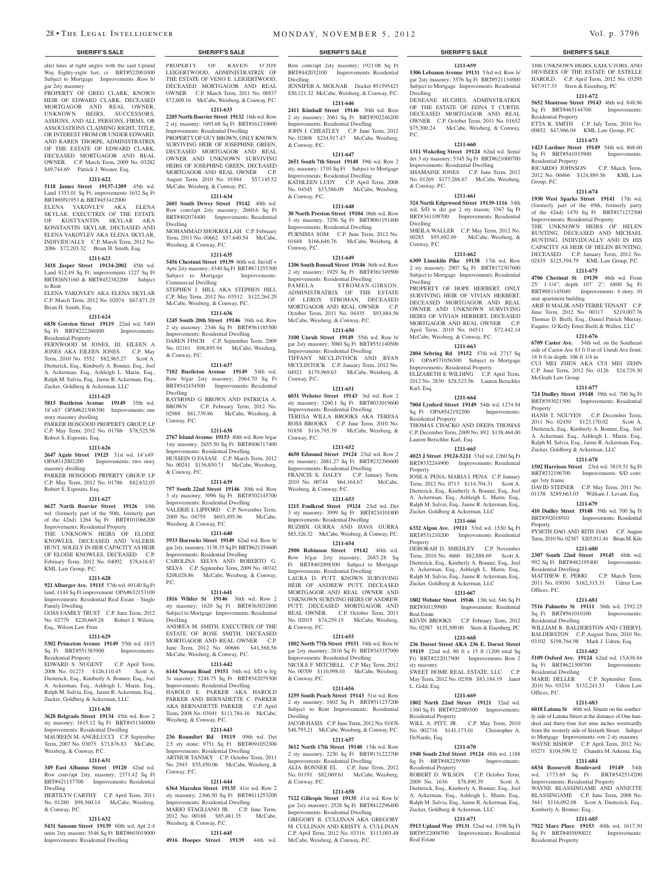**SHERIFF'S SALE**

allel lines at right angles with the said Upland Way Eighty-eight feet, cr BRT#522001000 Subject to Mortgage Improvements: Row b/gar 2sty masonry

PROPERTY OF GREG CLARK, KNOWN HEIR OF EDWARD CLARK, DECEASED MORTGAGOR AND REAL OWNER, UNKNOWN HEIRS, SUCCESSORS, ASSIGNS, AND ALL PERSONS, FIRMS, OR ASSOCIATIONS CLAIMING RIGHT, TITLE, OR INTEREST FROM OR UNDER EDWARD, AND KAREN THORPE, ADMINISTRATRIX OF THE ESTATE OF EDWARD CLARK, DECEASED MORTGAGOR AND REAL OWNER. C.P. March Term, 2009 No. 03282 $49,744.69 Patrick J. Wesner, Esq.

**1211-622**

**5118 James Street 19137-1209** 45th wd. Land 1353.01 Sq Ft, improvements 1632 Sq Ft BRT#89N1953 & BRT#453412000

ELENA YAKOVLEV AKA ELENA SKYLAR, EXECUTRIX OF THE ESTATE OF KOSTYANTIN SKYLAR AKA KONSTANTIN SKYLAR, DECEASED AND ELENA YAKOVLEV AKA ELENA SKYLAR, INDIVIDUALLY C.P. March Term, 2012 No. 2086 $72,203.32 Brian H. Smith, Esq.

**1211-623**

**3418 Jasper Street 19134-2002** 45th wd. Land 812.49 Sq Ft, improvements 1227 Sq Ft BRT#26N3160 & BRT#452382200 Subject to Rent

ELENA YAKOVLEV AKA ELENA SKYLAR C.P. March Term, 2012 No. 02074 $67,871.25 Brian H. Smith, Esq.

**1211-624**

**6838 Gorsten Street 19119** 22nd wd. 5400 Sq Ft BRT#222260400 Improvements: Residential Property

FERNWOOD M JONES, III; EILEEN A JONES AKA EILEEN JONES C.P. May Term, 2010 No. 3552 $82,965.27 Scott A. Dietterick, Esq., Kimberly A. Bonner, Esq., Joel A. Ackerman, Esq., Ashleigh L. Marin, Esq., Ralph M. Salvia, Esq., Jaime R. Ackerman, Esq., Zucker, Goldberg & Ackerman, LLC

**1211-625**

**5815 Bustleton Avenue 19149** 35th wd. 18'x83' OPA#621506700 Improvements: one story masonry dwelling

PARKER HOSGOOD PROPERTY GROUP, LP C.P. May Term, 2012 No. 01786 $78,525.56 Robert S. Esposito, Esq.

**1211-626**

**2647 Agate Street 19125** 31st wd. 14'x49' OPA#312002200 Improvements: two story masonry dwelling

PARKER HOSGOOD PRPERTY GROUP, LP C.P. May Term, 2012 No. 01786 $82,632.03 Robert S. Esposito, Esq.

**1211-627**

**6627 North Bouvier Street 19126** 10th wd. (formerly part of the 50th, formerly part of the 42nd) 1264 Sq Ft BRT#101066200 Improvements: Residential Property

THE UNKNOWN HEIRS OF ELOISE KNOWLES, DECEASED AND VALERIE HUNT, SOLELY IN HER CAPACITY AS HEIR OF ELOISE KNOWLES, DECEASED C.P. February Term, 2012 No. 04092 $78,616.87 KML Law Group, P.C.

**1211-628**

**921 Alburger Ave. 19115** 57th wd. 49140 Sq Ft land, 1144 Sq Ft improvement OPA#632153100 Improvements: Residential Real Estate - Single Family Dwelling

GOSS FAMILY TRUST C.P. June Term, 2012 No. 02779 $220,669.28 Robert J. Wilson, Esq., Wilson Law Firm

**1211-629**

**3302 Princeton Avenue 19149** 55th wd. 1815 Sq Ft BRT#551383900 Improvements: Residential Property

EDWARD S. NUGENT C.P. April Term, 2008 No. 01273 $126,110.45 Scott A. Dietterick, Esq., Kimberly A. Bonner, Esq., Joel A. Ackerman, Esq., Ashleigh L. Marin, Esq., Ralph M. Salvia, Esq., Jaime R. Ackerman, Esq., Zucker, Goldberg & Ackerman, LLC

**1211-630**

**3628 Belgrade Street 19134** 45th wd. Row 2 sty masonry; 1615.12 Sq Ft BRT#451340000 Improvements: Residential Dwelling

MAUREEN M. ANGELUCCI C.P. September Term, 2007 No. 03075 $73,876.83 McCabe, Weisberg, & Conway, P.C.

**1211-631**

**349 East Albanus Street 19120** 42nd wd. Row conv/apt 2sty, masonry; 2371.42 Sq Ft BRT#421157700 Improvements: Residential Dwelling

HERTILYN CARTHY C.P. April Term, 2011 No. 01280 $98,560.14 McCabe, Weisberg, & Conway, P.C.

**1211-632**

**5431 Sansom Street 19139** 60th wd. Apt 2-4 units 2sty masonr; 3546 Sq Ft BRT#603019000 Improvements: Residential Dwelling

PROPERTY OF RAVEN O'JOY LEIGERTWOOD, ADMINISTRATRIX OF THE ESTATE OF VENO E. LEIGERTWOOD, DECEASED MORTGAGOR AND REAL OWNER C.P. March Term, 2011 No. 00537 $72,609.16 McCabe, Weisberg, & Conway, P.C.

**1211-633**

**2205 North Bouvier Street 19132** 16th wd. Row 2 sty, masonry; 1693.68 Sq Ft BRT#161210600 Improvements: Residential Dwelling

PROPERTY OF GUY BROWN, ONLY KNOWN SURVIVING HEIR OF JOSEPHINE GREEN, DECEASED MORTGAGOR AND REAL OWNER AND UNKNOWN SURVIVING HEIRS OF JOSEPHINE GREEN, DECEASED MORTGAGOR AND REAL OWNER C.P. August Term, 2010 No. 01884 $57,145.52 McCabe, Weisberg, & Conway, P.C.

**1211-634**

**2601 South Dewey Street 19142** 40th wd. Row conv/apt 2sty masonry; 2660.6 Sq Ft BRT#402074400 Improvements: Residential Dwelling

MOHAMMAD SHOKROLLAH C.P. February Term, 2011 No. 00662 $57,640.54 McCabe, Weisberg, & Conway, P.C.

**1211-635**

**5456 Chestnut Street 19139** 60th wd. Str/off + Apts 2sty masonry; 4340 Sq Ft BRT#871255300 Subject to Mortgage Improvements: Commercial Dwelling

STEPHEN J. HILL AKA STEPHEN HILL C.P. May Term, 2012 No. 03512 $122,264.29 McCabe, Weisberg, & Conway, P.C.

**1211-636**

**1245 South 20th Street 19146** 36th wd. Row 2 sty masonry; 2346 Sq Ft BRT#361185500 Improvements: Residential Dwelling

DAREN FINCH C.P. September Term, 2009 No. 02161 $98,895.94 McCabe, Weisberg, & Conway, P.C.

**1211-637**

**7102 Bustleton Avenue 19149** 54th wd. Row b/gar 2sty masonry; 2064.70 Sq Ft BRT#542454500 Improvements: Residential Dwelling

RAYMOND G BROWN AND PATRICIA A. BROWN C.P. February Term, 2012 No. 02988 $81,739.86 McCabe, Weisberg, & Conway, P.C.

**1211-638**

**2767 Island Avenue 19153** 40th wd. Row b/gar 1sty masonry; 2655.50 Sq Ft BRT#406717400 Improvements: Residential Dwelling

HUSSEIN O FASASI C.P. March Term, 2012 No. 00241 $136,850.71 McCabe, Weisberg, & Conway, P.C.

**1211-639**

**757 South 22nd Street 19146** 30th wd. Row 3 sty masonry; 3096 Sq Ft BRT#302145700 Improvements: Residential Dwelling

VALERIE L LIPFORD C.P. November Term, 2009 No. 04759 $693,495.96 McCabe, Weisberg, & Conway, P.C.

**1211-640**

**5933 Horrocks Street 19149** 62nd wd. Row b/gar 2sty, masonry; 3138.35 Sq Ft BRT#621354600 Improvements: Residential Dwelling

CAROLINA SELVA AND ROBERTO G. SELVA C.P. September Term, 2009 No. 00742 $208,028.86 McCabe, Weisberg, & Conway, P.C.

**1211-641**

**1816 Wilder St 19146** 36th wd. Row 2 sty masonry; 1620 Sq Ft BRT#363032800 Subject to Mortgage Improvements: Residential Dwelling

ANDREA M. SMITH, EXECUTRIX OF THE ESTATE OF ROSE SMITH, DECEASED MORTGAGOR AND REAL OWNER C.P. June Term, 2012 No. 00686 $41,568.56 McCabe, Weisberg, & Conway, P.C.

**1211-642**

**6144 Nassau Road 19151** 34th wd. S/D w b/g 3s masonry; 5248.75 Sq Ft BRT#342079300 Improvements: Residential Dwelling

HAROLD E. PARKER AKA HAROLD PARKER AND BERNADETTE C. PARKER AKA BERNADETTE PARKER C.P. April Term, 2008 No. 03041 $111,784.16 McCabe, Weisberg, & Conway, P.C.

**1211-643**

**236 Roumfort Rd 19119** 09th wd. Det 2.5 sty stone; 9751 Sq Ft BRT#091052300 Improvements: Residential Dwelling

ARTHUR TANSKY C.P. October Term, 2011 No. 2943 $55,450.06 McCabe, Weisberg, & Conway, P.C.

**1211-644**

**6364 Marsden Street 19135** 41st wd. Row 2 sty masonry; 2366.50 Sq Ft BRT#411253200 Improvements: Residential Dwelling

MARIO STAGLIANO JR. C.P. June Term, 2012 No. 00188 $85,481.35 McCabe, Weisberg, & Conway, P.C.

**1211-645**

**4916 Hoopes Street 19139** 44th wd. Row conv/apt 2sty masonry; 1921.08 Sq Ft BRT#442032100 Improvements: Residential Dwelling

JENNIFER A. MOLNAR Docket #51595423 $30,121.32 McCabe, Weisberg, & Conway, P.C.

**1211-646**

**2411 Kimball Street 19146** 30th wd. Row 2 sty masonry; 2061 Sq Ft BRT#302246200 Improvements: Residential Dwelling

JOHN J. CHEATLEY C.P. June Term, 2012 No. 02808 $234,917.47 McCabe, Weisberg, & Conway, P.C.

**1211-647**

**2651 South 7th Street 19148** 39th wd. Row 2 sty, masonry; 1710 Sq Ft Subject to Mortgage Improvements: Residential Dwelling

KATHLEEN LUDY C.P. April Term, 2008 No. 04545 $33,586.09 McCabe, Weisberg, & Conway, P.C.

**1211-648**

**30 North Preston Street 19104** 06th wd. Row 3 sty masonry; 3256 Sq Ft BRT#061191400 Improvements: Residential Dwelling

PURNIMA SOM C.P. June Term, 2012 No. 01688 $166,646.76 McCabe, Weisberg, & Conway, P.C.

**1211-649**

**1206 South Bonsall Street 19146** 36th wd. Row 2 sty masonry; 1929 Sq Ft BRT#361349500 Improvements: Residential Dwelling

PAMELA STROMAN-GIBSON, ADMINISTRATRIX OF THE ESTATE OF LEROY STROMAN, DECEASED MORTGAGOR AND REAL OWNER C.P. October Term, 2011 No. 04435 $93,884.56 McCabe, Weisberg, & Conway, P.C.

**1211-650**

**3100 Unruh Street 19149** 55th wd. Row b/gar 2sty masonry; 3080 Sq Ft BRT#551140500 Improvements: Residential Dwelling

TIFFANY MCCLINTOCK AND RYAN MCCLINTOCK C.P. January Term, 2012 No. 04921 $179,969.63 McCabe, Weisberg, & Conway, P.C.

**1211-651**

**6031 Webster Street 19143** 3rd wd. Row 2 sty masonry; 3260.1 Sq Ft BRT#033019600 Improvements: Residential Dwelling

TERESA WILLA BROOKS AKA TERESA ROSS BROOKS C.P. June Term, 2010 No. 01858 $116,795.39 McCabe, Weisberg, & Conway, P.C.

**1211-652**

**4650 Edmund Street 19124** 23rd wd. Row 2 sty masonry; 2681.27 Sq Ft BRT#232386600 Improvements: Residential Dwelling

FRANCIS X. DALEY C.P. January Term, 2010 No. 00744 $64,164.67 McCabe, Weisberg, & Conway, P.C.

**1211-653**

**1215 Foulkrod Street 19124** 23rd wd. Det 3 sty masonry; 3999 Sq Ft BRT#234101800 Improvements: Residential Dwelling

RUZHDI GURRA AND HAVA GURRA $85,326.32 McCabe, Weisberg, & Conway, P.C.

**1211-654**

**2900 Robinson Street 19142** 40th wd. Row b/gar 2sty masonry; 2685.28 Sq Ft BRT#402098300 Subject to Mortgage Improvements: Residential Dwelling

LAURA D. PUTT, KNOWN SURVIVING HEIR OF ANDREW PUTT, DECEASED MORTGAGOR AND REAL OWNER AND UNKNOWN SURIVING HEIRS OF ANDREW PUTT, DECEASED MORTGAGOR AND REAL OWNER. C.P. October Term, 2011 No. 02015 $74,259.15 McCabe, Weisberg, & Conway, P.C.

**1211-655**

**1802 North 77th Street 19151** 34th wd. Row b/gar 2sty masonry; 2816 Sq Ft BRT#343357900 Improvements: Residential Dwelling

NICOLE F. MITCHELL C.P. May Term, 2012 No. 00709 $110,998.01 McCabe, Weisberg, & Conway, P.C.

**1211-656**

**1259 South Peach Street 19143** 51st wd. Row 2 sty masonry; 1602 Sq Ft BRT#511237200 Subject to Rent Improvements: Residential Dwelling

JACOB HASIS C.P. June Term, 2012 No. 01876 $48,793.21 McCabe, Weisberg, & Conway, P.C.

**1211-657**

**3612 North 17th Street 19140** 13th wd. Row 2 sty masonry; 2250 Sq Ft BRT#131222700 Improvements: Residential Dwelling

ALIA BONNER EL C.P. June Term, 2012 No. 01191 $82,069.61 McCabe, Weisberg, & Conway, P.C.

**1211-658**

**7122 Gillespie Street 19135** 41st wd. Row b/gar 2sty masonry; 2528 Sq Ft BRT#412296400 Improvements: Residential Dwelling

GREGORY B. CULLINAN AKA GREGORY M. CULLINAN AND KRISTY A. CULLINAN C.P. April Term, 2012 No. 03316 $113,003.48 McCabe, Weisberg, & Conway, P.C.

**1211-659**

**5306 Lebanon Avenue 19131** 53rd wd. Row b/gar 2sty masonry; 3576 Sq Ft BRT#521134900 Subject to Mortgage Improvements: Residential Dwelling

DENEANE HUGHES, ADMINSTRATRIX OF THE ESTATE OF EDNA T. CURTIS, DECEASED MORTGAGOR AND REAL OWNER C.P. October Term, 2011 No. 01652 $75,300.24 McCabe, Weisberg, & Conway, P.C.

**1211-660**

**1311 Wakeling Street 19124** 62nd wd. Semi/det 3 sty masonry; 5345 Sq Ft BRT#621000700 Improvements: Residential Dwelling

SHAMAINE JONES C.P. June Term, 2012 No. 01269 $177,268.67 McCabe, Weisberg, & Conway, P.C.

**1211-661**

**324 North Edgewood Street 19139-1116** 34th wd. S/D w det gar 2 sty mason; 3367 Sq Ft BRT#341109700 Improvements: Residential Dwelling

SHEILA WALLER C.P. May Term, 2012 No. 00285 $95,692.69 McCabe, Weisberg, & Conway, P.C.

**1211-662**

**6309 Limekiln Pike 19138** 17th wd. Row 2 sty masonry; 2907 Sq Ft BRT#172307600 Subject to Mortgage Improvements: Residential Dwelling

PROPERTY OF HOPE HERBERT, ONLY SURVIVING HEIR OF VIVIAN HERBERT, DECEASED MORTGAGOR AND REAL OWNER AND UNKNOWN SURVIVING HEIRS OF VIVIAN HERBERT, DECEASED MORTGAGOR AND REAL OWNER C.P. April Term, 2010 No. 04511 $72,442.14 McCabe, Weisberg, & Conway, P.C.

**1211-663**

**2804 Sebring Rd 19152** 57th wd. 2717 Sq Ft OPA#571056500 Subject to Mortgage Improvements: Residential Property

ELIZABETH E WILDING C.P. April Term, 2012 No. 2830 $28,523.56 Lauren Berschler Karl, Esq.

**1211-664**

**7004 Lynford Street 19149** 54th wd. 1274.94 Sq Ft OPA#542192200 Improvements: Residential Property

THOMAS CHACKO AND DEEPA THOMAS C.P. December Term, 2009 No. 892 $138,464.00 Lauren Berschler Karl, Esq.

**1211-665**

**4023 J Street 19124-5211** 33rd wd. 1260 Sq Ft BRT#332244900 Improvements: Residential Property

JOSE A. PENA; MARIA I. PENA C.P. January Term, 2012 No. 0713 $114,704.31 Scott A. Dietterick, Esq., Kimberly A. Bonner, Esq., Joel A. Ackerman, Esq., Ashleigh L. Marin, Esq., Ralph M. Salvia, Esq., Jaime R. Ackerman, Esq., Zucker, Goldberg & Ackerman, LLC

**1211-666**

**6332 Algon Ave. 19111** 53rd wd. 1530 Sq Ft BRT#531210200 Improvements: Residential Property

DEBORAH D. SMEDLEY C.P. November Term, 2010 No. 4660 $82,888.69 Scott A. Dietterick, Esq., Kimberly A. Bonner, Esq., Joel A. Ackerman, Esq., Ashleigh L. Marin, Esq., Ralph M. Salvia, Esq., Jaime R. Ackerman, Esq., Zucker, Goldberg & Ackerman, LLC

**1211-667**

**1802 Webster Street 19146** 13th wd. 546 Sq Ft BRT#301159900 Improvements: Residential Real Estate

KEVIN BROOKS C.P. February Term, 2012 No. 02587 $135,309.00 Stern & Eisenberg, PC

**1211-668**

**236 Dorset Street AKA 236 E. Dorset Street 19119** 22nd wd. 80 ft x 15 ft (1200 total Sq Ft) BRT#222017900 Improvements: Row 2 sty masonry

SWEET HOME REAL ESTATE, LLC C.P. May Term, 2012 No. 02308 $83,184.19 Janet L. Gold, Esq.

**1211-669**

**1802 North 22nd Street 19121** 32nd wd. 1360 Sq Ft BRT#322089300 Improvements: Residential Property

WILL A. PITT, JR. C.P. May Term, 2010 No. 002716 $141,173.01 Christopher A. DeNardo, Esq.

**1211-670**

**1948 South 23rd Street 19124** 48th wd. 1188 Sq Ft BRT#482259300 Improvements: Residential Property

ROBERT D. WILSON C.P. October Term, 2009 No. 1636 $78,890.39 Scott A. Dietterick, Esq., Kimberly A. Bonner, Esq., Joel A. Ackerman, Esq., Ashleigh L. Marin, Esq., Ralph M. Salvia, Esq., Jaime R. Ackerman, Esq., Zucker, Goldberg & Ackerman, LLC

**1211-671**

**5913 Upland Way 19131** 52nd wd. 1398 Sq Ft BRT#522008700 Improvements: Residential Real Estate

THE UNKNOWN HEIRS, EXECUTORS, AND DEVISEES OF THE ESTATE OF ESTELLE HAROLD. C.P. April Term, 2012 No. 03295 $87,917.33 Stern & Eisenberg, PC

**1211-672**

**5652 Montrose Street 19143** 46th wd. 848.96 Sq Ft BRT#463144700 Improvements: Residential Property

ETTA K. SMITH C.P. July Term, 2010 No. 00852 $47,966.04 KML Law Group, P.C.

**1211-673**

**1423 Lardner Street 19149** 54th wd. 868.60 Sq Ft BRT#541033900 Improvements: Residential Property

RICARDO JOHNSON C.P. March Term, 2012 No. 00466 $124,889.56 KML Law Group, P.C.

**1211-674**

**1930 West Sparks Street 19141** 17th wd. (formerly part of the 49th, formerly party of the 42nd) 1470 Sq Ft BRT#171272500 Improvements: Residential Property

THE UNKNOWN HEIRS OF HELEN BUNTING, DECEASED AND MICHAEL BUNTING, INDIVIDUALLY AND IN HIS CAPACITY AS HEIR OF HELEN BUNTING, DECEASED C.P. January Term, 2012 No. 02435 $125,394.79 KML Law Group, P.C.

**1211-675**

**4706 Chestnut St 19139** 46th wd. Front 25' 1-1/4"; depth 107' 2"; 6800 Sq Ft BRT#881145040 Improvements: 4 story, 10 unit apartment building

ARIF H MALIK AND TERRE TENANT C.P. June Term, 2012 No. 00317 $219,007.76 Thomas D. Bielli, Esq., Daniel Patrick Murray, Esquire, O'Kelly Ernst Bielli & Wallen, LLC

**1211-676**

**6709 Caster Ave.** 54th wd. on the Southeast side of Castor Ave 83 ft 0 in of Unruh Ave front: 18 ft 0 in depth: 106 ft 1/4 in

CUI MEI ZHEN AKA CUI MEI ZEHN C.P. June Term, 2012 No. 0126 $24,729.30 McGrath Law Group

**1211-677**

**724 Dudley Street 19148** 39th wd. 700 Sq Ft BRT#393021500 Improvements: Residential Property

HANH T. NGUYEN C.P. December Term, 2011 No. 02450 $123,170.02 Scott A. Dietterick, Esq., Kimberly A. Bonner, Esq., Joel A. Ackerman, Esq., Ashleigh L. Marin, Esq., Ralph M. Salvia, Esq., Jaime R. Ackerman, Esq., Zucker, Goldberg & Ackerman, LLC

**1211-678**

**1502 Harrison Street** 23rd wd. 3819.51 Sq Ft BRT#232196700 Improvements: S/D conv. apt 3sty frame

DAVID STEINER C.P. May Term, 2011 No. 01158 $289,663.03 William J. Levant, Esq.

**1211-679**

**410 Dudley Street 19148** 39th wd. 700 Sq Ft BRT#392018910 Improvements: Residential Property

PYSETH DAO AND RITH DAO C.P. August Term, 2010 No. 02387 $203,911.44 Brian M. Kile

**1211-680**

**2307 South 22nd Street 19145** 48th wd. 992 Sq Ft BRT#482195400 Improvements: Residential Dwelling

MATTHEW E. PERRI C.P. March Term, 2011 No. 03030 $182,315.31 Udren Law Offices, P.C.

**1211-681**

**7516 Palmetto St 19111** 56th wd. 2392.25 Sq Ft BRT#561010100 Improvements: Residential Dwelling

WILLIAM R. BALDERSTON AND CHERYL BALDERSTON C.P. August Term, 2010 No. 03102 $198,764.98 Mark J. Udren, Esq.

**1211-682**

**5109 Oxford Ave. 19124** 62nd wd. 15,638.84 Sq Ft BRT#621309700 Improvements: Residential Dwelling

MARIE DELLER C.P. September Term, 2010 No. 03234 $132,241.53 Udren Law Offices, P.C.

**1211-683**

**6018 Latona St** 46th wd. Situate on the southerly side of Latona Street at the distance of One hundred and thirty-four feet nine inches westwardly from the westerly side of Sixtieth Street. Subject to Mortgage Improvements: row 2 sty masonry

WAYNE BISHOP C.P. April Term, 2012 No. 03271 $104,599.32 Chandra M. Arkema, Esq.

**1211-684**

**6834 Roosevelt Boulevard 19149** 54th wd. 1773.69 Sq Ft BRT#542514200 Improvements: Residential Property

WAYNE BLASSINGAME AND ANNETTE BLASSINGAME C.P. June Term, 2008 No. 3841 $116,092.08 Scott A. Dietterick, Esq., Kimberly A. Bonner, Esq.,

**1211-685**

**7922 Mars Place 19153** 40th wd. 1617.30 Sq Ft BRT#405890021 Improvements: Residential Property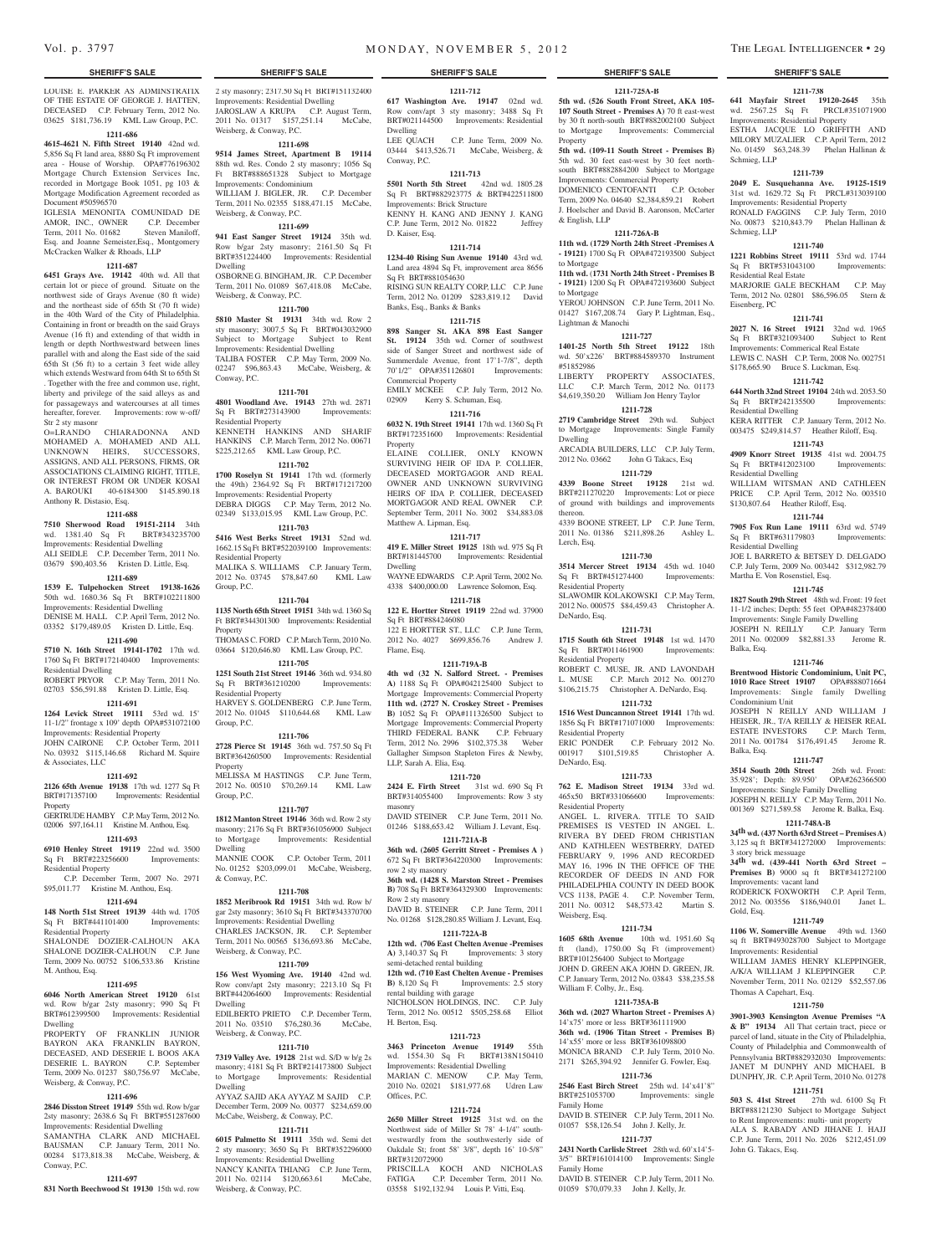## SHERIFF'S SALE

LOUISE E. PARKER AS ADMINSTRATIX OF THE ESTATE OF GEORGE J. HATTEN, DECEASED C.P. February Term, 2012 No. 03625 $181,736.19 KML Law Group, P.C.

**1211-686**

**4615-4621 N. Fifth Street 19140** 42nd wd. 5,856 Sq Ft land area, 8880 Sq Ft improvement area - House of Worship. OPA#776196302 Mortgage Church Extension Services Inc, recorded in Mortgage Book 1051, pg 103 & Mortgage Modification Agreement recorded as Document #50596570

IGLESIA MENONITA COMUNIDAD DE AMOR, INC., OWNER C.P. December Term, 2011 No. 01682 Steven Maniloff, Esq. and Joanne Semeister,Esq., Montgomery McCracken Walker & Rhoads, LLP

**1211-687**

**6451 Grays Ave. 19142** 40th wd. All that certain lot or piece of ground. Situate on the northwest side of Grays Avenue (80 ft wide) and the northeast side of 65th St (70 ft wide) in the 40th Ward of the City of Philadelphia. Containing in front or breadth on the said Grays Avenue (16 ft) and extending of that width in length or depth Northwestward between lines parallel with and along the East side of the said 65th St (56 ft) to a certain 3 feet wide alley which extends Westward from 64th St to 65th St . Together with the free and common use, right, liberty and privilege of the said alleys as and for passageways and watercourses at all times hereafter, forever. Improvements: row w-off/ Str 2 sty masonr

O=LRANDO CHIARADONNA AND MOHAMED A. MOHAMED AND ALL UNKNOWN HEIRS, SUCCESSORS, ASSIGNS, AND ALL PERSONS, FIRMS, OR ASSOCIATIONS CLAIMING RIGHT, TITLE, OR INTEREST FROM OR UNDER KOSAI A. BAROUKI 40-6184300 $145.890.18 Anthony R. Distasio, Esq.

**1211-688**

**7510 Sherwood Road 19151-2114** 34th wd. 1381.40 Sq Ft BRT#343235700 Improvements: Residential Dwelling

ALI SEIDLE C.P. December Term, 2011 No. 03679 $90,403.56 Kristen D. Little, Esq.

**1211-689**

**1539 E. Tulpehocken Street 19138-1626** 50th wd. 1680.36 Sq Ft BRT#102211800 Improvements: Residential Dwelling

DENISE M. HALL C.P. April Term, 2012 No. 03352 $179,489.05 Kristen D. Little, Esq.

**1211-690**

**5710 N. 16th Street 19141-1702** 17th wd. 1760 Sq Ft BRT#172140400 Improvements: Residential Dwelling

ROBERT PRYOR C.P. May Term, 2011 No. 02703 $56,591.88 Kristen D. Little, Esq.

**1211-691**

**1264 Levick Street 19111** 53rd wd. 15' 11-1/2" frontage x 109' depth OPA#531072100 Improvements: Residential Property

JOHN CAIRONE C.P. October Term, 2011 No. 03932 $115,146.68 Richard M. Squire & Associates, LLC

**1211-692**

**2126 65th Avenue 19138** 17th wd. 1277 Sq Ft BRT#171357100 Improvements: Residential Property

GERTRUDE HAMBY C.P. May Term, 2012 No. 02006 $97,164.11 Kristine M. Anthou, Esq.

**1211-693**

**6910 Henley Street 19119** 22nd wd. 3500 Sq Ft BRT#223256600 Improvements: Residential Property

C.P. December Term, 2007 No. 2971 $95,011.77 Kristine M. Anthou, Esq.

**1211-694**

**148 North 51st Street 19139** 44th wd. 1705 Sq Ft BRT#441101400 Improvements: Residential Property

SHALONDE DOZIER-CALHOUN AKA SHALONE DOZIER-CALHOUN C.P. June Term, 2009 No. 00752 $106,533.86 Kristine M. Anthou, Esq.

**1211-695**

**6046 North American Street 19120** 61st wd. Row b/gar 2sty masonry; 990 Sq Ft BRT#612399500 Improvements: Residential Dwelling

PROPERTY OF FRANKLIN JUNIOR BAYRON AKA FRANKLIN BAYRON, DECEASED. AND DESERIE L BOOS AKA DESERIE L. BAYRON C.P. September Term, 2009 No. 01237 $80,756.97 McCabe, Weisberg, & Conway, P.C.

**1211-696**

**2846 Disston Street 19149** 55th wd. Row b/gar 2sty masonry; 2638.6 Sq Ft BRT#551287600 Improvements: Residential Dwelling

SAMANTHA CLARK AND MICHAEL BAUSMAN C.P. January Term, 2011 No. 00284 $173,818.38 McCabe, Weisberg, & Conway, P.C.

**1211-697**

**831 North Beechwood St 19130** 15th wd. row 2 sty masonry; 2317.50 Sq Ft BRT#151132400 Improvements: Residential Dwelling

JAROSLAW A KRUPA C.P. August Term, 2011 No. 01317 $157,251.14 McCabe, Weisberg, & Conway, P.C.

**1211-698**

**9514 James Street, Apartment B 19114** 88th wd. Res. Condo 2 sty masonry; 1056 Sq Ft BRT#888651328 Subject to Mortgage Improvements: Condominium

WILLIAM J. BIGLER, JR. C.P. December Term, 2011 No. 02355 $188,471.15 McCabe, Weisberg, & Conway, P.C.

**1211-699**

**941 East Sanger Street 19124** 35th wd. Row b/gar 2sty masonry; 2161.50 Sq Ft BRT#351224400 Improvements: Residential Dwelling

OSBORNE G. BINGHAM, JR. C.P. December Term, 2011 No. 01089 $67,418.08 McCabe, Weisberg, & Conway, P.C.

**1211-700**

**5810 Master St 19131** 34th wd. Row 2 sty masonry; 3007.5 Sq Ft BRT#043032900 Subject to Mortgage Subject to Rent Improvements: Residential Dwelling

TALIBA FOSTER C.P. May Term, 2009 No. 02247 $96,863.43 McCabe, Weisberg, & Conway, P.C.

**1211-701**

**4801 Woodland Ave. 19143** 27th wd. 2871 Sq Ft BRT#273143900 Improvements: Residential Property

KENNETH HANKINS AND SHARIF HANKINS C.P. March Term, 2012 No. 00671 $225,212.65 KML Law Group, P.C.

**1211-702**

**1700 Roselyn St 19141** 17th wd. (formerly the 49th) 2364.92 Sq Ft BRT#171217200 Improvements: Residential Property

DEBRA DIGGS C.P. May Term, 2012 No. 02349 $133,015.95 KML Law Group, P.C.

**1211-703**

**5416 West Berks Street 19131** 52nd wd. 1662.15 Sq Ft BRT#522039100 Improvements: Residential Property

MALIKA S. WILLIAMS C.P. January Term, 2012 No. 03745 $78,847.60 KML Law Group, P.C.

**1211-704**

**1135 North 65th Street 19151** 34th wd. 1360 Sq Ft BRT#344301300 Improvements: Residential Property

THOMAS C. FORD C.P. March Term, 2010 No. 03664 $120,646.80 KML Law Group, P.C.

**1211-705**

**1251 South 21st Street 19146** 36th wd. 934.80 Sq Ft BRT#361210200 Improvements: Residential Property

HARVEY S. GOLDENBERG C.P. June Term, 2012 No. 01045 $110,644.68 KML Law Group, P.C.

**1211-706**

**2728 Pierce St 19145** 36th wd. 757.50 Sq Ft BRT#364260500 Improvements: Residential Property

MELISSA M HASTINGS C.P. June Term, 2012 No. 00510 $70,269.14 KML Law Group, P.C.

**1211-707**

**1812 Manton Street 19146** 36th wd. Row 2 sty masonry; 2176 Sq Ft BRT#361056900 Subject to Mortgage Improvements: Residential Dwelling

MANNIE COOK C.P. October Term, 2011 No. 01252 $203,099.01 McCabe, Weisberg, & Conway, P.C.

**1211-708**

**1852 Meribrook Rd 19151** 34th wd. Row b/ gar 2sty masonry; 3610 Sq Ft BRT#343370700 Improvements: Residential Dwelling

CHARLES JACKSON, JR. C.P. September Term, 2011 No. 00565 $136,693.86 McCabe, Weisberg, & Conway, P.C.

**1211-709**

**156 West Wyoming Ave. 19140** 42nd wd. Row conv/apt 2sty masonry; 2213.10 Sq Ft BRT#442064600 Improvements: Residential Dwelling

EDILBERTO PRIETO C.P. December Term, 2011 No. 03510 $76,280.36 McCabe, Weisberg, & Conway, P.C.

**1211-710**

**7319 Valley Ave. 19128** 21st wd. S/D w b/g 2s masonry; 4181 Sq Ft BRT#214173800 Subject to Mortgage Improvements: Residential Dwelling

AYYAZ SAJID AKA AYYAZ M SAJID C.P. December Term, 2009 No. 00377 $234,659.00 McCabe, Weisberg, & Conway, P.C.

**1211-711**

**6015 Palmetto St 19111** 35th wd. Semi det 2 sty masonry; 3650 Sq Ft BRT#352296000 Improvements: Residential Dwelling

NANCY KANITA THIANG C.P. June Term, 2011 No. 02114 $120,663.61 McCabe, Weisberg, & Conway, P.C.

**1211-712**

**617 Washington Ave. 19147** 02nd wd. Row conv/apt 3 sty masonry; 3488 Sq Ft BRT#021144500 Improvements: Residential Dwelling

LEE QUACH C.P. June Term, 2009 No. 03444 $413,526.71 McCabe, Weisberg, & Conway, P.C.

**1211-713**

**5501 North 5th Street** 42nd wd. 1805.28 Sq Ft BRT#882923775 & BRT#422511800 Improvements: Brick Structure

KENNY H. KANG AND JENNY J. KANG C.P. June Term, 2012 No. 01822 Jeffrey D. Kaiser, Esq.

**1211-714**

**1234-40 Rising Sun Avenue 19140** 43rd wd. Land area 4894 Sq Ft, improvement area 8656 Sq Ft BRT#881054630

RISING SUN REALTY CORP, LLC C.P. June Term, 2012 No. 01209 $283,819.12 David Banks, Esq., Banks & Banks

**1211-715**

**898 Sanger St. AKA 898 East Sanger St. 19124** 35th wd. Corner of southwest side of Sanger Street and northwest side of Summerdale Avenue, front 17'1-7/8", depth 70'1/2" OPA#351126801 Improvements: Commercial Property

EMILY MCKEE C.P. July Term, 2012 No. 02909 Kerry S. Schuman, Esq.

**1211-716**

**6032 N. 19th Street 19141** 17th wd. 1360 Sq Ft BRT#172351600 Improvements: Residential Property

ELAINE COLLIER, ONLY KNOWN SURVIVING HEIR OF IDA P. COLLIER, DECEASED MORTGAGOR AND REAL OWNER AND UNKNOWN SURVIVING HEIRS OF IDA P. COLLIER, DECEASED MORTGAGOR AND REAL OWNER C.P. September Term, 2011 No. 3002 $34,883.08 Matthew A. Lipman, Esq.

**1211-717**

**419 E. Miller Street 19125** 18th wd. 975 Sq Ft BRT#181445700 Improvements: Residential Dwelling

WAYNE EDWARDS C.P. April Term, 2002 No. 4338 $400,000.00 Lawrence Solomon, Esq.

**1211-718**

**122 E. Hortter Street 19119** 22nd wd. 37900 Sq Ft BRT#884246080

122 E HORTTER ST., LLC C.P. June Term, 2012 No. 4027 $699,856.76 Andrew J. Flame, Esq.

**1211-719A-B**

**4th wd (32 N. Salford Street. - Premises A)** 1188 Sq Ft OPA#042125400 Subject to Mortgage Improvements: Commercial Property **11th wd. (2727 N. Croskey Street - Premises B)** 1052 Sq Ft OPA#111326500 Subject to Mortgage Improvements: Commercial Property THIRD FEDERAL BANK C.P. February Term, 2012 No. 2996 $102,375.38 Weber Gallagher Simpson Stapleton Fires & Newby, LLP, Sarah A. Elia, Esq.

**1211-720**

**2424 E. Firth Street** 31st wd. 690 Sq Ft BRT#314055400 Improvements: Row 3 sty masonry

DAVID STEINER C.P. June Term, 2011 No. 01246 $188,653.42 William J. Levant, Esq.

**1211-721A-B**

**36th wd. (2605 Gerritt Street - Premises A )** 672 Sq Ft BRT#364220300 Improvements: row 2 sty masonry

**36th wd. (1428 S. Marston Street - Premises B)** 708 Sq Ft BRT#364329300 Improvements: Row 2 sty masonry

DAVID B. STEINER C.P. June Term, 2011 No. 01268 $128,280.85 William J. Levant, Esq.

**1211-722A-B**

**12th wd. (706 East Chelten Avenue -Premises A)** 3,140.37 Sq Ft Improvements: 3 story semi-detached rental building

**12th wd. (710 East Chelten Avenue - Premises B)** 8,120 Sq Ft Improvements: 2.5 story rental building with garage

NICHOLSON HOLDINGS, INC. C.P. July Term, 2012 No. 00512 $505,258.68 Elliot H. Berton, Esq.

**1211-723**

**3463 Princeton Avenue 19149** 55th wd. 1554.30 Sq Ft BRT#138N150410 Improvements: Residential Dwelling

MARIAN C. MENOW C.P. May Term, 2010 No. 02021 $181,977.68 Udren Law Offices, P.C.

**1211-724**

**2650 Miller Street 19125** 31st wd. on the Northwest side of Miller St 78' 4-1/4" southwestwardly from the southwesterly side of Oakdale St; front 58' 3/8", depth 16' 10-5/8" BRT#312072900

PRISCILLA KOCH AND NICHOLAS FATIGA C.P. December Term, 2011 No. 03558 $192,132.94 Louis P. Vitti, Esq.

**1211-725A-B**

**5th wd. (526 South Front Street, AKA 105-107 South Street - Premises A)** 70 ft east-west by 30 ft north-south BRT#882002100 Subject to Mortgage Improvements: Commercial Property

**5th wd. (109-11 South Street - Premises B)** 5th wd. 30 feet east-west by 30 feet north-south BRT#882884200 Subject to Mortgage Improvements: Commercial Property

DOMENICO CENTOFANTI C.P. October Term, 2009 No. 04640 $2,384,859.21 Robert J. Hoelscher and David B. Aaronson, McCarter & English, LLP

**1211-726A-B**

**11th wd. (1729 North 24th Street -Premises A - 19121)** 1700 Sq Ft OPA#472193500 Subject to Mortgage

**11th wd. (1731 North 24th Street - Premises B - 19121)** 1200 Sq Ft OPA#472193600 Subject to Mortgage

YEROU JOHNSON C.P. June Term, 2011 No. 01427 $167,208.74 Gary P. Lightman, Esq., Lightman & Manochi

**1211-727**

**1401-25 North 5th Street 19122** 18th wd. 50'x226' BRT#884589370 Instrument #51852986

LIBERTY PROPERTY ASSOCIATES, LLC C.P. March Term, 2012 No. 01173 $4,619,350.20 William Jon Henry Taylor

**1211-728**

**2719 Cambridge Street** 29th wd. Subject to Mortgage Improvements: Single Family Dwelling

ARCADIA BUILDERS, LLC C.P. July Term, 2012 No. 03662 John G Takacs, Esq

**1211-729**

**4339 Boone Street 19128** 21st wd. BRT#211270220 Improvements: Lot or piece of ground with buildings and improvements thereon.

4339 BOONE STREET, LP C.P. June Term, 2011 No. 01386 $211,898.26 Ashley L. Lerch, Esq.

**1211-730**

**3514 Mercer Street 19134** 45th wd. 1040 Sq Ft BRT#451274400 Improvements: Residential Property

SLAWOMIR KOLAKOWSKI C.P. May Term, 2012 No. 000575 $84,459.43 Christopher A. DeNardo, Esq.

**1211-731**

**1715 South 6th Street 19148** 1st wd. 1470 Sq Ft BRT#011461900 Improvements: Residential Property

ROBERT C. MUSE, JR. AND LAVONDAH L. MUSE C.P. March 2012 No. 001270 $106,215.75 Christopher A. DeNardo, Esq.

**1211-732**

**1516 West Duncannon Street 19141** 17th wd. 1856 Sq Ft BRT#171071000 Improvements: Residential Property

ERIC PONDER C.P. February 2012 No. 001917 $101,519.85 Christopher A. DeNardo, Esq.

**1211-733**

**762 E. Madison Street 19134** 33rd wd. 465x50 BRT#331066600 Improvements: Residential Property

ANGEL L. RIVERA. TITLE TO SAID PREMISES IS VESTED IN ANGEL L. RIVERA BY DEED FROM CHRISTIAN AND KATHLEEN WESTBERRY, DATED FEBRUARY 9, 1996 AND RECORDED MAY 16, 1996 IN THE OFFICE OF THE RECORDER OF DEEDS IN AND FOR PHILADELPHIA COUNTY IN DEED BOOK VCS 1138, PAGE 4. C.P. November Term, 2011 No. 00312 $48,573.42 Martin S. Weisberg, Esq.

**1211-734**

**1605 68th Avenue** 10th wd. 1951.60 Sq ft (land), 1750.00 Sq Ft (improvement) BRT#101256400 Subject to Mortgage

JOHN D. GREEN AKA JOHN D. GREEN, JR. C.P. January Term, 2012 No. 03843 $38,235.58 William F. Colby, Jr., Esq.

**1211-735A-B**

**36th wd. (2027 Wharton Street - Premises A)** 14'x75' more or less BRT#361111900

**36th wd. (1906 Titan Street - Premises B)** 14'x55' more or less BRT#361098800

MONICA BRAND C.P. July Term, 2010 No. 2171 $265,394.92 Jennifer G. Fowler, Esq.

**1211-736**

**2546 East Birch Street** 25th wd. 14'x41'8" BRT#251053700 Improvements: single Family Home

DAVID B. STEINER C.P. July Term, 2011 No. 01057 $58,126.54 John J. Kelly, Jr.

**1211-737**

**2431 North Carlisle Street** 28th wd. 60'x14'5-3/5" BRT#161014100 Improvements: Single Family Home

DAVID B. STEINER C.P. July Term, 2011 No. 01059 $70,079.33 John J. Kelly, Jr.

**1211-738**

**641 Mayfair Street 19120-2645** 35th wd. 2567.25 Sq Ft PRCL#351071900 Improvements: Residential Property

ESTHA JACQUE LO GRIFFITH AND MILORY MUZALIER C.P. April Term, 2012 No. 01459 $63,248.39 Phelan Hallinan & Schmieg, LLP

**1211-739**

**2049 E. Susquehanna Ave. 19125-1519** 31st wd. 1629.72 Sq Ft PRCL#313039100 Improvements: Residential Property

RONALD FAGGINS C.P. July Term, 2010 No. 00873 $210,843.79 Phelan Hallinan & Schmieg, LLP

**1211-740**

**1221 Robbins Street 19111** 53rd wd. 1744 Sq Ft BRT#531043100 Improvements: Residential Real Estate

MARJORIE GALE BECKHAM C.P. May Term, 2012 No. 02801 $86,596.05 Stern & Eisenberg, PC

**1211-741**

**2027 N. 16 Street 19121** 32nd wd. 1965 Sq Ft BRT#321093400 Subject to Rent Improvements: Commerical Real Estate

LEWIS C. NASH C.P. Term, 2008 No. 002751 $178,665.90 Bruce S. Luckman, Esq.

**1211-742**

**644 North 32nd Street 19104** 24th wd. 2053.50 Sq Ft BRT#242135500 Improvements: Residential Dwelling

KERA RITTER C.P. January Term, 2012 No. 003475 $249,814.57 Heather Riloff, Esq.

**1211-743**

**4909 Knorr Street 19135** 41st wd. 2004.75 Sq Ft BRT#412023100 Improvements: Residential Dwelling

WILLIAM WITSMAN AND CATHLEEN PRICE C.P. April Term, 2012 No. 003510 $130,807.64 Heather Riloff, Esq.

**1211-744**

**7905 Fox Run Lane 19111** 63rd wd. 5749 Sq Ft BRT#631179803 Improvements: Residential Dwelling

JOE L BARRETO & BETSEY D. DELGADO C.P. July Term, 2009 No. 003442 $312,982.79 Martha E. Von Rosenstiel, Esq.

**1211-745**

**1827 South 29th Street** 48th wd. Front: 19 feet 11-1/2 inches; Depth: 55 feet OPA#482378400 Improvements: Single Family Dwelling

JOSEPH N. REILLY C.P. January Term 2011 No. 002009 $82,881.33 Jerome R. Balka, Esq.

**1211-746**

**Brentwood Historic Condominium, Unit PC, 1010 Race Street 19107** OPA#888071664 Improvements: Single family Dwelling Condominium Unit

JOSEPH N REILLY AND WILLIAM J HEISER, JR., T/A REILLY & HEISER REAL ESTATE INVESTORS C.P. March Term, 2011 No. 001784 $176,491.45 Jerome R. Balka, Esq.

**1211-747**

**3514 South 20th Street** 26th wd. Front: 35.928'; Depth: 89.950' OPA#262366500 Improvements: Single Family Dwelling

JOSEPH N. REILLY C.P. May Term, 2011 No. 001369 $271,589.58 Jerome R. Balka, Esq.

**1211-748A-B**

**34th wd. (437 North 63rd Street – Premises A)** 3,125 sq ft BRT#341272000 Improvements: 3 story brick messuage

**34th wd. (439-441 North 63rd Street – Premises B)** 9000 sq ft BRT#341272100 Improvements: vacant land

RODERICK FOXWORTH C.P. April Term, 2012 No. 003556 $186,940.01 Janet L. Gold, Esq.

**1211-749**

**1106 W. Somerville Avenue** 49th wd. 1360 sq ft BRT#493028700 Subject to Mortgage Improvements: Residential

WILLIAM JAMES HENRY KLEPPINGER, A/K/A WILLIAM J KLEPPINGER C.P. November Term, 2011 No. 02129 $52,557.06 Thomas A Capehart, Esq.

**1211-750**

**3901-3903 Kensington Avenue Premises "A & B" 19134** All That certain tract, piece or parcel of land, situate in the City of Philadelphia, County of Philadelphia and Commonwealth of Pennsylvania BRT#882932030 Improvements: JANET M DUNPHY AND MICHAEL B DUNPHY, JR. C.P. April Term, 2010 No. 01278

**1211-751**

**503 S. 41st Street** 27th wd. 6100 Sq Ft BRT#88121230 Subject to Mortgage Subject to Rent Improvements: multi- unit property

ALA S. RABADY AND JIHANE J. HAJJ C.P. June Term, 2011 No. 2026 $212,451.09 John G. Takacs, Esq.